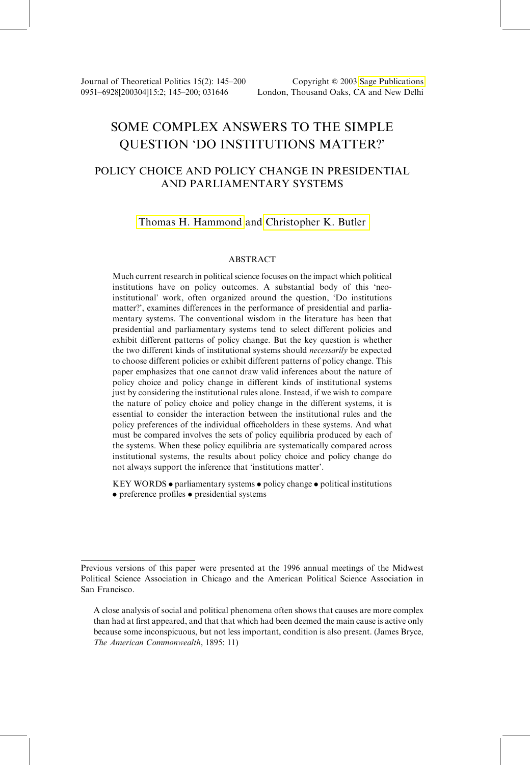# SOME COMPLEX ANSWERS TO THE SIMPLE QUESTION 'DO INSTITUTIONS MATTER?'

## POLICY CHOICE AND POLICY CHANGE IN PRESIDENTIAL AND PARLIAMENTARY SYSTEMS

Thomas H. Hammond and Christopher K. Butler

### ABSTRACT

Much current research in political science focuses on the impact which political institutions have on policy outcomes. A substantial body of this 'neo-institutional' work, often organized around the question, 'Do institutions matter?', examines differences in the performance of presidential and parliamentary systems. The conventional wisdom in the literature has been that presidential and parliamentary systems tend to select different policies and exhibit different patterns of policy change. But the key question is whether the two different kinds of institutional systems should *necessarily* be expected to choose different policies or exhibit different patterns of policy change. This paper emphasizes that one cannot draw valid inferences about the nature of policy choice and policy change in different kinds of institutional systems just by considering the institutional rules alone. Instead, if we wish to compare the nature of policy choice and policy change in the different systems, it is essential to consider the interaction between the institutional rules and the policy preferences of the individual officeholders in these systems. And what must be compared involves the sets of policy equilibria produced by each of the systems. When these policy equilibria are systematically compared across institutional systems, the results about policy choice and policy change do not always support the inference that 'institutions matter'.

KEY WORDS • parliamentary systems • policy change • political institutions • preference profiles • presidential systems

---

Previous versions of this paper were presented at the 1996 annual meetings of the Midwest Political Science Association in Chicago and the American Political Science Association in San Francisco.

> A close analysis of social and political phenomena often shows that causes are more complex than had at first appeared, and that that which had been deemed the main cause is active only because some inconspicuous, but not less important, condition is also present. (James Bryce, *The American Commonwealth*, 1895: 11)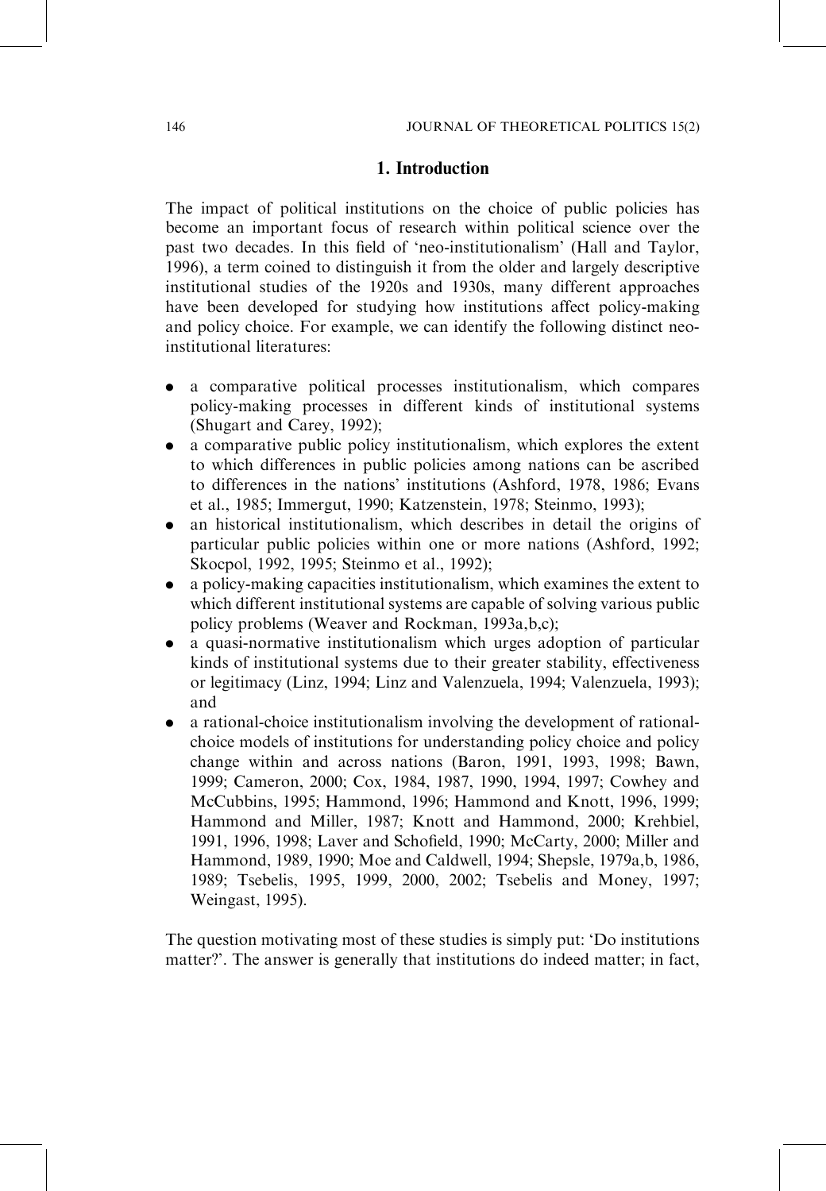## 1. Introduction

The impact of political institutions on the choice of public policies has become an important focus of research within political science over the past two decades. In this field of 'neo-institutionalism' (Hall and Taylor, 1996), a term coined to distinguish it from the older and largely descriptive institutional studies of the 1920s and 1930s, many different approaches have been developed for studying how institutions affect policy-making and policy choice. For example, we can identify the following distinct neo-institutional literatures:

- a comparative political processes institutionalism, which compares policy-making processes in different kinds of institutional systems (Shugart and Carey, 1992);
- a comparative public policy institutionalism, which explores the extent to which differences in public policies among nations can be ascribed to differences in the nations' institutions (Ashford, 1978, 1986; Evans et al., 1985; Immergut, 1990; Katzenstein, 1978; Steinmo, 1993);
- an historical institutionalism, which describes in detail the origins of particular public policies within one or more nations (Ashford, 1992; Skocpol, 1992, 1995; Steinmo et al., 1992);
- a policy-making capacities institutionalism, which examines the extent to which different institutional systems are capable of solving various public policy problems (Weaver and Rockman, 1993a,b,c);
- a quasi-normative institutionalism which urges adoption of particular kinds of institutional systems due to their greater stability, effectiveness or legitimacy (Linz, 1994; Linz and Valenzuela, 1994; Valenzuela, 1993); and
- a rational-choice institutionalism involving the development of rational-choice models of institutions for understanding policy choice and policy change within and across nations (Baron, 1991, 1993, 1998; Bawn, 1999; Cameron, 2000; Cox, 1984, 1987, 1990, 1994, 1997; Cowhey and McCubbins, 1995; Hammond, 1996; Hammond and Knott, 1996, 1999; Hammond and Miller, 1987; Knott and Hammond, 2000; Krehbiel, 1991, 1996, 1998; Laver and Schofield, 1990; McCarty, 2000; Miller and Hammond, 1989, 1990; Moe and Caldwell, 1994; Shepsle, 1979a,b, 1986, 1989; Tsebelis, 1995, 1999, 2000, 2002; Tsebelis and Money, 1997; Weingast, 1995).

The question motivating most of these studies is simply put: 'Do institutions matter?'. The answer is generally that institutions do indeed matter; in fact,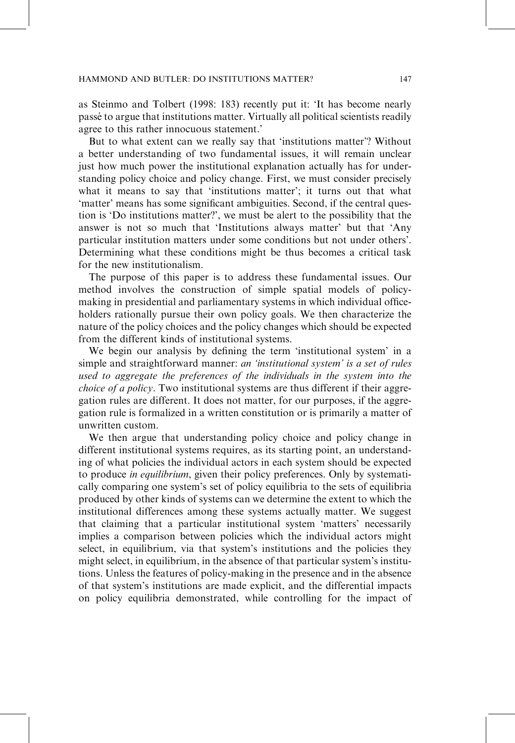as Steinmo and Tolbert (1998: 183) recently put it: 'It has become nearly passé to argue that institutions matter. Virtually all political scientists readily agree to this rather innocuous statement.'

But to what extent can we really say that 'institutions matter'? Without a better understanding of two fundamental issues, it will remain unclear just how much power the institutional explanation actually has for understanding policy choice and policy change. First, we must consider precisely what it means to say that 'institutions matter'; it turns out that what 'matter' means has some significant ambiguities. Second, if the central question is 'Do institutions matter?', we must be alert to the possibility that the answer is not so much that 'Institutions always matter' but that 'Any particular institution matters under some conditions but not under others'. Determining what these conditions might be thus becomes a critical task for the new institutionalism.

The purpose of this paper is to address these fundamental issues. Our method involves the construction of simple spatial models of policymaking in presidential and parliamentary systems in which individual officeholders rationally pursue their own policy goals. We then characterize the nature of the policy choices and the policy changes which should be expected from the different kinds of institutional systems.

We begin our analysis by defining the term 'institutional system' in a simple and straightforward manner: *an 'institutional system' is a set of rules used to aggregate the preferences of the individuals in the system into the choice of a policy*. Two institutional systems are thus different if their aggregation rules are different. It does not matter, for our purposes, if the aggregation rule is formalized in a written constitution or is primarily a matter of unwritten custom.

We then argue that understanding policy choice and policy change in different institutional systems requires, as its starting point, an understanding of what policies the individual actors in each system should be expected to produce *in equilibrium*, given their policy preferences. Only by systematically comparing one system's set of policy equilibria to the sets of equilibria produced by other kinds of systems can we determine the extent to which the institutional differences among these systems actually matter. We suggest that claiming that a particular institutional system 'matters' necessarily implies a comparison between policies which the individual actors might select, in equilibrium, via that system's institutions and the policies they might select, in equilibrium, in the absence of that particular system's institutions. Unless the features of policy-making in the presence and in the absence of that system's institutions are made explicit, and the differential impacts on policy equilibria demonstrated, while controlling for the impact of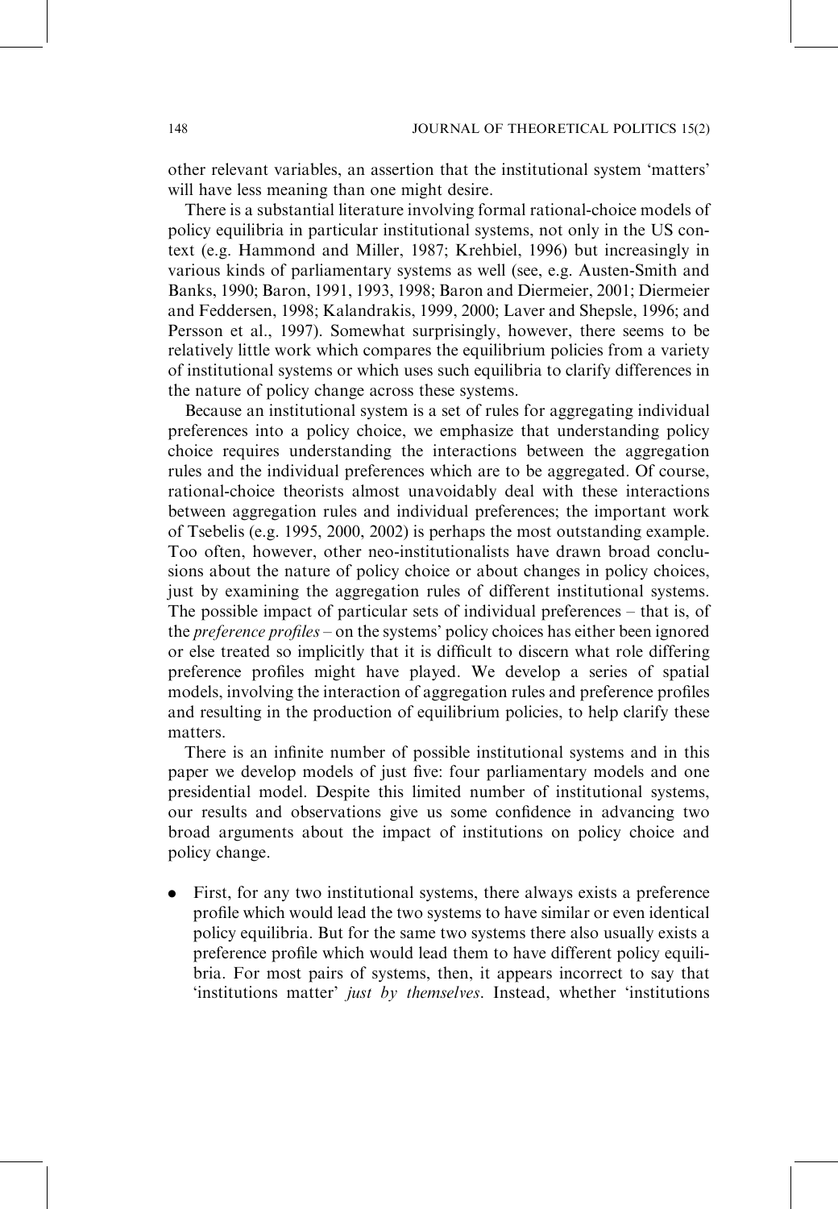other relevant variables, an assertion that the institutional system 'matters' will have less meaning than one might desire.

There is a substantial literature involving formal rational-choice models of policy equilibria in particular institutional systems, not only in the US context (e.g. Hammond and Miller, 1987; Krehbiel, 1996) but increasingly in various kinds of parliamentary systems as well (see, e.g. Austen-Smith and Banks, 1990; Baron, 1991, 1993, 1998; Baron and Diermeier, 2001; Diermeier and Feddersen, 1998; Kalandrakis, 1999, 2000; Laver and Shepsle, 1996; and Persson et al., 1997). Somewhat surprisingly, however, there seems to be relatively little work which compares the equilibrium policies from a variety of institutional systems or which uses such equilibria to clarify differences in the nature of policy change across these systems.

Because an institutional system is a set of rules for aggregating individual preferences into a policy choice, we emphasize that understanding policy choice requires understanding the interactions between the aggregation rules and the individual preferences which are to be aggregated. Of course, rational-choice theorists almost unavoidably deal with these interactions between aggregation rules and individual preferences; the important work of Tsebelis (e.g. 1995, 2000, 2002) is perhaps the most outstanding example. Too often, however, other neo-institutionalists have drawn broad conclusions about the nature of policy choice or about changes in policy choices, just by examining the aggregation rules of different institutional systems. The possible impact of particular sets of individual preferences – that is, of the *preference profiles* – on the systems' policy choices has either been ignored or else treated so implicitly that it is difficult to discern what role differing preference profiles might have played. We develop a series of spatial models, involving the interaction of aggregation rules and preference profiles and resulting in the production of equilibrium policies, to help clarify these matters.

There is an infinite number of possible institutional systems and in this paper we develop models of just five: four parliamentary models and one presidential model. Despite this limited number of institutional systems, our results and observations give us some confidence in advancing two broad arguments about the impact of institutions on policy choice and policy change.

- First, for any two institutional systems, there always exists a preference profile which would lead the two systems to have similar or even identical policy equilibria. But for the same two systems there also usually exists a preference profile which would lead them to have different policy equilibria. For most pairs of systems, then, it appears incorrect to say that 'institutions matter' *just by themselves*. Instead, whether 'institutions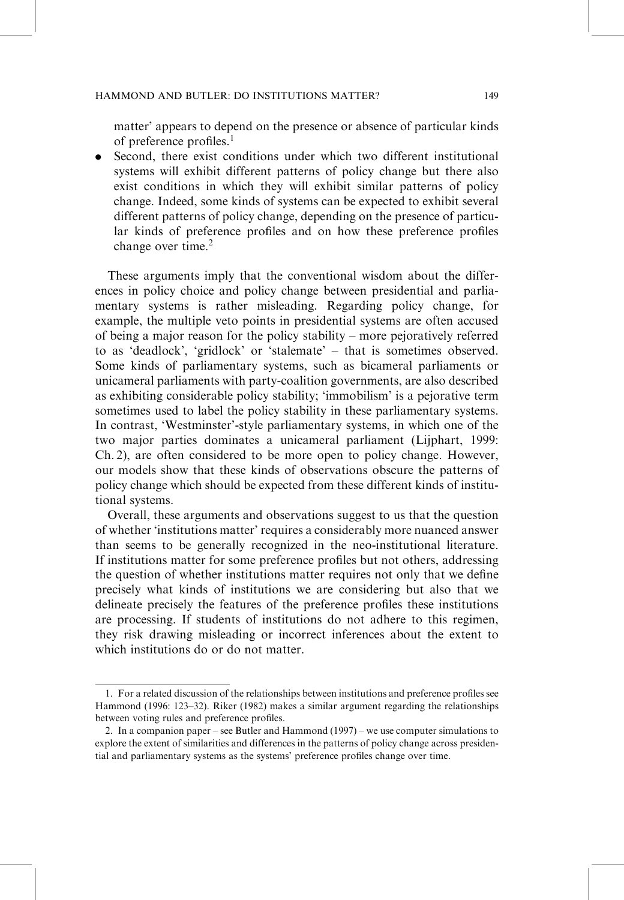matter' appears to depend on the presence or absence of particular kinds of preference profiles.[1]

- Second, there exist conditions under which two different institutional systems will exhibit different patterns of policy change but there also exist conditions in which they will exhibit similar patterns of policy change. Indeed, some kinds of systems can be expected to exhibit several different patterns of policy change, depending on the presence of particular kinds of preference profiles and on how these preference profiles change over time.[2]

These arguments imply that the conventional wisdom about the differences in policy choice and policy change between presidential and parliamentary systems is rather misleading. Regarding policy change, for example, the multiple veto points in presidential systems are often accused of being a major reason for the policy stability – more pejoratively referred to as 'deadlock', 'gridlock' or 'stalemate' – that is sometimes observed. Some kinds of parliamentary systems, such as bicameral parliaments or unicameral parliaments with party-coalition governments, are also described as exhibiting considerable policy stability; 'immobilism' is a pejorative term sometimes used to label the policy stability in these parliamentary systems. In contrast, 'Westminster'-style parliamentary systems, in which one of the two major parties dominates a unicameral parliament (Lijphart, 1999: Ch. 2), are often considered to be more open to policy change. However, our models show that these kinds of observations obscure the patterns of policy change which should be expected from these different kinds of institutional systems.

Overall, these arguments and observations suggest to us that the question of whether 'institutions matter' requires a considerably more nuanced answer than seems to be generally recognized in the neo-institutional literature. If institutions matter for some preference profiles but not others, addressing the question of whether institutions matter requires not only that we define precisely what kinds of institutions we are considering but also that we delineate precisely the features of the preference profiles these institutions are processing. If students of institutions do not adhere to this regimen, they risk drawing misleading or incorrect inferences about the extent to which institutions do or do not matter.

---

1. For a related discussion of the relationships between institutions and preference profiles see Hammond (1996: 123–32). Riker (1982) makes a similar argument regarding the relationships between voting rules and preference profiles.

2. In a companion paper – see Butler and Hammond (1997) – we use computer simulations to explore the extent of similarities and differences in the patterns of policy change across presidential and parliamentary systems as the systems' preference profiles change over time.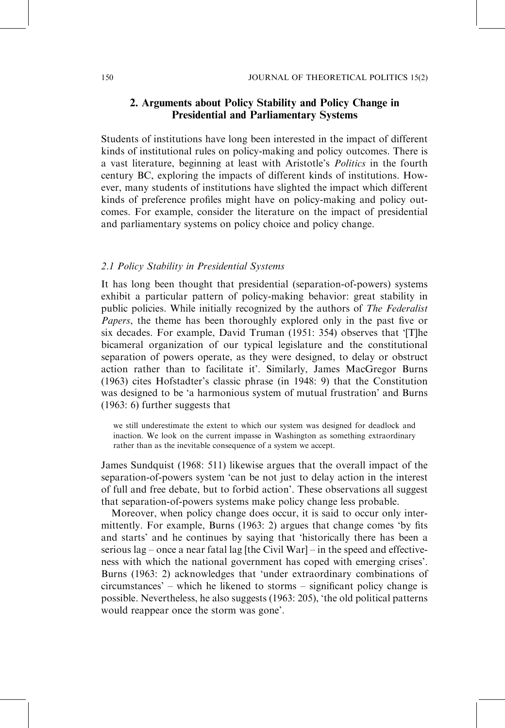## 2. Arguments about Policy Stability and Policy Change in Presidential and Parliamentary Systems

Students of institutions have long been interested in the impact of different kinds of institutional rules on policy-making and policy outcomes. There is a vast literature, beginning at least with Aristotle's *Politics* in the fourth century BC, exploring the impacts of different kinds of institutions. However, many students of institutions have slighted the impact which different kinds of preference profiles might have on policy-making and policy outcomes. For example, consider the literature on the impact of presidential and parliamentary systems on policy choice and policy change.

### *2.1 Policy Stability in Presidential Systems*

It has long been thought that presidential (separation-of-powers) systems exhibit a particular pattern of policy-making behavior: great stability in public policies. While initially recognized by the authors of *The Federalist Papers*, the theme has been thoroughly explored only in the past five or six decades. For example, David Truman (1951: 354) observes that '[T]he bicameral organization of our typical legislature and the constitutional separation of powers operate, as they were designed, to delay or obstruct action rather than to facilitate it'. Similarly, James MacGregor Burns (1963) cites Hofstadter's classic phrase (in 1948: 9) that the Constitution was designed to be 'a harmonious system of mutual frustration' and Burns (1963: 6) further suggests that

> we still underestimate the extent to which our system was designed for deadlock and inaction. We look on the current impasse in Washington as something extraordinary rather than as the inevitable consequence of a system we accept.

James Sundquist (1968: 511) likewise argues that the overall impact of the separation-of-powers system 'can be not just to delay action in the interest of full and free debate, but to forbid action'. These observations all suggest that separation-of-powers systems make policy change less probable.

Moreover, when policy change does occur, it is said to occur only intermittently. For example, Burns (1963: 2) argues that change comes 'by fits and starts' and he continues by saying that 'historically there has been a serious lag – once a near fatal lag [the Civil War] – in the speed and effectiveness with which the national government has coped with emerging crises'. Burns (1963: 2) acknowledges that 'under extraordinary combinations of circumstances' – which he likened to storms – significant policy change is possible. Nevertheless, he also suggests (1963: 205), 'the old political patterns would reappear once the storm was gone'.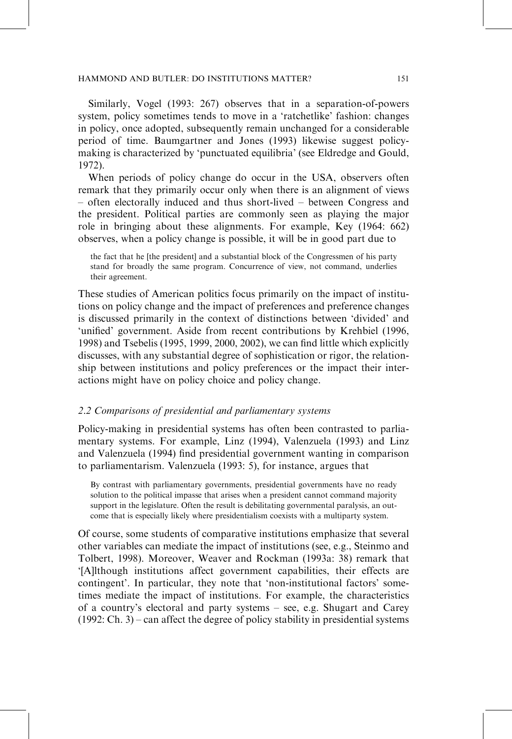Similarly, Vogel (1993: 267) observes that in a separation-of-powers system, policy sometimes tends to move in a 'ratchetlike' fashion: changes in policy, once adopted, subsequently remain unchanged for a considerable period of time. Baumgartner and Jones (1993) likewise suggest policy-making is characterized by 'punctuated equilibria' (see Eldredge and Gould, 1972).

When periods of policy change do occur in the USA, observers often remark that they primarily occur only when there is an alignment of views – often electorally induced and thus short-lived – between Congress and the president. Political parties are commonly seen as playing the major role in bringing about these alignments. For example, Key (1964: 662) observes, when a policy change is possible, it will be in good part due to

> the fact that he [the president] and a substantial block of the Congressmen of his party stand for broadly the same program. Concurrence of view, not command, underlies their agreement.

These studies of American politics focus primarily on the impact of institutions on policy change and the impact of preferences and preference changes is discussed primarily in the context of distinctions between 'divided' and 'unified' government. Aside from recent contributions by Krehbiel (1996, 1998) and Tsebelis (1995, 1999, 2000, 2002), we can find little which explicitly discusses, with any substantial degree of sophistication or rigor, the relationship between institutions and policy preferences or the impact their interactions might have on policy choice and policy change.

### *2.2 Comparisons of presidential and parliamentary systems*

Policy-making in presidential systems has often been contrasted to parliamentary systems. For example, Linz (1994), Valenzuela (1993) and Linz and Valenzuela (1994) find presidential government wanting in comparison to parliamentarism. Valenzuela (1993: 5), for instance, argues that

> By contrast with parliamentary governments, presidential governments have no ready solution to the political impasse that arises when a president cannot command majority support in the legislature. Often the result is debilitating governmental paralysis, an outcome that is especially likely where presidentialism coexists with a multiparty system.

Of course, some students of comparative institutions emphasize that several other variables can mediate the impact of institutions (see, e.g., Steinmo and Tolbert, 1998). Moreover, Weaver and Rockman (1993a: 38) remark that '[A]lthough institutions affect government capabilities, their effects are contingent'. In particular, they note that 'non-institutional factors' sometimes mediate the impact of institutions. For example, the characteristics of a country's electoral and party systems – see, e.g. Shugart and Carey (1992: Ch. 3) – can affect the degree of policy stability in presidential systems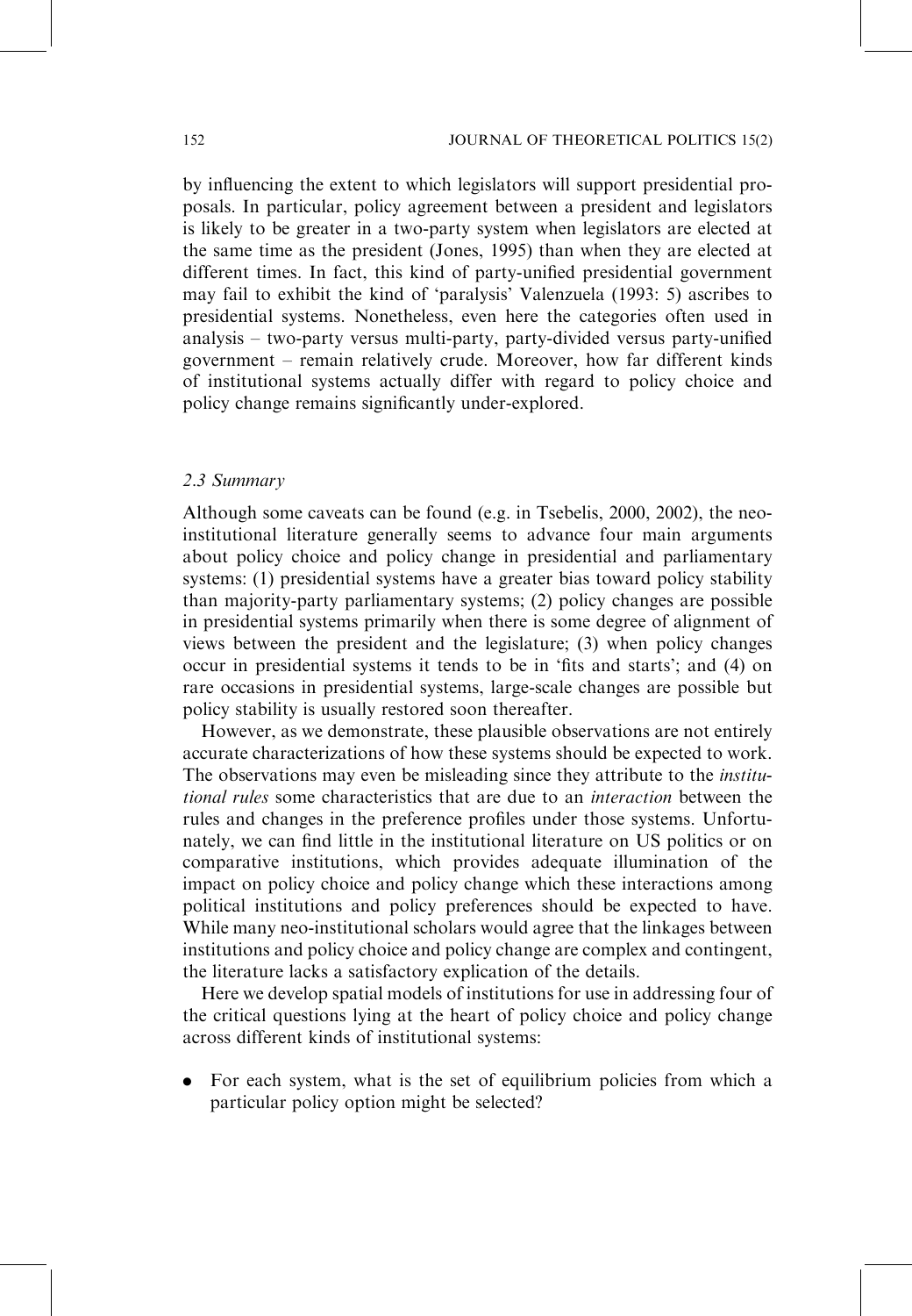by influencing the extent to which legislators will support presidential proposals. In particular, policy agreement between a president and legislators is likely to be greater in a two-party system when legislators are elected at the same time as the president (Jones, 1995) than when they are elected at different times. In fact, this kind of party-unified presidential government may fail to exhibit the kind of 'paralysis' Valenzuela (1993: 5) ascribes to presidential systems. Nonetheless, even here the categories often used in analysis – two-party versus multi-party, party-divided versus party-unified government – remain relatively crude. Moreover, how far different kinds of institutional systems actually differ with regard to policy choice and policy change remains significantly under-explored.

### *2.3 Summary*

Although some caveats can be found (e.g. in Tsebelis, 2000, 2002), the neo-institutional literature generally seems to advance four main arguments about policy choice and policy change in presidential and parliamentary systems: (1) presidential systems have a greater bias toward policy stability than majority-party parliamentary systems; (2) policy changes are possible in presidential systems primarily when there is some degree of alignment of views between the president and the legislature; (3) when policy changes occur in presidential systems it tends to be in 'fits and starts'; and (4) on rare occasions in presidential systems, large-scale changes are possible but policy stability is usually restored soon thereafter.

However, as we demonstrate, these plausible observations are not entirely accurate characterizations of how these systems should be expected to work. The observations may even be misleading since they attribute to the *institutional rules* some characteristics that are due to an *interaction* between the rules and changes in the preference profiles under those systems. Unfortunately, we can find little in the institutional literature on US politics or on comparative institutions, which provides adequate illumination of the impact on policy choice and policy change which these interactions among political institutions and policy preferences should be expected to have. While many neo-institutional scholars would agree that the linkages between institutions and policy choice and policy change are complex and contingent, the literature lacks a satisfactory explication of the details.

Here we develop spatial models of institutions for use in addressing four of the critical questions lying at the heart of policy choice and policy change across different kinds of institutional systems:

- For each system, what is the set of equilibrium policies from which a particular policy option might be selected?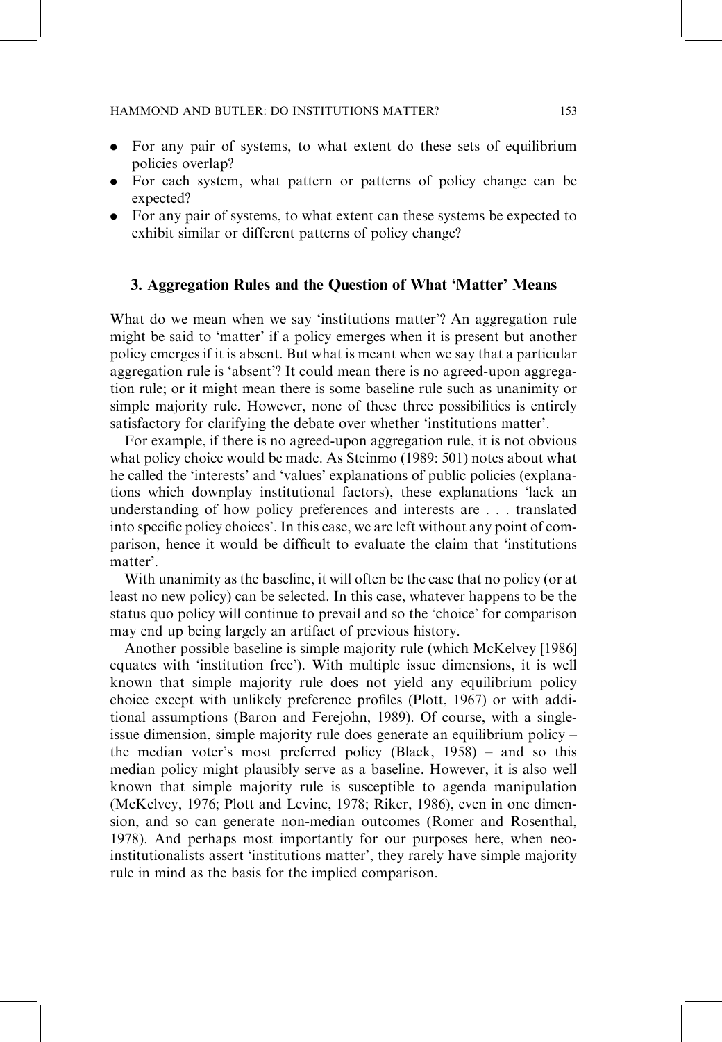- For any pair of systems, to what extent do these sets of equilibrium policies overlap?
- For each system, what pattern or patterns of policy change can be expected?
- For any pair of systems, to what extent can these systems be expected to exhibit similar or different patterns of policy change?

## 3. Aggregation Rules and the Question of What 'Matter' Means

What do we mean when we say 'institutions matter'? An aggregation rule might be said to 'matter' if a policy emerges when it is present but another policy emerges if it is absent. But what is meant when we say that a particular aggregation rule is 'absent'? It could mean there is no agreed-upon aggregation rule; or it might mean there is some baseline rule such as unanimity or simple majority rule. However, none of these three possibilities is entirely satisfactory for clarifying the debate over whether 'institutions matter'.

For example, if there is no agreed-upon aggregation rule, it is not obvious what policy choice would be made. As Steinmo (1989: 501) notes about what he called the 'interests' and 'values' explanations of public policies (explanations which downplay institutional factors), these explanations 'lack an understanding of how policy preferences and interests are . . . translated into specific policy choices'. In this case, we are left without any point of comparison, hence it would be difficult to evaluate the claim that 'institutions matter'.

With unanimity as the baseline, it will often be the case that no policy (or at least no new policy) can be selected. In this case, whatever happens to be the status quo policy will continue to prevail and so the 'choice' for comparison may end up being largely an artifact of previous history.

Another possible baseline is simple majority rule (which McKelvey [1986] equates with 'institution free'). With multiple issue dimensions, it is well known that simple majority rule does not yield any equilibrium policy choice except with unlikely preference profiles (Plott, 1967) or with additional assumptions (Baron and Ferejohn, 1989). Of course, with a single-issue dimension, simple majority rule does generate an equilibrium policy – the median voter's most preferred policy (Black, 1958) – and so this median policy might plausibly serve as a baseline. However, it is also well known that simple majority rule is susceptible to agenda manipulation (McKelvey, 1976; Plott and Levine, 1978; Riker, 1986), even in one dimension, and so can generate non-median outcomes (Romer and Rosenthal, 1978). And perhaps most importantly for our purposes here, when neo-institutionalists assert 'institutions matter', they rarely have simple majority rule in mind as the basis for the implied comparison.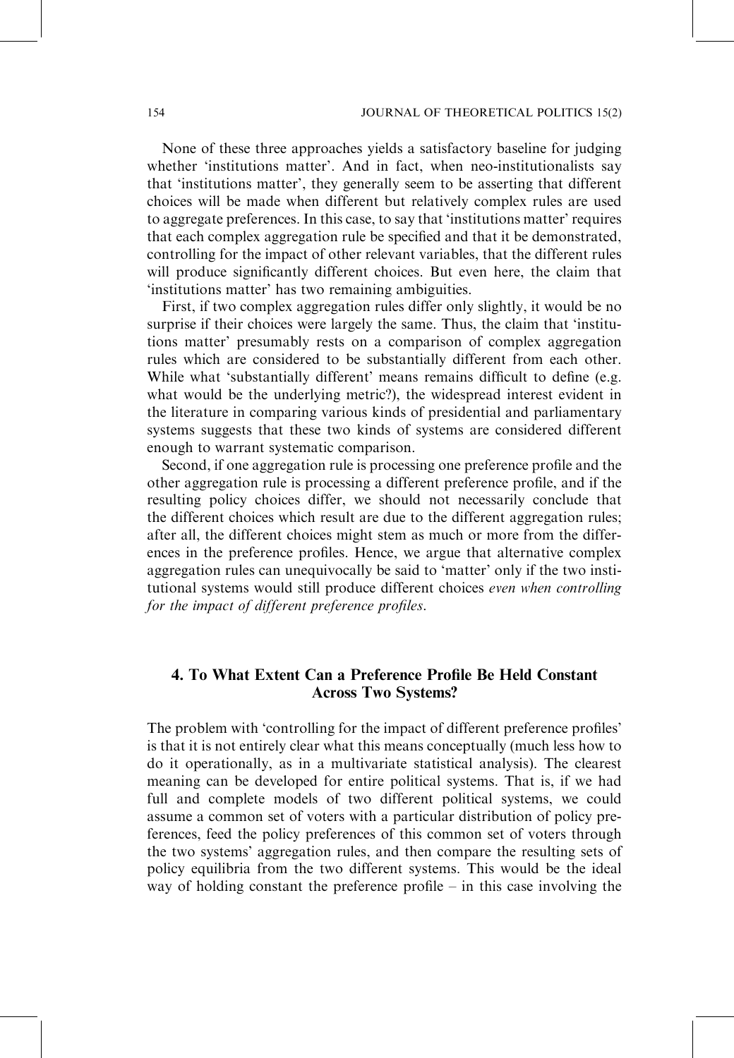None of these three approaches yields a satisfactory baseline for judging whether 'institutions matter'. And in fact, when neo-institutionalists say that 'institutions matter', they generally seem to be asserting that different choices will be made when different but relatively complex rules are used to aggregate preferences. In this case, to say that 'institutions matter' requires that each complex aggregation rule be specified and that it be demonstrated, controlling for the impact of other relevant variables, that the different rules will produce significantly different choices. But even here, the claim that 'institutions matter' has two remaining ambiguities.

First, if two complex aggregation rules differ only slightly, it would be no surprise if their choices were largely the same. Thus, the claim that 'institutions matter' presumably rests on a comparison of complex aggregation rules which are considered to be substantially different from each other. While what 'substantially different' means remains difficult to define (e.g. what would be the underlying metric?), the widespread interest evident in the literature in comparing various kinds of presidential and parliamentary systems suggests that these two kinds of systems are considered different enough to warrant systematic comparison.

Second, if one aggregation rule is processing one preference profile and the other aggregation rule is processing a different preference profile, and if the resulting policy choices differ, we should not necessarily conclude that the different choices which result are due to the different aggregation rules; after all, the different choices might stem as much or more from the differences in the preference profiles. Hence, we argue that alternative complex aggregation rules can unequivocally be said to 'matter' only if the two institutional systems would still produce different choices *even when controlling for the impact of different preference profiles*.

## 4. To What Extent Can a Preference Profile Be Held Constant Across Two Systems?

The problem with 'controlling for the impact of different preference profiles' is that it is not entirely clear what this means conceptually (much less how to do it operationally, as in a multivariate statistical analysis). The clearest meaning can be developed for entire political systems. That is, if we had full and complete models of two different political systems, we could assume a common set of voters with a particular distribution of policy preferences, feed the policy preferences of this common set of voters through the two systems' aggregation rules, and then compare the resulting sets of policy equilibria from the two different systems. This would be the ideal way of holding constant the preference profile – in this case involving the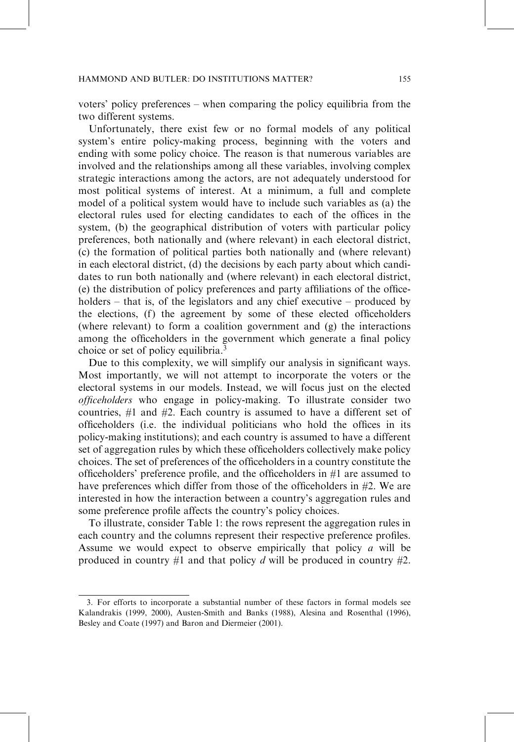voters' policy preferences – when comparing the policy equilibria from the two different systems.

Unfortunately, there exist few or no formal models of any political system's entire policy-making process, beginning with the voters and ending with some policy choice. The reason is that numerous variables are involved and the relationships among all these variables, involving complex strategic interactions among the actors, are not adequately understood for most political systems of interest. At a minimum, a full and complete model of a political system would have to include such variables as (a) the electoral rules used for electing candidates to each of the offices in the system, (b) the geographical distribution of voters with particular policy preferences, both nationally and (where relevant) in each electoral district, (c) the formation of political parties both nationally and (where relevant) in each electoral district, (d) the decisions by each party about which candidates to run both nationally and (where relevant) in each electoral district, (e) the distribution of policy preferences and party affiliations of the officeholders – that is, of the legislators and any chief executive – produced by the elections, (f) the agreement by some of these elected officeholders (where relevant) to form a coalition government and (g) the interactions among the officeholders in the government which generate a final policy choice or set of policy equilibria.[3]

Due to this complexity, we will simplify our analysis in significant ways. Most importantly, we will not attempt to incorporate the voters or the electoral systems in our models. Instead, we will focus just on the elected *officeholders* who engage in policy-making. To illustrate consider two countries, #1 and #2. Each country is assumed to have a different set of officeholders (i.e. the individual politicians who hold the offices in its policy-making institutions); and each country is assumed to have a different set of aggregation rules by which these officeholders collectively make policy choices. The set of preferences of the officeholders in a country constitute the officeholders' preference profile, and the officeholders in #1 are assumed to have preferences which differ from those of the officeholders in #2. We are interested in how the interaction between a country's aggregation rules and some preference profile affects the country's policy choices.

To illustrate, consider Table 1: the rows represent the aggregation rules in each country and the columns represent their respective preference profiles. Assume we would expect to observe empirically that policy *a* will be produced in country #1 and that policy *d* will be produced in country #2.

3. For efforts to incorporate a substantial number of these factors in formal models see Kalandrakis (1999, 2000), Austen-Smith and Banks (1988), Alesina and Rosenthal (1996), Besley and Coate (1997) and Baron and Diermeier (2001).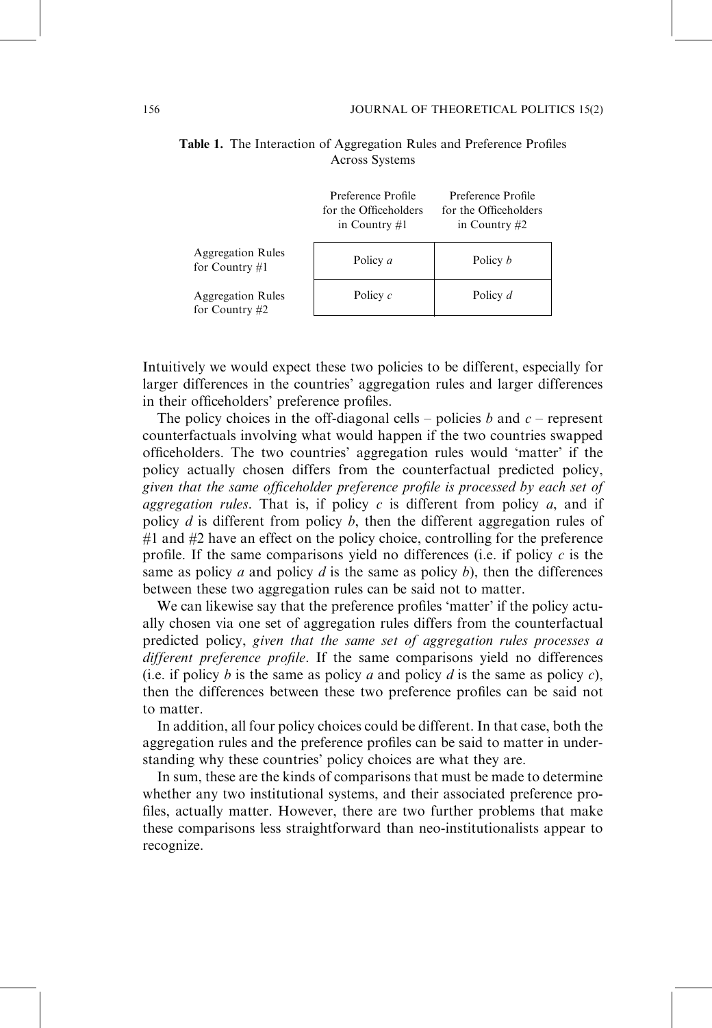**Table 1.** The Interaction of Aggregation Rules and Preference Profiles Across Systems

| | Preference Profile for the Officeholders in Country #1 | Preference Profile for the Officeholders in Country #2 |
|---|---|---|
| Aggregation Rules for Country #1 | Policy *a* | Policy *b* |
| Aggregation Rules for Country #2 | Policy *c* | Policy *d* |

Intuitively we would expect these two policies to be different, especially for larger differences in the countries' aggregation rules and larger differences in their officeholders' preference profiles.

The policy choices in the off-diagonal cells – policies *b* and *c* – represent counterfactuals involving what would happen if the two countries swapped officeholders. The two countries' aggregation rules would 'matter' if the policy actually chosen differs from the counterfactual predicted policy, *given that the same officeholder preference profile is processed by each set of aggregation rules*. That is, if policy *c* is different from policy *a*, and if policy *d* is different from policy *b*, then the different aggregation rules of #1 and #2 have an effect on the policy choice, controlling for the preference profile. If the same comparisons yield no differences (i.e. if policy *c* is the same as policy *a* and policy *d* is the same as policy *b*), then the differences between these two aggregation rules can be said not to matter.

We can likewise say that the preference profiles 'matter' if the policy actually chosen via one set of aggregation rules differs from the counterfactual predicted policy, *given that the same set of aggregation rules processes a different preference profile*. If the same comparisons yield no differences (i.e. if policy *b* is the same as policy *a* and policy *d* is the same as policy *c*), then the differences between these two preference profiles can be said not to matter.

In addition, all four policy choices could be different. In that case, both the aggregation rules and the preference profiles can be said to matter in understanding why these countries' policy choices are what they are.

In sum, these are the kinds of comparisons that must be made to determine whether any two institutional systems, and their associated preference profiles, actually matter. However, there are two further problems that make these comparisons less straightforward than neo-institutionalists appear to recognize.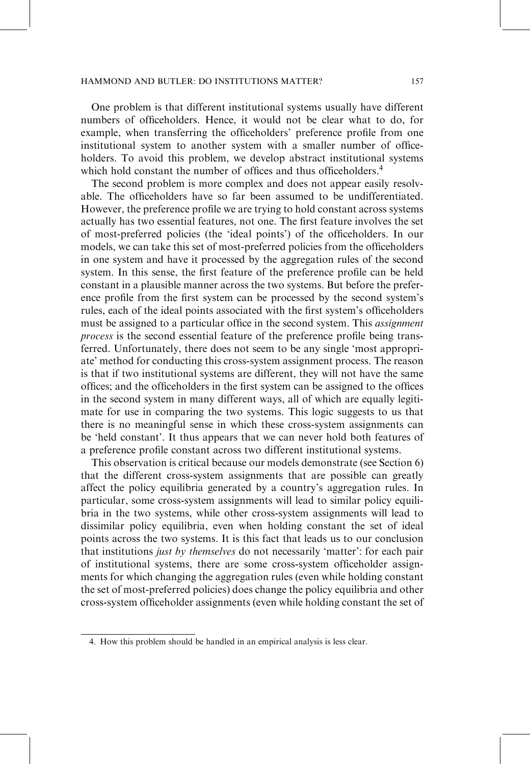One problem is that different institutional systems usually have different numbers of officeholders. Hence, it would not be clear what to do, for example, when transferring the officeholders' preference profile from one institutional system to another system with a smaller number of officeholders. To avoid this problem, we develop abstract institutional systems which hold constant the number of offices and thus officeholders.[4]

The second problem is more complex and does not appear easily resolvable. The officeholders have so far been assumed to be undifferentiated. However, the preference profile we are trying to hold constant across systems actually has two essential features, not one. The first feature involves the set of most-preferred policies (the 'ideal points') of the officeholders. In our models, we can take this set of most-preferred policies from the officeholders in one system and have it processed by the aggregation rules of the second system. In this sense, the first feature of the preference profile can be held constant in a plausible manner across the two systems. But before the preference profile from the first system can be processed by the second system's rules, each of the ideal points associated with the first system's officeholders must be assigned to a particular office in the second system. This *assignment process* is the second essential feature of the preference profile being transferred. Unfortunately, there does not seem to be any single 'most appropriate' method for conducting this cross-system assignment process. The reason is that if two institutional systems are different, they will not have the same offices; and the officeholders in the first system can be assigned to the offices in the second system in many different ways, all of which are equally legitimate for use in comparing the two systems. This logic suggests to us that there is no meaningful sense in which these cross-system assignments can be 'held constant'. It thus appears that we can never hold both features of a preference profile constant across two different institutional systems.

This observation is critical because our models demonstrate (see Section 6) that the different cross-system assignments that are possible can greatly affect the policy equilibria generated by a country's aggregation rules. In particular, some cross-system assignments will lead to similar policy equilibria in the two systems, while other cross-system assignments will lead to dissimilar policy equilibria, even when holding constant the set of ideal points across the two systems. It is this fact that leads us to our conclusion that institutions *just by themselves* do not necessarily 'matter': for each pair of institutional systems, there are some cross-system officeholder assignments for which changing the aggregation rules (even while holding constant the set of most-preferred policies) does change the policy equilibria and other cross-system officeholder assignments (even while holding constant the set of

4. How this problem should be handled in an empirical analysis is less clear.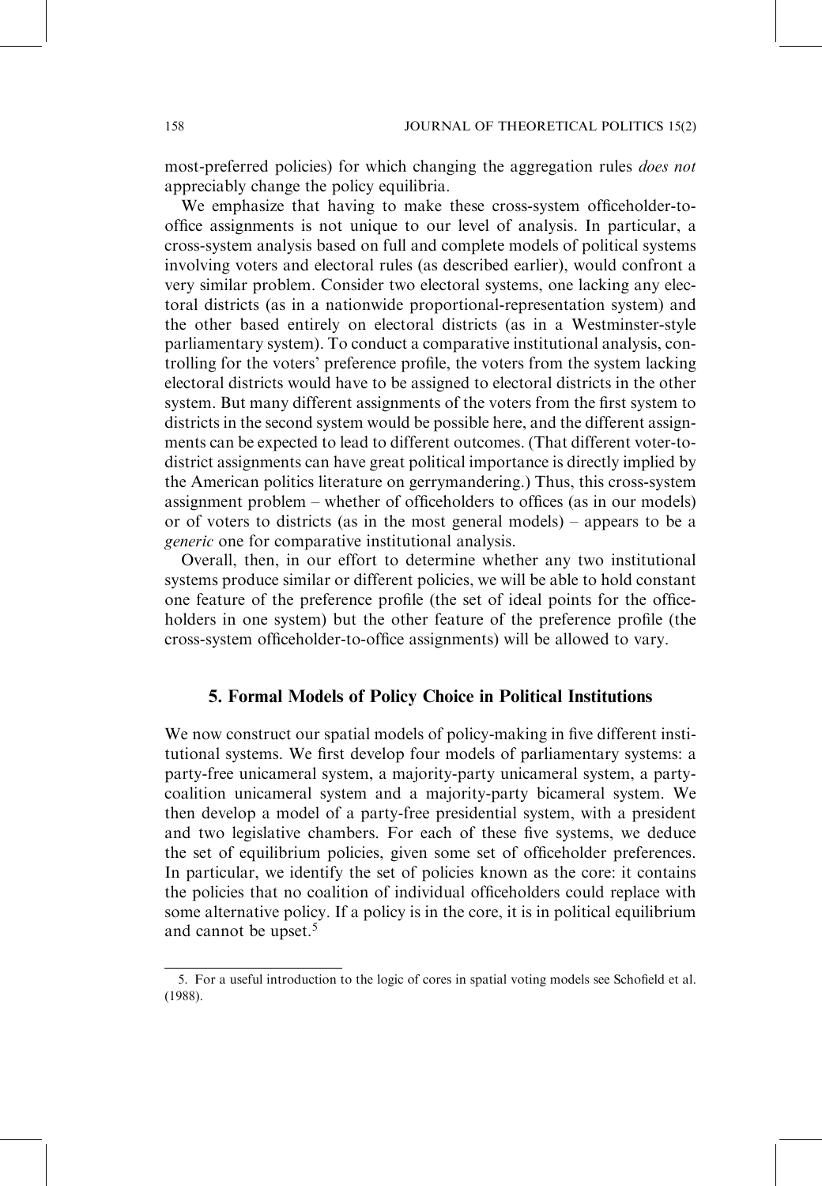most-preferred policies) for which changing the aggregation rules *does not* appreciably change the policy equilibria.

We emphasize that having to make these cross-system officeholder-to-office assignments is not unique to our level of analysis. In particular, a cross-system analysis based on full and complete models of political systems involving voters and electoral rules (as described earlier), would confront a very similar problem. Consider two electoral systems, one lacking any electoral districts (as in a nationwide proportional-representation system) and the other based entirely on electoral districts (as in a Westminster-style parliamentary system). To conduct a comparative institutional analysis, controlling for the voters' preference profile, the voters from the system lacking electoral districts would have to be assigned to electoral districts in the other system. But many different assignments of the voters from the first system to districts in the second system would be possible here, and the different assignments can be expected to lead to different outcomes. (That different voter-to-district assignments can have great political importance is directly implied by the American politics literature on gerrymandering.) Thus, this cross-system assignment problem – whether of officeholders to offices (as in our models) or of voters to districts (as in the most general models) – appears to be a *generic* one for comparative institutional analysis.

Overall, then, in our effort to determine whether any two institutional systems produce similar or different policies, we will be able to hold constant one feature of the preference profile (the set of ideal points for the officeholders in one system) but the other feature of the preference profile (the cross-system officeholder-to-office assignments) will be allowed to vary.

## 5. Formal Models of Policy Choice in Political Institutions

We now construct our spatial models of policy-making in five different institutional systems. We first develop four models of parliamentary systems: a party-free unicameral system, a majority-party unicameral system, a party-coalition unicameral system and a majority-party bicameral system. We then develop a model of a party-free presidential system, with a president and two legislative chambers. For each of these five systems, we deduce the set of equilibrium policies, given some set of officeholder preferences. In particular, we identify the set of policies known as the core: it contains the policies that no coalition of individual officeholders could replace with some alternative policy. If a policy is in the core, it is in political equilibrium and cannot be upset.[5]

5. For a useful introduction to the logic of cores in spatial voting models see Schofield et al. (1988).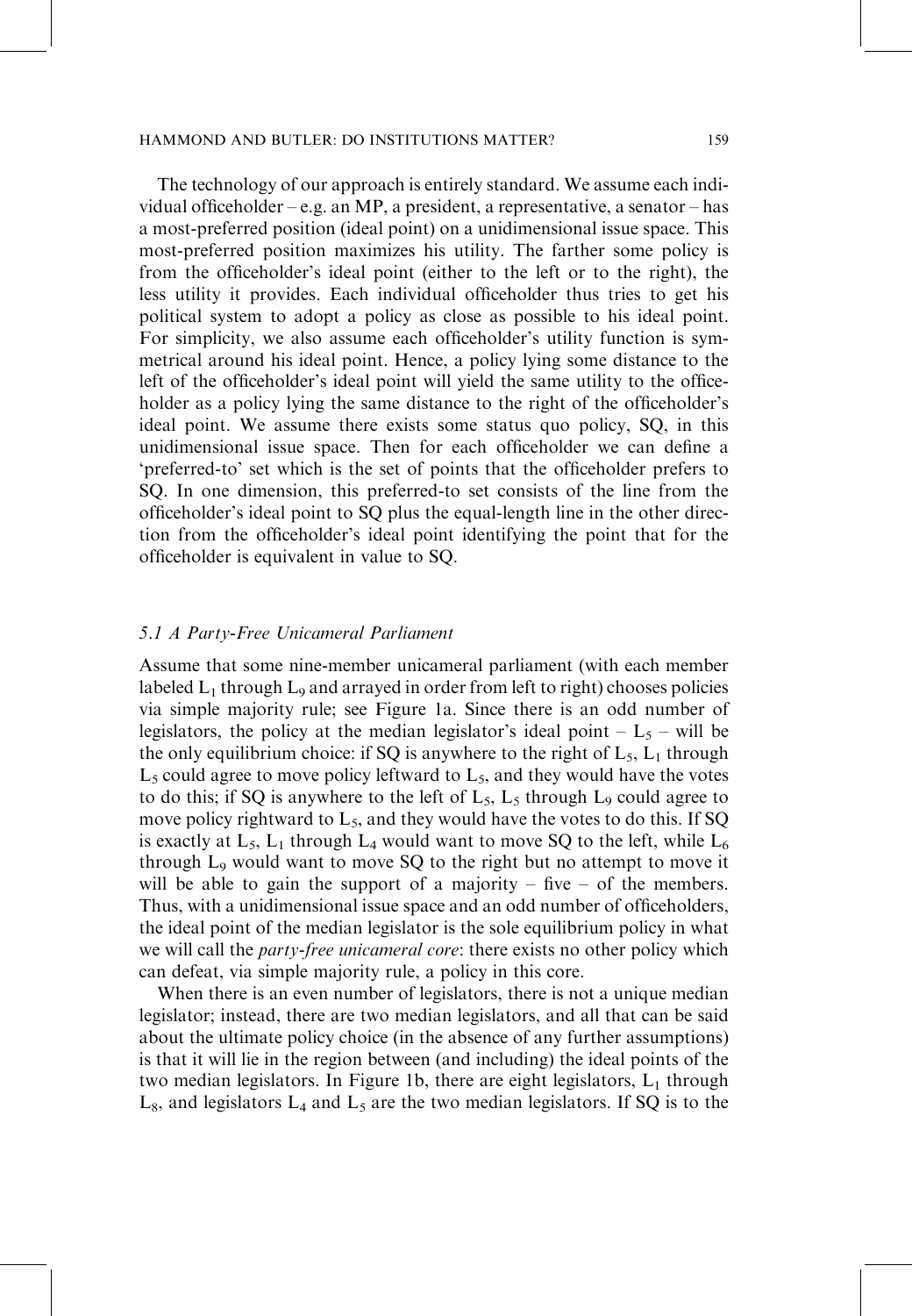The technology of our approach is entirely standard. We assume each individual officeholder – e.g. an MP, a president, a representative, a senator – has a most-preferred position (ideal point) on a unidimensional issue space. This most-preferred position maximizes his utility. The farther some policy is from the officeholder's ideal point (either to the left or to the right), the less utility it provides. Each individual officeholder thus tries to get his political system to adopt a policy as close as possible to his ideal point. For simplicity, we also assume each officeholder's utility function is symmetrical around his ideal point. Hence, a policy lying some distance to the left of the officeholder's ideal point will yield the same utility to the officeholder as a policy lying the same distance to the right of the officeholder's ideal point. We assume there exists some status quo policy, SQ, in this unidimensional issue space. Then for each officeholder we can define a 'preferred-to' set which is the set of points that the officeholder prefers to SQ. In one dimension, this preferred-to set consists of the line from the officeholder's ideal point to SQ plus the equal-length line in the other direction from the officeholder's ideal point identifying the point that for the officeholder is equivalent in value to SQ.

### *5.1 A Party-Free Unicameral Parliament*

Assume that some nine-member unicameral parliament (with each member labeled $L_1$ through $L_9$ and arrayed in order from left to right) chooses policies via simple majority rule; see Figure 1a. Since there is an odd number of legislators, the policy at the median legislator's ideal point – $L_5$ – will be the only equilibrium choice: if SQ is anywhere to the right of $L_5$, $L_1$ through $L_5$ could agree to move policy leftward to $L_5$, and they would have the votes to do this; if SQ is anywhere to the left of $L_5$, $L_5$ through $L_9$ could agree to move policy rightward to $L_5$, and they would have the votes to do this. If SQ is exactly at $L_5$, $L_1$ through $L_4$ would want to move SQ to the left, while $L_6$ through $L_9$ would want to move SQ to the right but no attempt to move it will be able to gain the support of a majority – five – of the members. Thus, with a unidimensional issue space and an odd number of officeholders, the ideal point of the median legislator is the sole equilibrium policy in what we will call the *party-free unicameral core*: there exists no other policy which can defeat, via simple majority rule, a policy in this core.

When there is an even number of legislators, there is not a unique median legislator; instead, there are two median legislators, and all that can be said about the ultimate policy choice (in the absence of any further assumptions) is that it will lie in the region between (and including) the ideal points of the two median legislators. In Figure 1b, there are eight legislators, $L_1$ through $L_8$, and legislators $L_4$ and $L_5$ are the two median legislators. If SQ is to the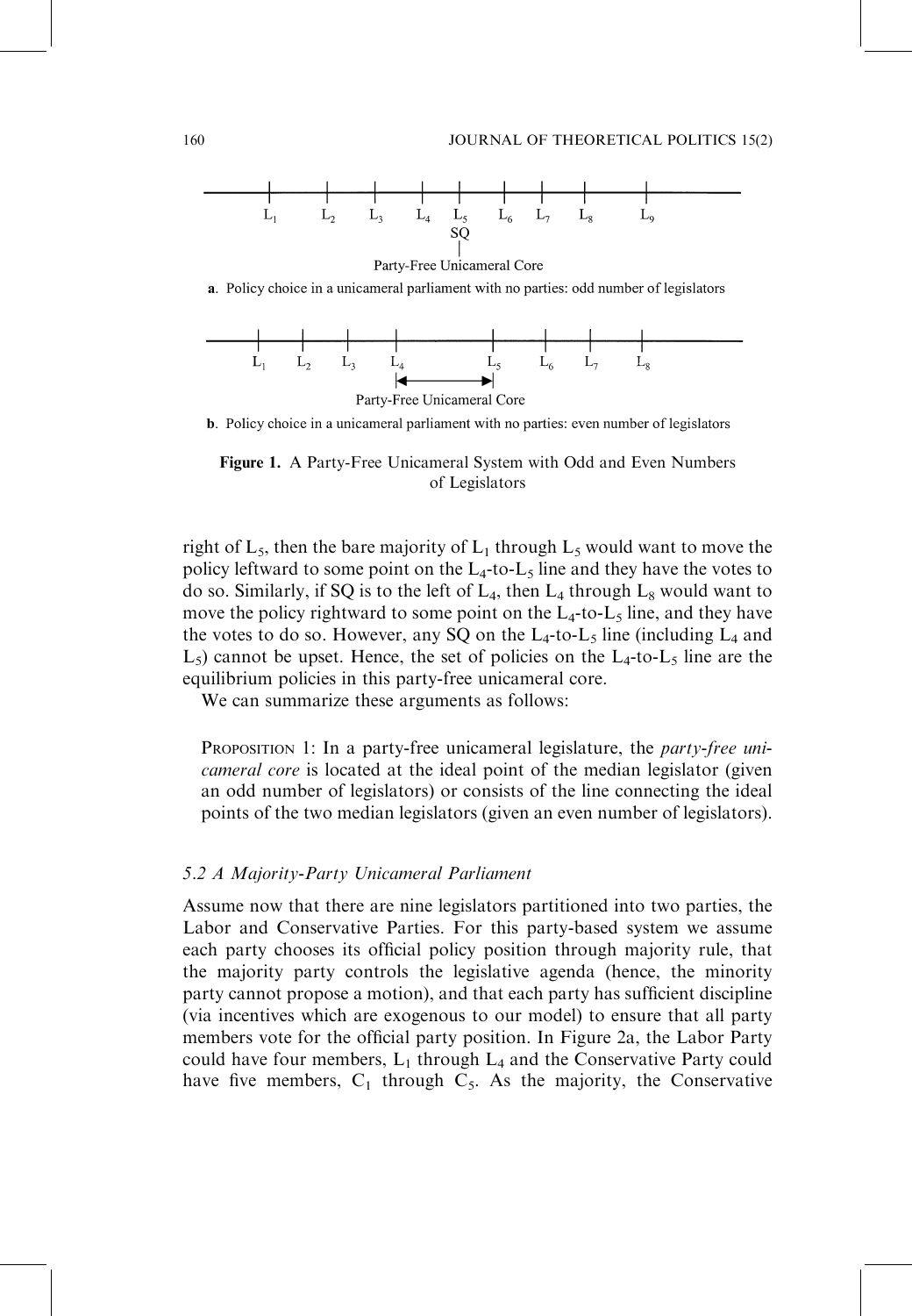$L_1$ $L_2$ $L_3$ $L_4$ $L_5$ $L_6$ $L_7$ $L_8$ $L_9$

SQ

Party-Free Unicameral Core

**a**. Policy choice in a unicameral parliament with no parties: odd number of legislators

$L_1$ $L_2$ $L_3$ $L_4$ $L_5$ $L_6$ $L_7$ $L_8$

Party-Free Unicameral Core

**b**. Policy choice in a unicameral parliament with no parties: even number of legislators

**Figure 1.** A Party-Free Unicameral System with Odd and Even Numbers of Legislators

right of $L_5$, then the bare majority of $L_1$ through $L_5$ would want to move the policy leftward to some point on the $L_4$-to-$L_5$ line and they have the votes to do so. Similarly, if SQ is to the left of $L_4$, then $L_4$ through $L_8$ would want to move the policy rightward to some point on the $L_4$-to-$L_5$ line, and they have the votes to do so. However, any SQ on the $L_4$-to-$L_5$ line (including $L_4$ and $L_5$) cannot be upset. Hence, the set of policies on the $L_4$-to-$L_5$ line are the equilibrium policies in this party-free unicameral core.

We can summarize these arguments as follows:

PROPOSITION 1: In a party-free unicameral legislature, the *party-free unicameral core* is located at the ideal point of the median legislator (given an odd number of legislators) or consists of the line connecting the ideal points of the two median legislators (given an even number of legislators).

### *5.2 A Majority-Party Unicameral Parliament*

Assume now that there are nine legislators partitioned into two parties, the Labor and Conservative Parties. For this party-based system we assume each party chooses its official policy position through majority rule, that the majority party controls the legislative agenda (hence, the minority party cannot propose a motion), and that each party has sufficient discipline (via incentives which are exogenous to our model) to ensure that all party members vote for the official party position. In Figure 2a, the Labor Party could have four members, $L_1$ through $L_4$ and the Conservative Party could have five members, $C_1$ through $C_5$. As the majority, the Conservative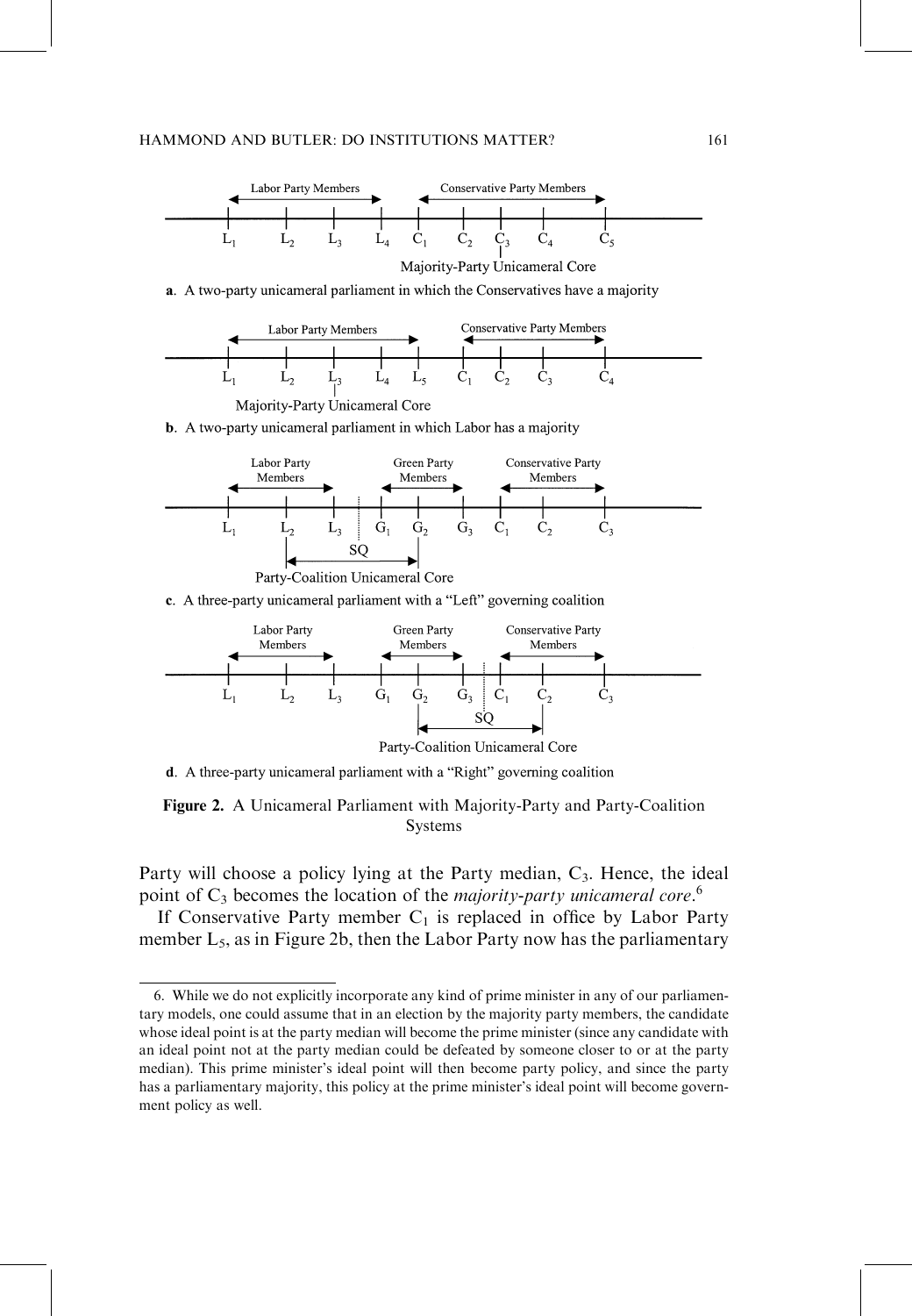Labor Party Members — Conservative Party Members

$L_1$ $L_2$ $L_3$ $L_4$ $C_1$ $C_2$ $C_3$ $C_4$ $C_5$

Majority-Party Unicameral Core

**a**. A two-party unicameral parliament in which the Conservatives have a majority

Labor Party Members — Conservative Party Members

$L_1$ $L_2$ $L_3$ $L_4$ $L_5$ $C_1$ $C_2$ $C_3$ $C_4$

Majority-Party Unicameral Core

**b**. A two-party unicameral parliament in which Labor has a majority

Labor Party Members — Green Party Members — Conservative Party Members

$L_1$ $L_2$ $L_3$ $G_1$ $G_2$ $G_3$ $C_1$ $C_2$ $C_3$

SQ

Party-Coalition Unicameral Core

**c**. A three-party unicameral parliament with a "Left" governing coalition

Labor Party Members — Green Party Members — Conservative Party Members

$L_1$ $L_2$ $L_3$ $G_1$ $G_2$ $G_3$ $C_1$ $C_2$ $C_3$

SQ

Party-Coalition Unicameral Core

**d**. A three-party unicameral parliament with a "Right" governing coalition

**Figure 2.** A Unicameral Parliament with Majority-Party and Party-Coalition Systems

Party will choose a policy lying at the Party median, $C_3$. Hence, the ideal point of $C_3$ becomes the location of the *majority-party unicameral core*.[6]

If Conservative Party member $C_1$ is replaced in office by Labor Party member $L_5$, as in Figure 2b, then the Labor Party now has the parliamentary

6. While we do not explicitly incorporate any kind of prime minister in any of our parliamentary models, one could assume that in an election by the majority party members, the candidate whose ideal point is at the party median will become the prime minister (since any candidate with an ideal point not at the party median could be defeated by someone closer to or at the party median). This prime minister's ideal point will then become party policy, and since the party has a parliamentary majority, this policy at the prime minister's ideal point will become government policy as well.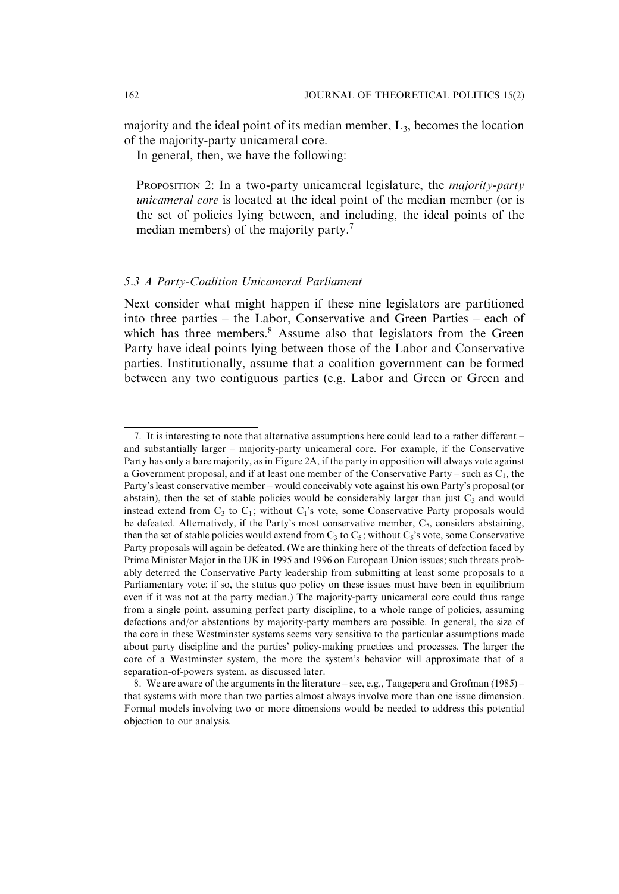majority and the ideal point of its median member, $L_3$, becomes the location of the majority-party unicameral core.

In general, then, we have the following:

PROPOSITION 2: In a two-party unicameral legislature, the *majority-party unicameral core* is located at the ideal point of the median member (or is the set of policies lying between, and including, the ideal points of the median members) of the majority party.[7]

### 5.3 A Party-Coalition Unicameral Parliament

Next consider what might happen if these nine legislators are partitioned into three parties – the Labor, Conservative and Green Parties – each of which has three members.[8] Assume also that legislators from the Green Party have ideal points lying between those of the Labor and Conservative parties. Institutionally, assume that a coalition government can be formed between any two contiguous parties (e.g. Labor and Green or Green and

---

7. It is interesting to note that alternative assumptions here could lead to a rather different – and substantially larger – majority-party unicameral core. For example, if the Conservative Party has only a bare majority, as in Figure 2A, if the party in opposition will always vote against a Government proposal, and if at least one member of the Conservative Party – such as $C_1$, the Party's least conservative member – would conceivably vote against his own Party's proposal (or abstain), then the set of stable policies would be considerably larger than just $C_3$ and would instead extend from $C_3$ to $C_1$; without $C_1$'s vote, some Conservative Party proposals would be defeated. Alternatively, if the Party's most conservative member, $C_5$, considers abstaining, then the set of stable policies would extend from $C_3$ to $C_5$; without $C_5$'s vote, some Conservative Party proposals will again be defeated. (We are thinking here of the threats of defection faced by Prime Minister Major in the UK in 1995 and 1996 on European Union issues; such threats probably deterred the Conservative Party leadership from submitting at least some proposals to a Parliamentary vote; if so, the status quo policy on these issues must have been in equilibrium even if it was not at the party median.) The majority-party unicameral core could thus range from a single point, assuming perfect party discipline, to a whole range of policies, assuming defections and/or abstentions by majority-party members are possible. In general, the size of the core in these Westminster systems seems very sensitive to the particular assumptions made about party discipline and the parties' policy-making practices and processes. The larger the core of a Westminster system, the more the system's behavior will approximate that of a separation-of-powers system, as discussed later.

8. We are aware of the arguments in the literature – see, e.g., Taagepera and Grofman (1985) – that systems with more than two parties almost always involve more than one issue dimension. Formal models involving two or more dimensions would be needed to address this potential objection to our analysis.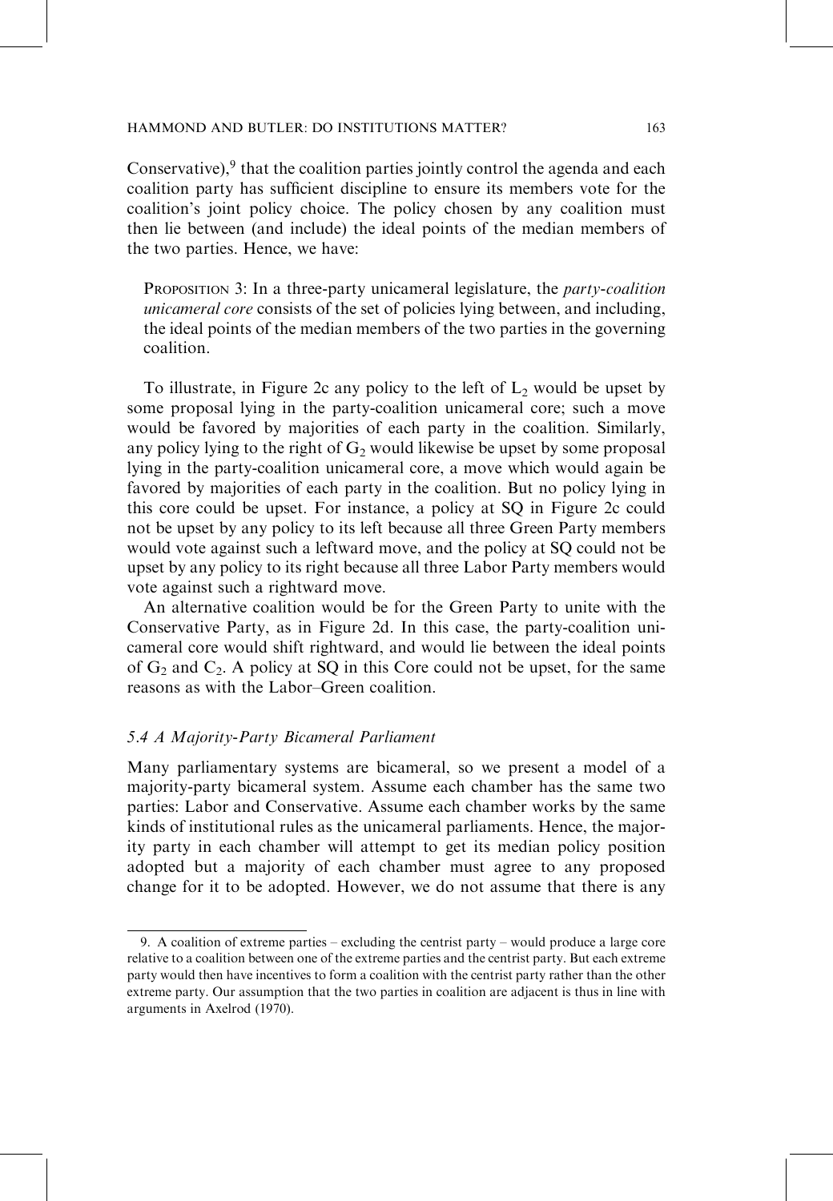Conservative),[9] that the coalition parties jointly control the agenda and each coalition party has sufficient discipline to ensure its members vote for the coalition's joint policy choice. The policy chosen by any coalition must then lie between (and include) the ideal points of the median members of the two parties. Hence, we have:

> PROPOSITION 3: In a three-party unicameral legislature, the *party-coalition unicameral core* consists of the set of policies lying between, and including, the ideal points of the median members of the two parties in the governing coalition.

To illustrate, in Figure 2c any policy to the left of $L_2$ would be upset by some proposal lying in the party-coalition unicameral core; such a move would be favored by majorities of each party in the coalition. Similarly, any policy lying to the right of $G_2$ would likewise be upset by some proposal lying in the party-coalition unicameral core, a move which would again be favored by majorities of each party in the coalition. But no policy lying in this core could be upset. For instance, a policy at SQ in Figure 2c could not be upset by any policy to its left because all three Green Party members would vote against such a leftward move, and the policy at SQ could not be upset by any policy to its right because all three Labor Party members would vote against such a rightward move.

An alternative coalition would be for the Green Party to unite with the Conservative Party, as in Figure 2d. In this case, the party-coalition unicameral core would shift rightward, and would lie between the ideal points of $G_2$ and $C_2$. A policy at SQ in this Core could not be upset, for the same reasons as with the Labor–Green coalition.

### *5.4 A Majority-Party Bicameral Parliament*

Many parliamentary systems are bicameral, so we present a model of a majority-party bicameral system. Assume each chamber has the same two parties: Labor and Conservative. Assume each chamber works by the same kinds of institutional rules as the unicameral parliaments. Hence, the majority party in each chamber will attempt to get its median policy position adopted but a majority of each chamber must agree to any proposed change for it to be adopted. However, we do not assume that there is any

---

9. A coalition of extreme parties – excluding the centrist party – would produce a large core relative to a coalition between one of the extreme parties and the centrist party. But each extreme party would then have incentives to form a coalition with the centrist party rather than the other extreme party. Our assumption that the two parties in coalition are adjacent is thus in line with arguments in Axelrod (1970).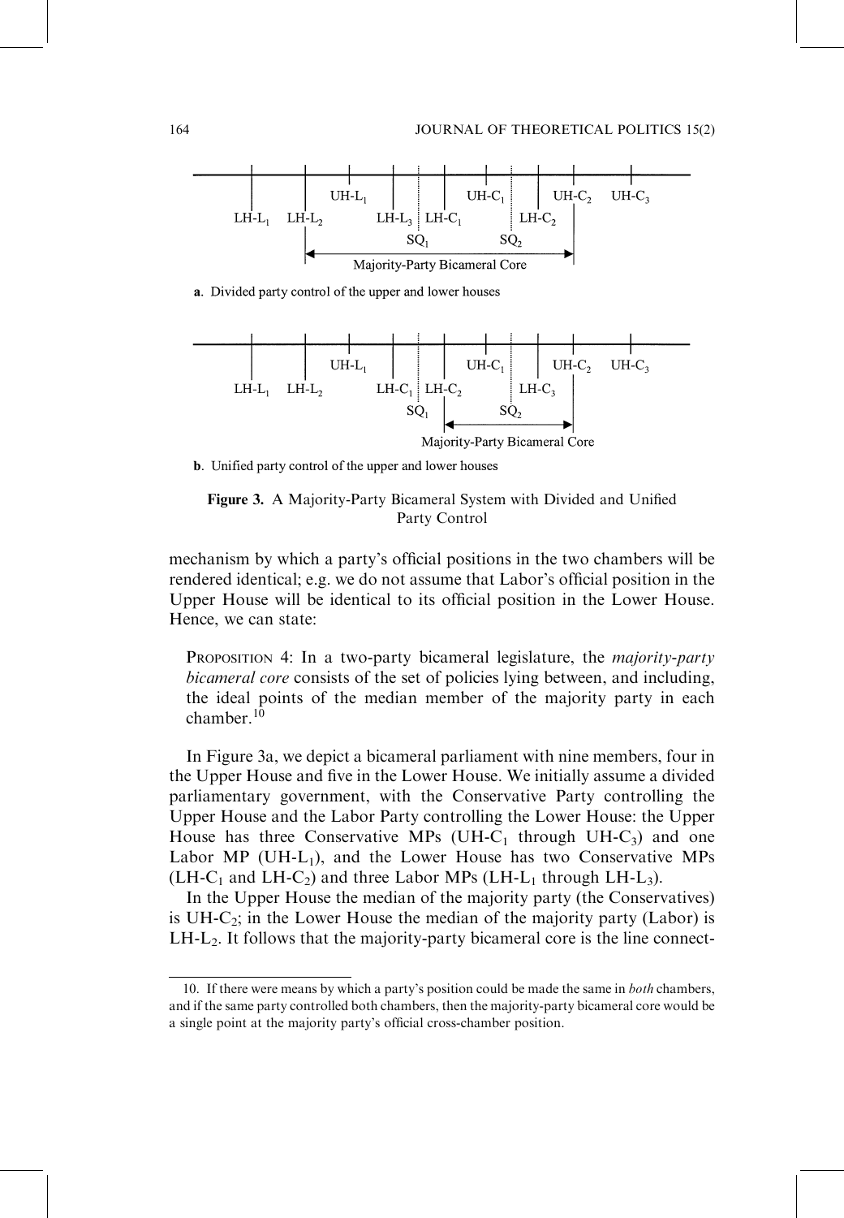a. Divided party control of the upper and lower houses

b. Unified party control of the upper and lower houses

**Figure 3.** A Majority-Party Bicameral System with Divided and Unified Party Control

mechanism by which a party's official positions in the two chambers will be rendered identical; e.g. we do not assume that Labor's official position in the Upper House will be identical to its official position in the Lower House. Hence, we can state:

> PROPOSITION 4: In a two-party bicameral legislature, the *majority-party bicameral core* consists of the set of policies lying between, and including, the ideal points of the median member of the majority party in each chamber.[10]

In Figure 3a, we depict a bicameral parliament with nine members, four in the Upper House and five in the Lower House. We initially assume a divided parliamentary government, with the Conservative Party controlling the Upper House and the Labor Party controlling the Lower House: the Upper House has three Conservative MPs ($UH\text{-}C_1$ through $UH\text{-}C_3$) and one Labor MP ($UH\text{-}L_1$), and the Lower House has two Conservative MPs ($LH\text{-}C_1$ and $LH\text{-}C_2$) and three Labor MPs ($LH\text{-}L_1$ through $LH\text{-}L_3$).

In the Upper House the median of the majority party (the Conservatives) is $UH\text{-}C_2$; in the Lower House the median of the majority party (Labor) is $LH\text{-}L_2$. It follows that the majority-party bicameral core is the line connect-

10. If there were means by which a party's position could be made the same in *both* chambers, and if the same party controlled both chambers, then the majority-party bicameral core would be a single point at the majority party's official cross-chamber position.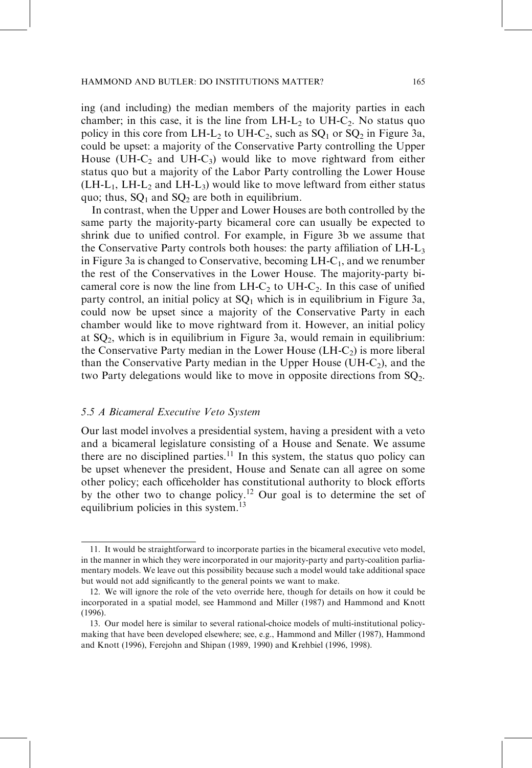ing (and including) the median members of the majority parties in each chamber; in this case, it is the line from LH-$L_2$ to UH-$C_2$. No status quo policy in this core from LH-$L_2$ to UH-$C_2$, such as $SQ_1$ or $SQ_2$ in Figure 3a, could be upset: a majority of the Conservative Party controlling the Upper House (UH-$C_2$ and UH-$C_3$) would like to move rightward from either status quo but a majority of the Labor Party controlling the Lower House (LH-$L_1$, LH-$L_2$ and LH-$L_3$) would like to move leftward from either status quo; thus, $SQ_1$ and $SQ_2$ are both in equilibrium.

In contrast, when the Upper and Lower Houses are both controlled by the same party the majority-party bicameral core can usually be expected to shrink due to unified control. For example, in Figure 3b we assume that the Conservative Party controls both houses: the party affiliation of LH-$L_3$ in Figure 3a is changed to Conservative, becoming LH-$C_1$, and we renumber the rest of the Conservatives in the Lower House. The majority-party bicameral core is now the line from LH-$C_2$ to UH-$C_2$. In this case of unified party control, an initial policy at $SQ_1$ which is in equilibrium in Figure 3a, could now be upset since a majority of the Conservative Party in each chamber would like to move rightward from it. However, an initial policy at $SQ_2$, which is in equilibrium in Figure 3a, would remain in equilibrium: the Conservative Party median in the Lower House (LH-$C_2$) is more liberal than the Conservative Party median in the Upper House (UH-$C_2$), and the two Party delegations would like to move in opposite directions from $SQ_2$.

### *5.5 A Bicameral Executive Veto System*

Our last model involves a presidential system, having a president with a veto and a bicameral legislature consisting of a House and Senate. We assume there are no disciplined parties.[11] In this system, the status quo policy can be upset whenever the president, House and Senate can all agree on some other policy; each officeholder has constitutional authority to block efforts by the other two to change policy.[12] Our goal is to determine the set of equilibrium policies in this system.[13]

---

11. It would be straightforward to incorporate parties in the bicameral executive veto model, in the manner in which they were incorporated in our majority-party and party-coalition parliamentary models. We leave out this possibility because such a model would take additional space but would not add significantly to the general points we want to make.

12. We will ignore the role of the veto override here, though for details on how it could be incorporated in a spatial model, see Hammond and Miller (1987) and Hammond and Knott (1996).

13. Our model here is similar to several rational-choice models of multi-institutional policymaking that have been developed elsewhere; see, e.g., Hammond and Miller (1987), Hammond and Knott (1996), Ferejohn and Shipan (1989, 1990) and Krehbiel (1996, 1998).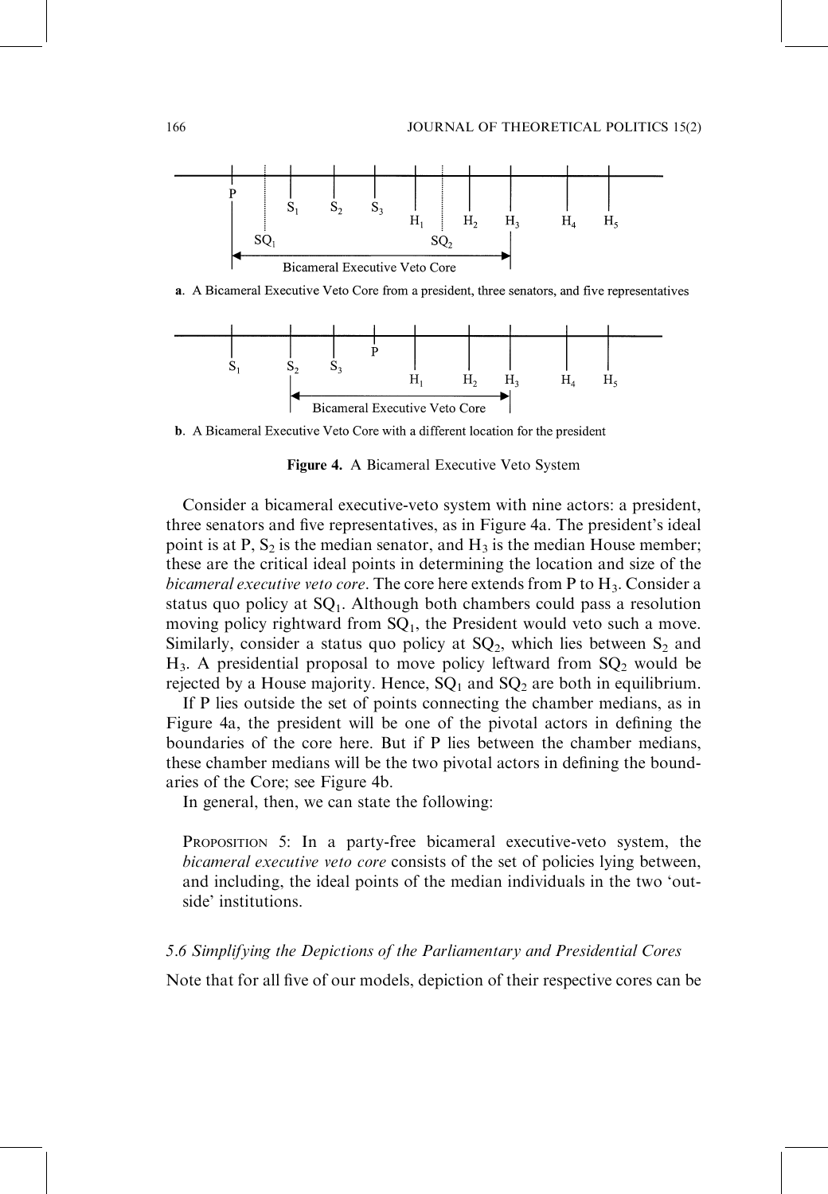a. A Bicameral Executive Veto Core from a president, three senators, and five representatives

b. A Bicameral Executive Veto Core with a different location for the president

**Figure 4.** A Bicameral Executive Veto System

Consider a bicameral executive-veto system with nine actors: a president, three senators and five representatives, as in Figure 4a. The president's ideal point is at P, $S_2$ is the median senator, and $H_3$ is the median House member; these are the critical ideal points in determining the location and size of the *bicameral executive veto core*. The core here extends from P to $H_3$. Consider a status quo policy at $SQ_1$. Although both chambers could pass a resolution moving policy rightward from $SQ_1$, the President would veto such a move. Similarly, consider a status quo policy at $SQ_2$, which lies between $S_2$ and $H_3$. A presidential proposal to move policy leftward from $SQ_2$ would be rejected by a House majority. Hence, $SQ_1$ and $SQ_2$ are both in equilibrium.

If P lies outside the set of points connecting the chamber medians, as in Figure 4a, the president will be one of the pivotal actors in defining the boundaries of the core here. But if P lies between the chamber medians, these chamber medians will be the two pivotal actors in defining the boundaries of the Core; see Figure 4b.

In general, then, we can state the following:

PROPOSITION 5: In a party-free bicameral executive-veto system, the *bicameral executive veto core* consists of the set of policies lying between, and including, the ideal points of the median individuals in the two 'outside' institutions.

### *5.6 Simplifying the Depictions of the Parliamentary and Presidential Cores*

Note that for all five of our models, depiction of their respective cores can be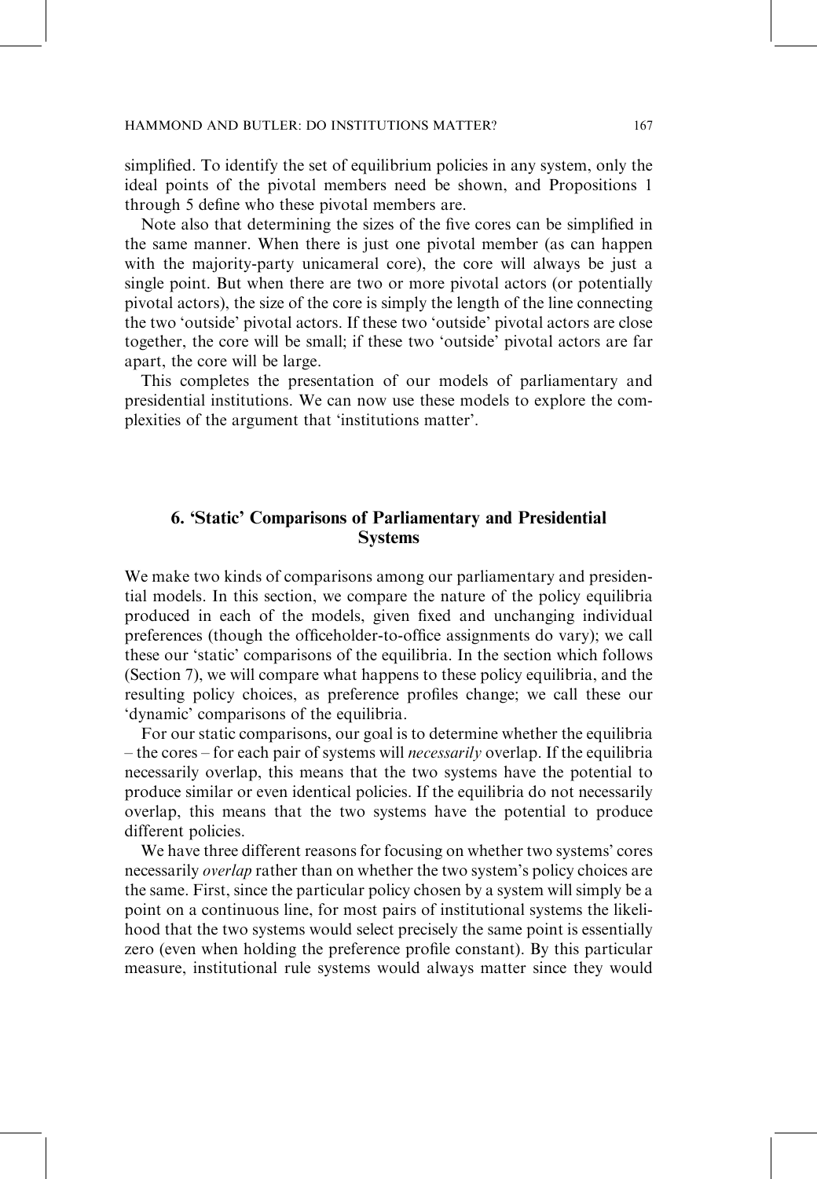simplified. To identify the set of equilibrium policies in any system, only the ideal points of the pivotal members need be shown, and Propositions 1 through 5 define who these pivotal members are.

Note also that determining the sizes of the five cores can be simplified in the same manner. When there is just one pivotal member (as can happen with the majority-party unicameral core), the core will always be just a single point. But when there are two or more pivotal actors (or potentially pivotal actors), the size of the core is simply the length of the line connecting the two 'outside' pivotal actors. If these two 'outside' pivotal actors are close together, the core will be small; if these two 'outside' pivotal actors are far apart, the core will be large.

This completes the presentation of our models of parliamentary and presidential institutions. We can now use these models to explore the complexities of the argument that 'institutions matter'.

## 6. 'Static' Comparisons of Parliamentary and Presidential Systems

We make two kinds of comparisons among our parliamentary and presidential models. In this section, we compare the nature of the policy equilibria produced in each of the models, given fixed and unchanging individual preferences (though the officeholder-to-office assignments do vary); we call these our 'static' comparisons of the equilibria. In the section which follows (Section 7), we will compare what happens to these policy equilibria, and the resulting policy choices, as preference profiles change; we call these our 'dynamic' comparisons of the equilibria.

For our static comparisons, our goal is to determine whether the equilibria – the cores – for each pair of systems will *necessarily* overlap. If the equilibria necessarily overlap, this means that the two systems have the potential to produce similar or even identical policies. If the equilibria do not necessarily overlap, this means that the two systems have the potential to produce different policies.

We have three different reasons for focusing on whether two systems' cores necessarily *overlap* rather than on whether the two system's policy choices are the same. First, since the particular policy chosen by a system will simply be a point on a continuous line, for most pairs of institutional systems the likelihood that the two systems would select precisely the same point is essentially zero (even when holding the preference profile constant). By this particular measure, institutional rule systems would always matter since they would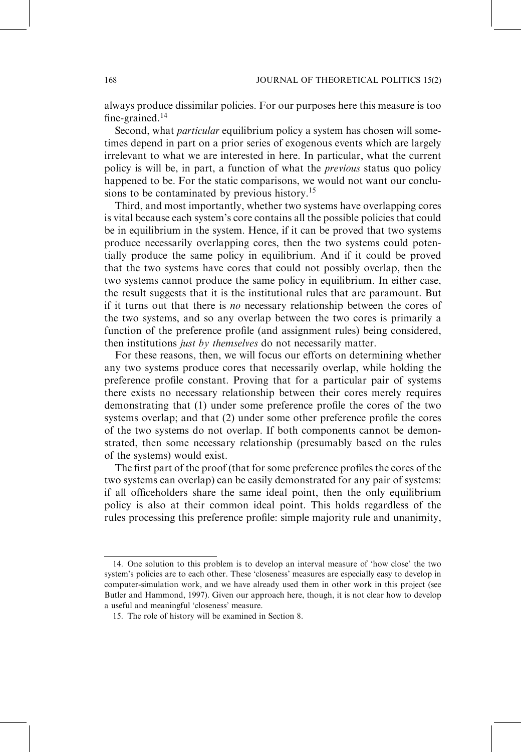always produce dissimilar policies. For our purposes here this measure is too fine-grained.[14]

Second, what *particular* equilibrium policy a system has chosen will sometimes depend in part on a prior series of exogenous events which are largely irrelevant to what we are interested in here. In particular, what the current policy is will be, in part, a function of what the *previous* status quo policy happened to be. For the static comparisons, we would not want our conclusions to be contaminated by previous history.[15]

Third, and most importantly, whether two systems have overlapping cores is vital because each system's core contains all the possible policies that could be in equilibrium in the system. Hence, if it can be proved that two systems produce necessarily overlapping cores, then the two systems could potentially produce the same policy in equilibrium. And if it could be proved that the two systems have cores that could not possibly overlap, then the two systems cannot produce the same policy in equilibrium. In either case, the result suggests that it is the institutional rules that are paramount. But if it turns out that there is *no* necessary relationship between the cores of the two systems, and so any overlap between the two cores is primarily a function of the preference profile (and assignment rules) being considered, then institutions *just by themselves* do not necessarily matter.

For these reasons, then, we will focus our efforts on determining whether any two systems produce cores that necessarily overlap, while holding the preference profile constant. Proving that for a particular pair of systems there exists no necessary relationship between their cores merely requires demonstrating that (1) under some preference profile the cores of the two systems overlap; and that (2) under some other preference profile the cores of the two systems do not overlap. If both components cannot be demonstrated, then some necessary relationship (presumably based on the rules of the systems) would exist.

The first part of the proof (that for some preference profiles the cores of the two systems can overlap) can be easily demonstrated for any pair of systems: if all officeholders share the same ideal point, then the only equilibrium policy is also at their common ideal point. This holds regardless of the rules processing this preference profile: simple majority rule and unanimity,

---

14. One solution to this problem is to develop an interval measure of 'how close' the two system's policies are to each other. These 'closeness' measures are especially easy to develop in computer-simulation work, and we have already used them in other work in this project (see Butler and Hammond, 1997). Given our approach here, though, it is not clear how to develop a useful and meaningful 'closeness' measure.

15. The role of history will be examined in Section 8.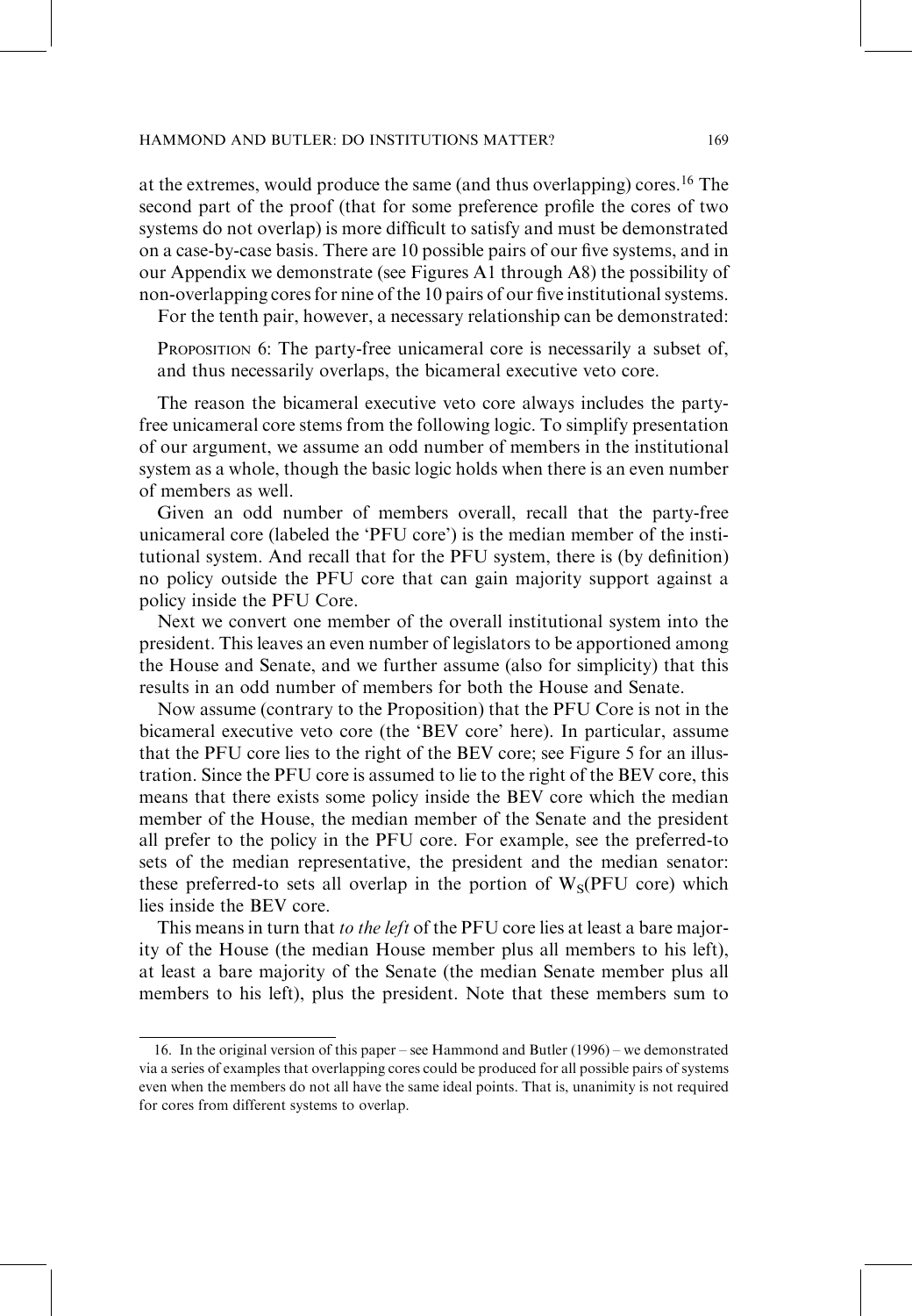at the extremes, would produce the same (and thus overlapping) cores.[16] The second part of the proof (that for some preference profile the cores of two systems do not overlap) is more difficult to satisfy and must be demonstrated on a case-by-case basis. There are 10 possible pairs of our five systems, and in our Appendix we demonstrate (see Figures A1 through A8) the possibility of non-overlapping cores for nine of the 10 pairs of our five institutional systems.

For the tenth pair, however, a necessary relationship can be demonstrated:

> PROPOSITION 6: The party-free unicameral core is necessarily a subset of, and thus necessarily overlaps, the bicameral executive veto core.

The reason the bicameral executive veto core always includes the party-free unicameral core stems from the following logic. To simplify presentation of our argument, we assume an odd number of members in the institutional system as a whole, though the basic logic holds when there is an even number of members as well.

Given an odd number of members overall, recall that the party-free unicameral core (labeled the 'PFU core') is the median member of the institutional system. And recall that for the PFU system, there is (by definition) no policy outside the PFU core that can gain majority support against a policy inside the PFU Core.

Next we convert one member of the overall institutional system into the president. This leaves an even number of legislators to be apportioned among the House and Senate, and we further assume (also for simplicity) that this results in an odd number of members for both the House and Senate.

Now assume (contrary to the Proposition) that the PFU Core is not in the bicameral executive veto core (the 'BEV core' here). In particular, assume that the PFU core lies to the right of the BEV core; see Figure 5 for an illustration. Since the PFU core is assumed to lie to the right of the BEV core, this means that there exists some policy inside the BEV core which the median member of the House, the median member of the Senate and the president all prefer to the policy in the PFU core. For example, see the preferred-to sets of the median representative, the president and the median senator: these preferred-to sets all overlap in the portion of $W_S$(PFU core) which lies inside the BEV core.

This means in turn that *to the left* of the PFU core lies at least a bare majority of the House (the median House member plus all members to his left), at least a bare majority of the Senate (the median Senate member plus all members to his left), plus the president. Note that these members sum to

16. In the original version of this paper – see Hammond and Butler (1996) – we demonstrated via a series of examples that overlapping cores could be produced for all possible pairs of systems even when the members do not all have the same ideal points. That is, unanimity is not required for cores from different systems to overlap.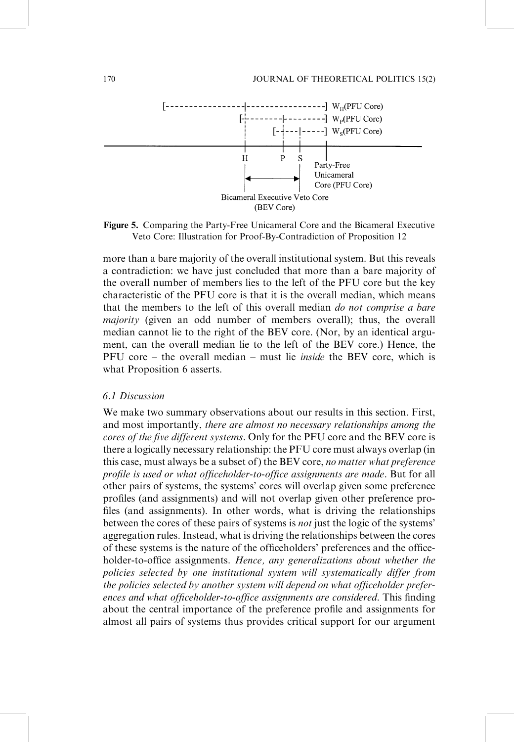Figure 5. Comparing the Party-Free Unicameral Core and the Bicameral Executive Veto Core: Illustration for Proof-By-Contradiction of Proposition 12

more than a bare majority of the overall institutional system. But this reveals a contradiction: we have just concluded that more than a bare majority of the overall number of members lies to the left of the PFU core but the key characteristic of the PFU core is that it is the overall median, which means that the members to the left of this overall median *do not comprise a bare majority* (given an odd number of members overall); thus, the overall median cannot lie to the right of the BEV core. (Nor, by an identical argument, can the overall median lie to the left of the BEV core.) Hence, the PFU core – the overall median – must lie *inside* the BEV core, which is what Proposition 6 asserts.

### 6.1 Discussion

We make two summary observations about our results in this section. First, and most importantly, *there are almost no necessary relationships among the cores of the five different systems*. Only for the PFU core and the BEV core is there a logically necessary relationship: the PFU core must always overlap (in this case, must always be a subset of) the BEV core, *no matter what preference profile is used or what officeholder-to-office assignments are made*. But for all other pairs of systems, the systems' cores will overlap given some preference profiles (and assignments) and will not overlap given other preference profiles (and assignments). In other words, what is driving the relationships between the cores of these pairs of systems is *not* just the logic of the systems' aggregation rules. Instead, what is driving the relationships between the cores of these systems is the nature of the officeholders' preferences and the officeholder-to-office assignments. *Hence, any generalizations about whether the policies selected by one institutional system will systematically differ from the policies selected by another system will depend on what officeholder preferences and what officeholder-to-office assignments are considered*. This finding about the central importance of the preference profile and assignments for almost all pairs of systems thus provides critical support for our argument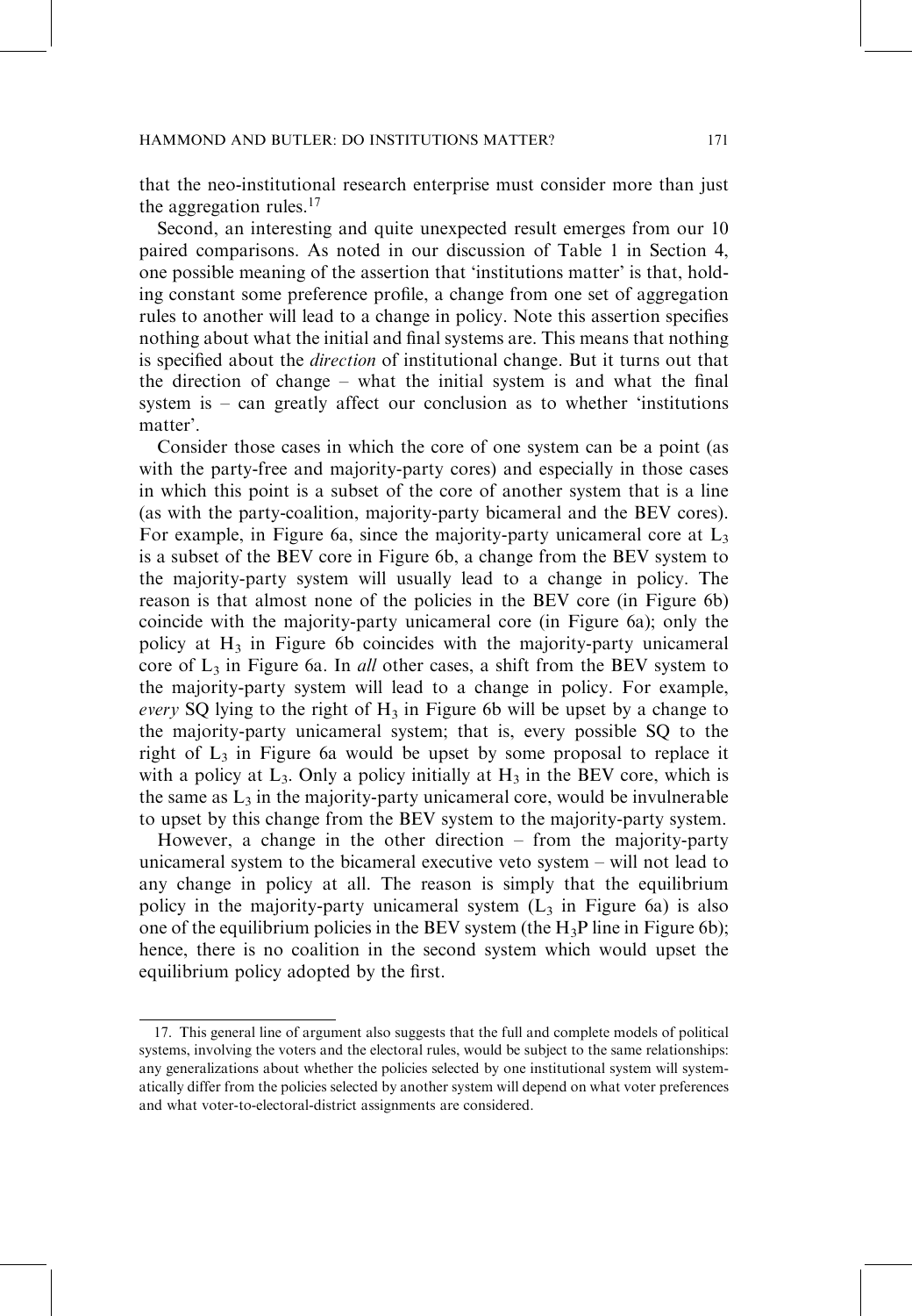that the neo-institutional research enterprise must consider more than just the aggregation rules.[17]

Second, an interesting and quite unexpected result emerges from our 10 paired comparisons. As noted in our discussion of Table 1 in Section 4, one possible meaning of the assertion that 'institutions matter' is that, holding constant some preference profile, a change from one set of aggregation rules to another will lead to a change in policy. Note this assertion specifies nothing about what the initial and final systems are. This means that nothing is specified about the *direction* of institutional change. But it turns out that the direction of change – what the initial system is and what the final system is – can greatly affect our conclusion as to whether 'institutions matter'.

Consider those cases in which the core of one system can be a point (as with the party-free and majority-party cores) and especially in those cases in which this point is a subset of the core of another system that is a line (as with the party-coalition, majority-party bicameral and the BEV cores). For example, in Figure 6a, since the majority-party unicameral core at $L_3$ is a subset of the BEV core in Figure 6b, a change from the BEV system to the majority-party system will usually lead to a change in policy. The reason is that almost none of the policies in the BEV core (in Figure 6b) coincide with the majority-party unicameral core (in Figure 6a); only the policy at $H_3$ in Figure 6b coincides with the majority-party unicameral core of $L_3$ in Figure 6a. In *all* other cases, a shift from the BEV system to the majority-party system will lead to a change in policy. For example, *every* SQ lying to the right of $H_3$ in Figure 6b will be upset by a change to the majority-party unicameral system; that is, every possible SQ to the right of $L_3$ in Figure 6a would be upset by some proposal to replace it with a policy at $L_3$. Only a policy initially at $H_3$ in the BEV core, which is the same as $L_3$ in the majority-party unicameral core, would be invulnerable to upset by this change from the BEV system to the majority-party system.

However, a change in the other direction – from the majority-party unicameral system to the bicameral executive veto system – will not lead to any change in policy at all. The reason is simply that the equilibrium policy in the majority-party unicameral system ($L_3$ in Figure 6a) is also one of the equilibrium policies in the BEV system (the $H_3P$ line in Figure 6b); hence, there is no coalition in the second system which would upset the equilibrium policy adopted by the first.

17. This general line of argument also suggests that the full and complete models of political systems, involving the voters and the electoral rules, would be subject to the same relationships: any generalizations about whether the policies selected by one institutional system will systematically differ from the policies selected by another system will depend on what voter preferences and what voter-to-electoral-district assignments are considered.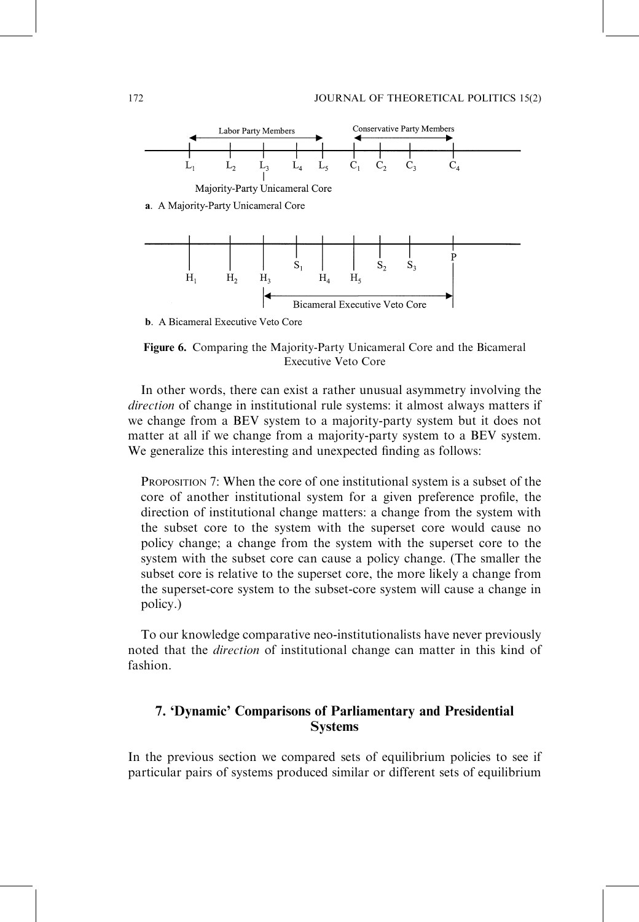Labor Party Members — Conservative Party Members

$L_1$ $L_2$ $L_3$ $L_4$ $L_5$ $C_1$ $C_2$ $C_3$ $C_4$

Majority-Party Unicameral Core

**a**. A Majority-Party Unicameral Core

$H_1$ $H_2$ $H_3$ $S_1$ $H_4$ $H_5$ $S_2$ $S_3$ P

Bicameral Executive Veto Core

**b**. A Bicameral Executive Veto Core

**Figure 6.** Comparing the Majority-Party Unicameral Core and the Bicameral Executive Veto Core

In other words, there can exist a rather unusual asymmetry involving the *direction* of change in institutional rule systems: it almost always matters if we change from a BEV system to a majority-party system but it does not matter at all if we change from a majority-party system to a BEV system. We generalize this interesting and unexpected finding as follows:

> PROPOSITION 7: When the core of one institutional system is a subset of the core of another institutional system for a given preference profile, the direction of institutional change matters: a change from the system with the subset core to the system with the superset core would cause no policy change; a change from the system with the superset core to the system with the subset core can cause a policy change. (The smaller the subset core is relative to the superset core, the more likely a change from the superset-core system to the subset-core system will cause a change in policy.)

To our knowledge comparative neo-institutionalists have never previously noted that the *direction* of institutional change can matter in this kind of fashion.

## 7. 'Dynamic' Comparisons of Parliamentary and Presidential Systems

In the previous section we compared sets of equilibrium policies to see if particular pairs of systems produced similar or different sets of equilibrium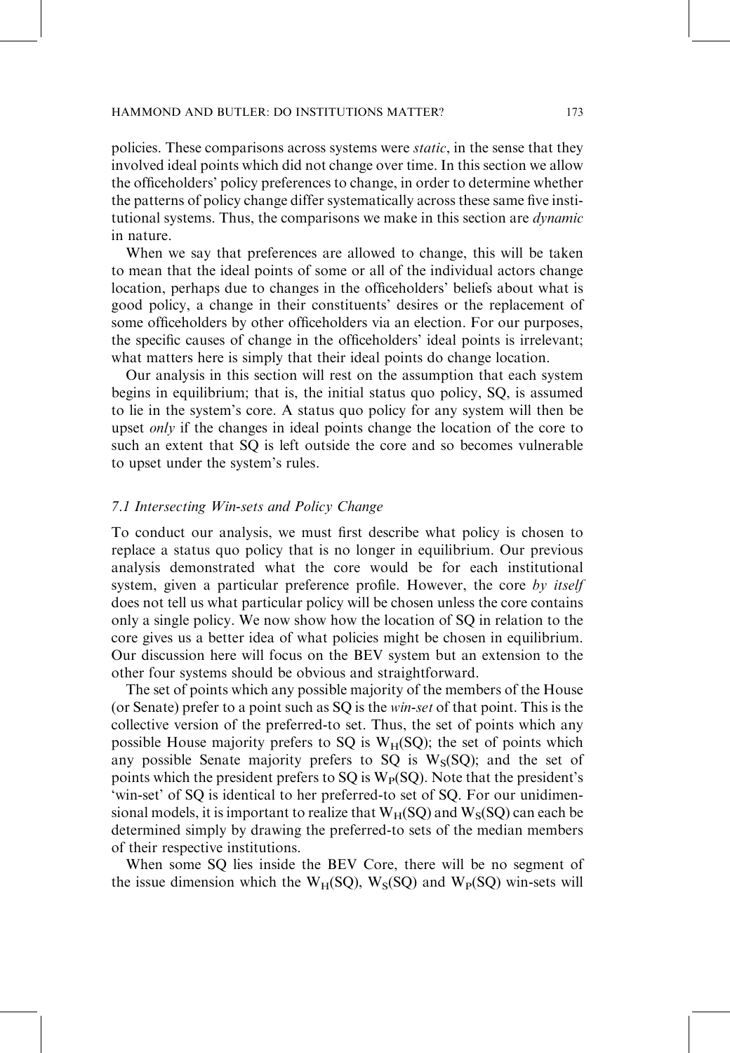policies. These comparisons across systems were *static*, in the sense that they involved ideal points which did not change over time. In this section we allow the officeholders' policy preferences to change, in order to determine whether the patterns of policy change differ systematically across these same five institutional systems. Thus, the comparisons we make in this section are *dynamic* in nature.

When we say that preferences are allowed to change, this will be taken to mean that the ideal points of some or all of the individual actors change location, perhaps due to changes in the officeholders' beliefs about what is good policy, a change in their constituents' desires or the replacement of some officeholders by other officeholders via an election. For our purposes, the specific causes of change in the officeholders' ideal points is irrelevant; what matters here is simply that their ideal points do change location.

Our analysis in this section will rest on the assumption that each system begins in equilibrium; that is, the initial status quo policy, SQ, is assumed to lie in the system's core. A status quo policy for any system will then be upset *only* if the changes in ideal points change the location of the core to such an extent that SQ is left outside the core and so becomes vulnerable to upset under the system's rules.

### *7.1 Intersecting Win-sets and Policy Change*

To conduct our analysis, we must first describe what policy is chosen to replace a status quo policy that is no longer in equilibrium. Our previous analysis demonstrated what the core would be for each institutional system, given a particular preference profile. However, the core *by itself* does not tell us what particular policy will be chosen unless the core contains only a single policy. We now show how the location of SQ in relation to the core gives us a better idea of what policies might be chosen in equilibrium. Our discussion here will focus on the BEV system but an extension to the other four systems should be obvious and straightforward.

The set of points which any possible majority of the members of the House (or Senate) prefer to a point such as SQ is the *win-set* of that point. This is the collective version of the preferred-to set. Thus, the set of points which any possible House majority prefers to SQ is $W_H(SQ)$; the set of points which any possible Senate majority prefers to SQ is $W_S(SQ)$; and the set of points which the president prefers to SQ is $W_P(SQ)$. Note that the president's 'win-set' of SQ is identical to her preferred-to set of SQ. For our unidimensional models, it is important to realize that $W_H(SQ)$ and $W_S(SQ)$ can each be determined simply by drawing the preferred-to sets of the median members of their respective institutions.

When some SQ lies inside the BEV Core, there will be no segment of the issue dimension which the $W_H(SQ)$, $W_S(SQ)$ and $W_P(SQ)$ win-sets will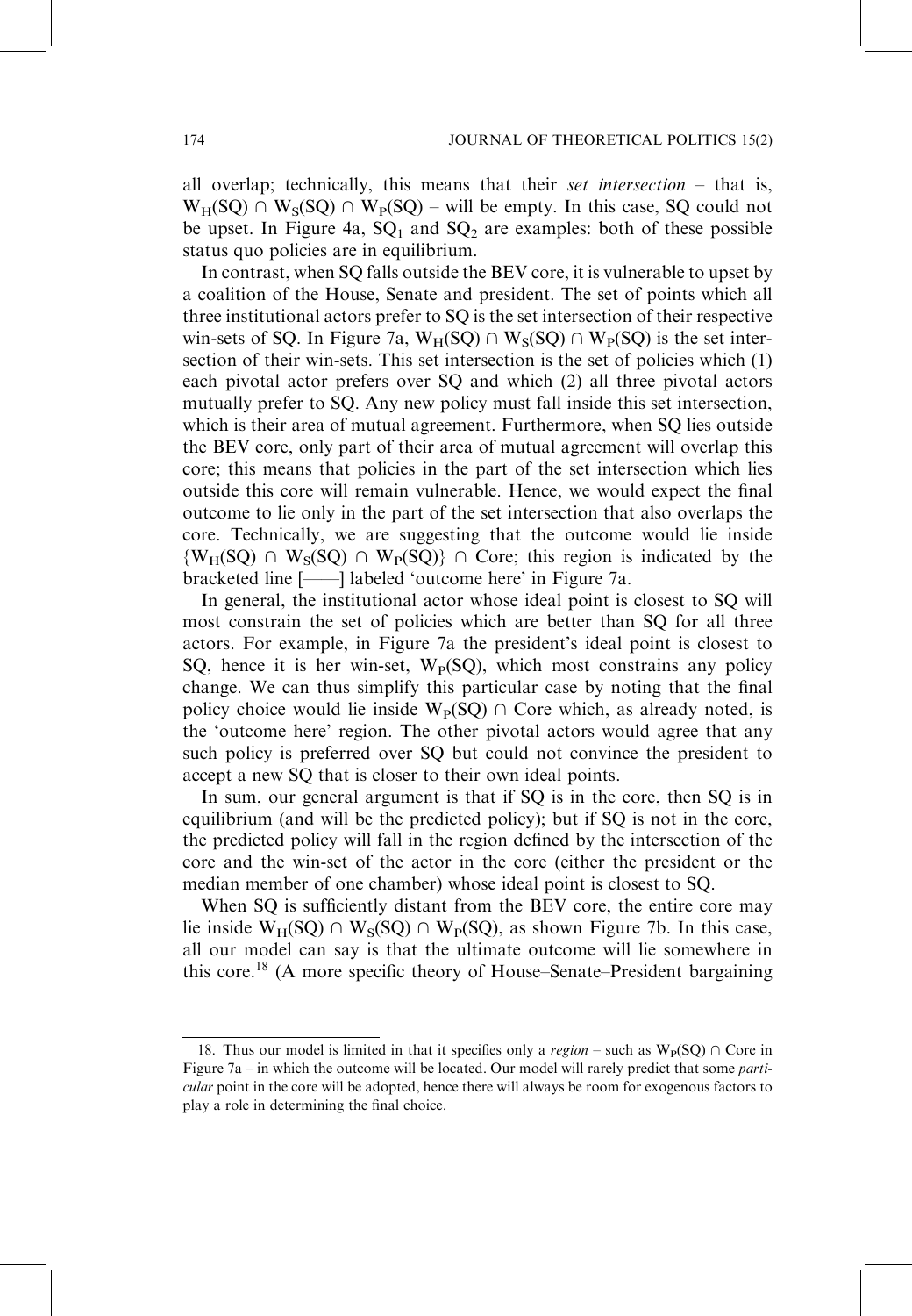all overlap; technically, this means that their *set intersection* – that is, $W_H(SQ) \cap W_S(SQ) \cap W_P(SQ)$ – will be empty. In this case, SQ could not be upset. In Figure 4a, $SQ_1$ and $SQ_2$ are examples: both of these possible status quo policies are in equilibrium.

In contrast, when SQ falls outside the BEV core, it is vulnerable to upset by a coalition of the House, Senate and president. The set of points which all three institutional actors prefer to SQ is the set intersection of their respective win-sets of SQ. In Figure 7a, $W_H(SQ) \cap W_S(SQ) \cap W_P(SQ)$ is the set intersection of their win-sets. This set intersection is the set of policies which (1) each pivotal actor prefers over SQ and which (2) all three pivotal actors mutually prefer to SQ. Any new policy must fall inside this set intersection, which is their area of mutual agreement. Furthermore, when SQ lies outside the BEV core, only part of their area of mutual agreement will overlap this core; this means that policies in the part of the set intersection which lies outside this core will remain vulnerable. Hence, we would expect the final outcome to lie only in the part of the set intersection that also overlaps the core. Technically, we are suggesting that the outcome would lie inside $\{W_H(SQ) \cap W_S(SQ) \cap W_P(SQ)\} \cap \text{Core}$; this region is indicated by the bracketed line [——] labeled 'outcome here' in Figure 7a.

In general, the institutional actor whose ideal point is closest to SQ will most constrain the set of policies which are better than SQ for all three actors. For example, in Figure 7a the president's ideal point is closest to SQ, hence it is her win-set, $W_P(SQ)$, which most constrains any policy change. We can thus simplify this particular case by noting that the final policy choice would lie inside $W_P(SQ) \cap \text{Core}$ which, as already noted, is the 'outcome here' region. The other pivotal actors would agree that any such policy is preferred over SQ but could not convince the president to accept a new SQ that is closer to their own ideal points.

In sum, our general argument is that if SQ is in the core, then SQ is in equilibrium (and will be the predicted policy); but if SQ is not in the core, the predicted policy will fall in the region defined by the intersection of the core and the win-set of the actor in the core (either the president or the median member of one chamber) whose ideal point is closest to SQ.

When SQ is sufficiently distant from the BEV core, the entire core may lie inside $W_H(SQ) \cap W_S(SQ) \cap W_P(SQ)$, as shown Figure 7b. In this case, all our model can say is that the ultimate outcome will lie somewhere in this core.[18] (A more specific theory of House–Senate–President bargaining

---

18. Thus our model is limited in that it specifies only a *region* – such as $W_P(SQ) \cap \text{Core}$ in Figure 7a – in which the outcome will be located. Our model will rarely predict that some *particular* point in the core will be adopted, hence there will always be room for exogenous factors to play a role in determining the final choice.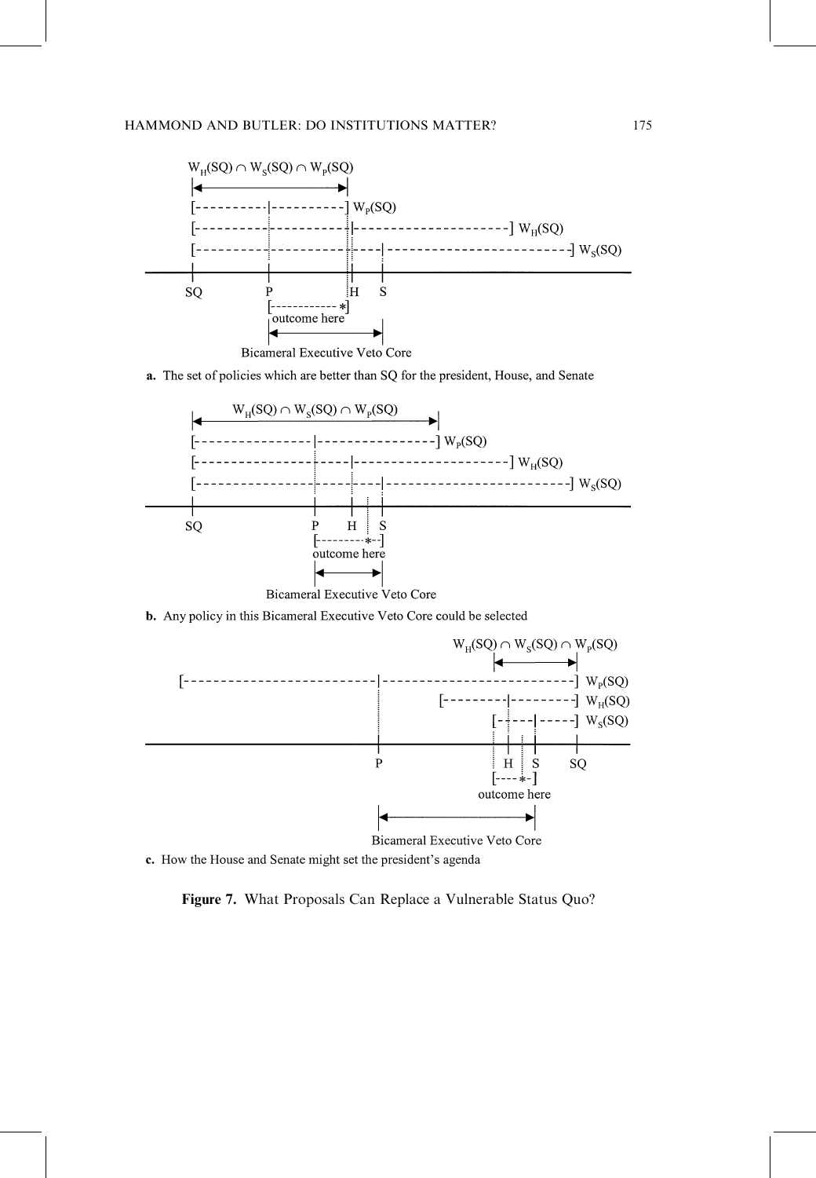$W_H(SQ) \cap W_S(SQ) \cap W_P(SQ)$

$W_P(SQ)$

$W_H(SQ)$

$W_S(SQ)$

SQ P H S

outcome here

Bicameral Executive Veto Core

**a.** The set of policies which are better than SQ for the president, House, and Senate

$W_H(SQ) \cap W_S(SQ) \cap W_P(SQ)$

$W_P(SQ)$

$W_H(SQ)$

$W_S(SQ)$

SQ P H S

outcome here

Bicameral Executive Veto Core

**b.** Any policy in this Bicameral Executive Veto Core could be selected

$W_H(SQ) \cap W_S(SQ) \cap W_P(SQ)$

$W_P(SQ)$

$W_H(SQ)$

$W_S(SQ)$

P H S SQ

outcome here

Bicameral Executive Veto Core

**c.** How the House and Senate might set the president's agenda

**Figure 7.** What Proposals Can Replace a Vulnerable Status Quo?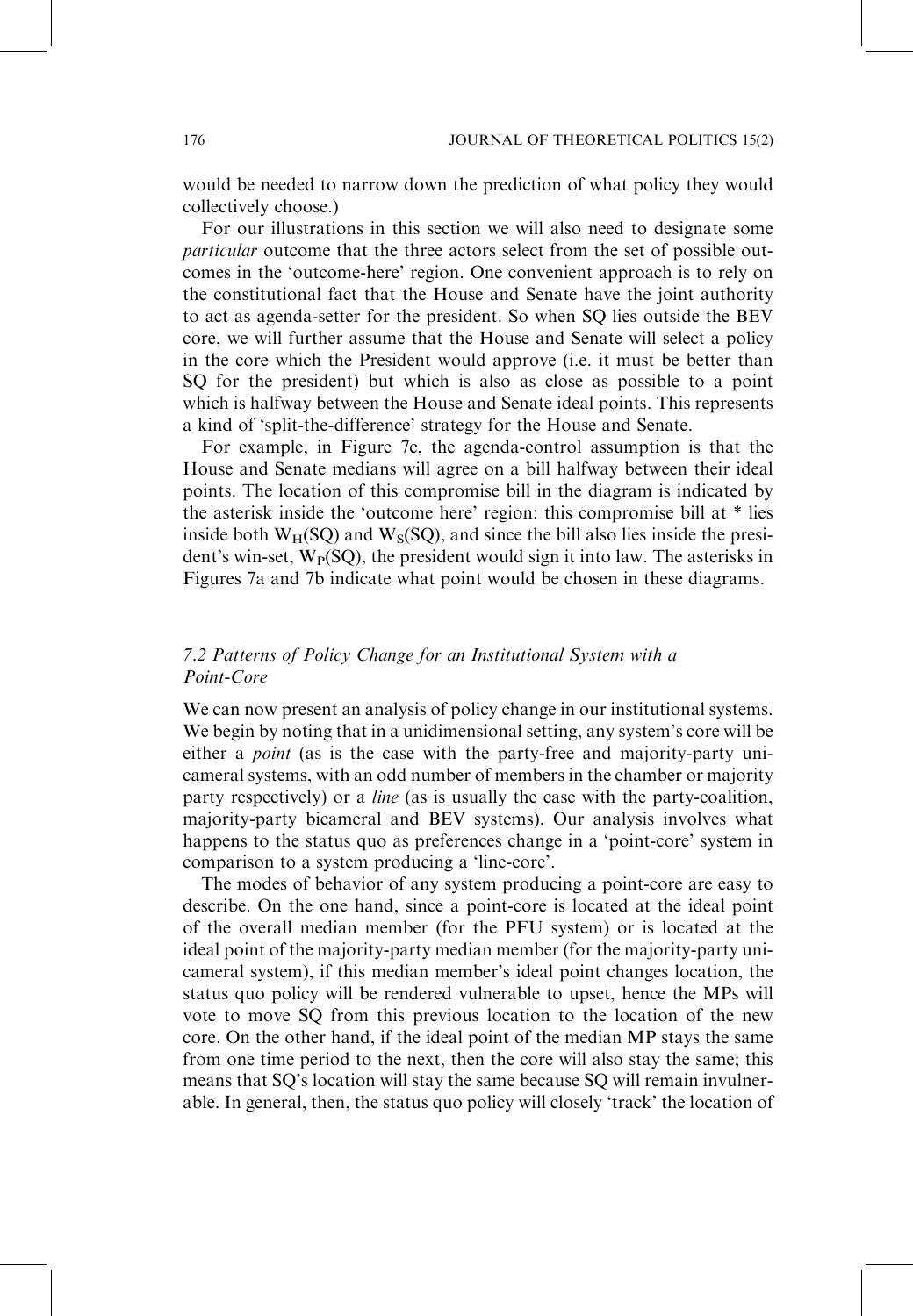would be needed to narrow down the prediction of what policy they would collectively choose.)

For our illustrations in this section we will also need to designate some *particular* outcome that the three actors select from the set of possible outcomes in the 'outcome-here' region. One convenient approach is to rely on the constitutional fact that the House and Senate have the joint authority to act as agenda-setter for the president. So when SQ lies outside the BEV core, we will further assume that the House and Senate will select a policy in the core which the President would approve (i.e. it must be better than SQ for the president) but which is also as close as possible to a point which is halfway between the House and Senate ideal points. This represents a kind of 'split-the-difference' strategy for the House and Senate.

For example, in Figure 7c, the agenda-control assumption is that the House and Senate medians will agree on a bill halfway between their ideal points. The location of this compromise bill in the diagram is indicated by the asterisk inside the 'outcome here' region: this compromise bill at * lies inside both $W_H(SQ)$ and $W_S(SQ)$, and since the bill also lies inside the president's win-set, $W_P(SQ)$, the president would sign it into law. The asterisks in Figures 7a and 7b indicate what point would be chosen in these diagrams.

### *7.2 Patterns of Policy Change for an Institutional System with a Point-Core*

We can now present an analysis of policy change in our institutional systems. We begin by noting that in a unidimensional setting, any system's core will be either a *point* (as is the case with the party-free and majority-party unicameral systems, with an odd number of members in the chamber or majority party respectively) or a *line* (as is usually the case with the party-coalition, majority-party bicameral and BEV systems). Our analysis involves what happens to the status quo as preferences change in a 'point-core' system in comparison to a system producing a 'line-core'.

The modes of behavior of any system producing a point-core are easy to describe. On the one hand, since a point-core is located at the ideal point of the overall median member (for the PFU system) or is located at the ideal point of the majority-party median member (for the majority-party unicameral system), if this median member's ideal point changes location, the status quo policy will be rendered vulnerable to upset, hence the MPs will vote to move SQ from this previous location to the location of the new core. On the other hand, if the ideal point of the median MP stays the same from one time period to the next, then the core will also stay the same; this means that SQ's location will stay the same because SQ will remain invulnerable. In general, then, the status quo policy will closely 'track' the location of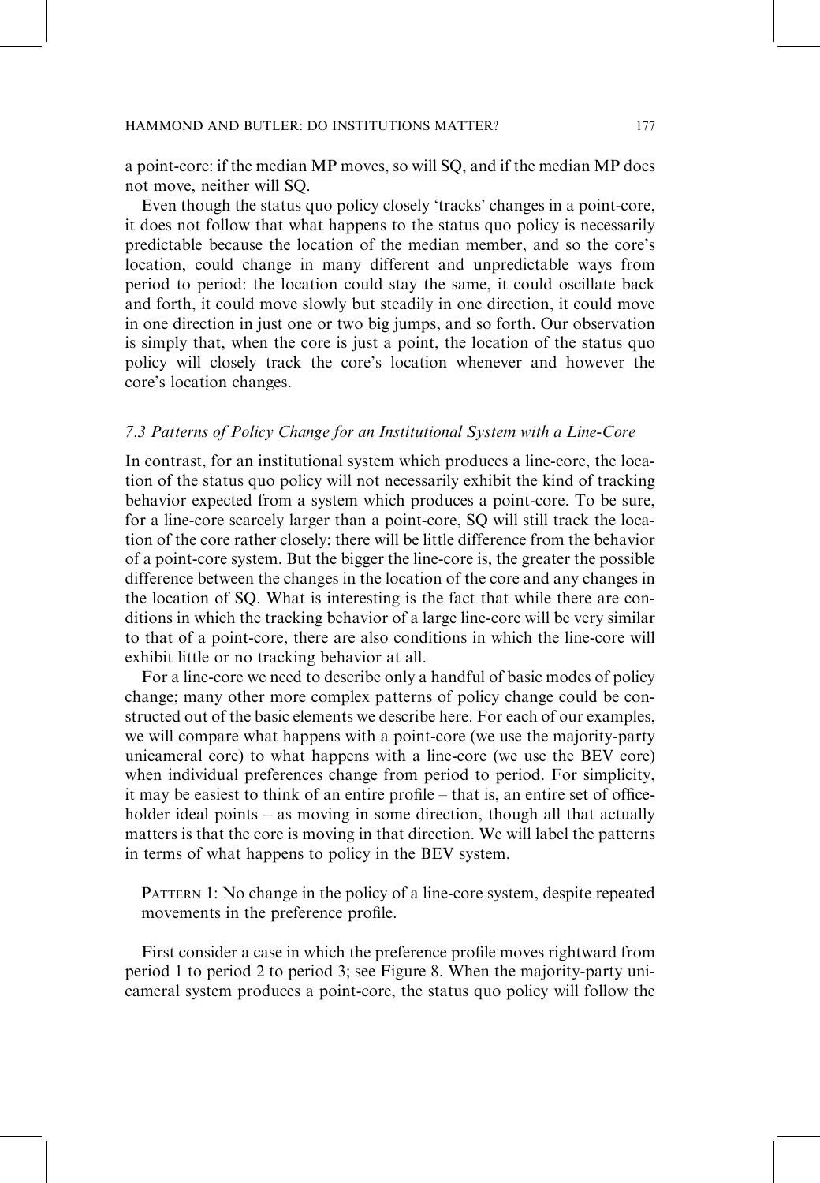a point-core: if the median MP moves, so will SQ, and if the median MP does not move, neither will SQ.

Even though the status quo policy closely 'tracks' changes in a point-core, it does not follow that what happens to the status quo policy is necessarily predictable because the location of the median member, and so the core's location, could change in many different and unpredictable ways from period to period: the location could stay the same, it could oscillate back and forth, it could move slowly but steadily in one direction, it could move in one direction in just one or two big jumps, and so forth. Our observation is simply that, when the core is just a point, the location of the status quo policy will closely track the core's location whenever and however the core's location changes.

### *7.3 Patterns of Policy Change for an Institutional System with a Line-Core*

In contrast, for an institutional system which produces a line-core, the location of the status quo policy will not necessarily exhibit the kind of tracking behavior expected from a system which produces a point-core. To be sure, for a line-core scarcely larger than a point-core, SQ will still track the location of the core rather closely; there will be little difference from the behavior of a point-core system. But the bigger the line-core is, the greater the possible difference between the changes in the location of the core and any changes in the location of SQ. What is interesting is the fact that while there are conditions in which the tracking behavior of a large line-core will be very similar to that of a point-core, there are also conditions in which the line-core will exhibit little or no tracking behavior at all.

For a line-core we need to describe only a handful of basic modes of policy change; many other more complex patterns of policy change could be constructed out of the basic elements we describe here. For each of our examples, we will compare what happens with a point-core (we use the majority-party unicameral core) to what happens with a line-core (we use the BEV core) when individual preferences change from period to period. For simplicity, it may be easiest to think of an entire profile – that is, an entire set of office-holder ideal points – as moving in some direction, though all that actually matters is that the core is moving in that direction. We will label the patterns in terms of what happens to policy in the BEV system.

Pattern 1: No change in the policy of a line-core system, despite repeated movements in the preference profile.

First consider a case in which the preference profile moves rightward from period 1 to period 2 to period 3; see Figure 8. When the majority-party unicameral system produces a point-core, the status quo policy will follow the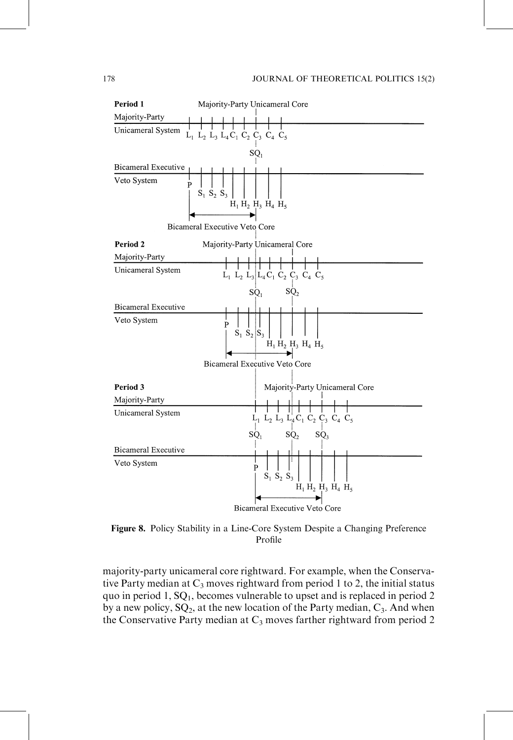Figure 8. Policy Stability in a Line-Core System Despite a Changing Preference Profile

majority-party unicameral core rightward. For example, when the Conservative Party median at $C_3$ moves rightward from period 1 to 2, the initial status quo in period 1, $SQ_1$, becomes vulnerable to upset and is replaced in period 2 by a new policy, $SQ_2$, at the new location of the Party median, $C_3$. And when the Conservative Party median at $C_3$ moves farther rightward from period 2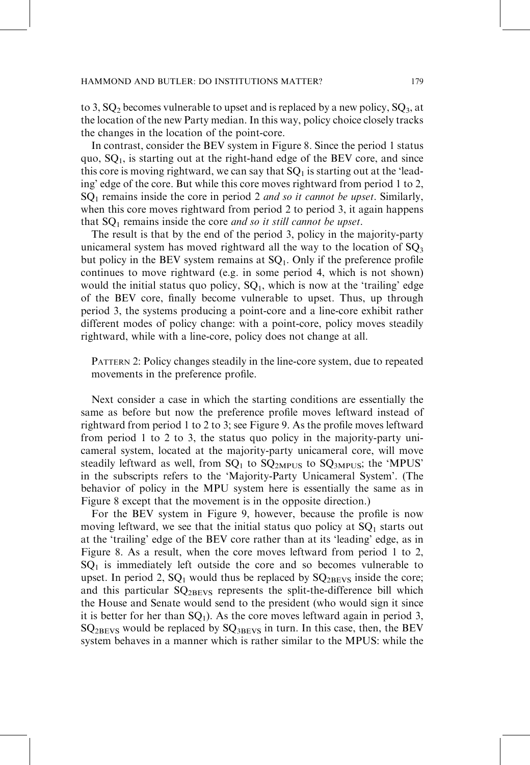to 3, $SQ_2$ becomes vulnerable to upset and is replaced by a new policy, $SQ_3$, at the location of the new Party median. In this way, policy choice closely tracks the changes in the location of the point-core.

In contrast, consider the BEV system in Figure 8. Since the period 1 status quo, $SQ_1$, is starting out at the right-hand edge of the BEV core, and since this core is moving rightward, we can say that $SQ_1$ is starting out at the 'leading' edge of the core. But while this core moves rightward from period 1 to 2, $SQ_1$ remains inside the core in period 2 *and so it cannot be upset*. Similarly, when this core moves rightward from period 2 to period 3, it again happens that $SQ_1$ remains inside the core *and so it still cannot be upset*.

The result is that by the end of the period 3, policy in the majority-party unicameral system has moved rightward all the way to the location of $SQ_3$ but policy in the BEV system remains at $SQ_1$. Only if the preference profile continues to move rightward (e.g. in some period 4, which is not shown) would the initial status quo policy, $SQ_1$, which is now at the 'trailing' edge of the BEV core, finally become vulnerable to upset. Thus, up through period 3, the systems producing a point-core and a line-core exhibit rather different modes of policy change: with a point-core, policy moves steadily rightward, while with a line-core, policy does not change at all.

> Pattern 2: Policy changes steadily in the line-core system, due to repeated movements in the preference profile.

Next consider a case in which the starting conditions are essentially the same as before but now the preference profile moves leftward instead of rightward from period 1 to 2 to 3; see Figure 9. As the profile moves leftward from period 1 to 2 to 3, the status quo policy in the majority-party unicameral system, located at the majority-party unicameral core, will move steadily leftward as well, from $SQ_1$ to $SQ_{2MPUS}$ to $SQ_{3MPUS}$; the 'MPUS' in the subscripts refers to the 'Majority-Party Unicameral System'. (The behavior of policy in the MPU system here is essentially the same as in Figure 8 except that the movement is in the opposite direction.)

For the BEV system in Figure 9, however, because the profile is now moving leftward, we see that the initial status quo policy at $SQ_1$ starts out at the 'trailing' edge of the BEV core rather than at its 'leading' edge, as in Figure 8. As a result, when the core moves leftward from period 1 to 2, $SQ_1$ is immediately left outside the core and so becomes vulnerable to upset. In period 2, $SQ_1$ would thus be replaced by $SQ_{2BEVS}$ inside the core; and this particular $SQ_{2BEVS}$ represents the split-the-difference bill which the House and Senate would send to the president (who would sign it since it is better for her than $SQ_1$). As the core moves leftward again in period 3, $SQ_{2BEVS}$ would be replaced by $SQ_{3BEVS}$ in turn. In this case, then, the BEV system behaves in a manner which is rather similar to the MPUS: while the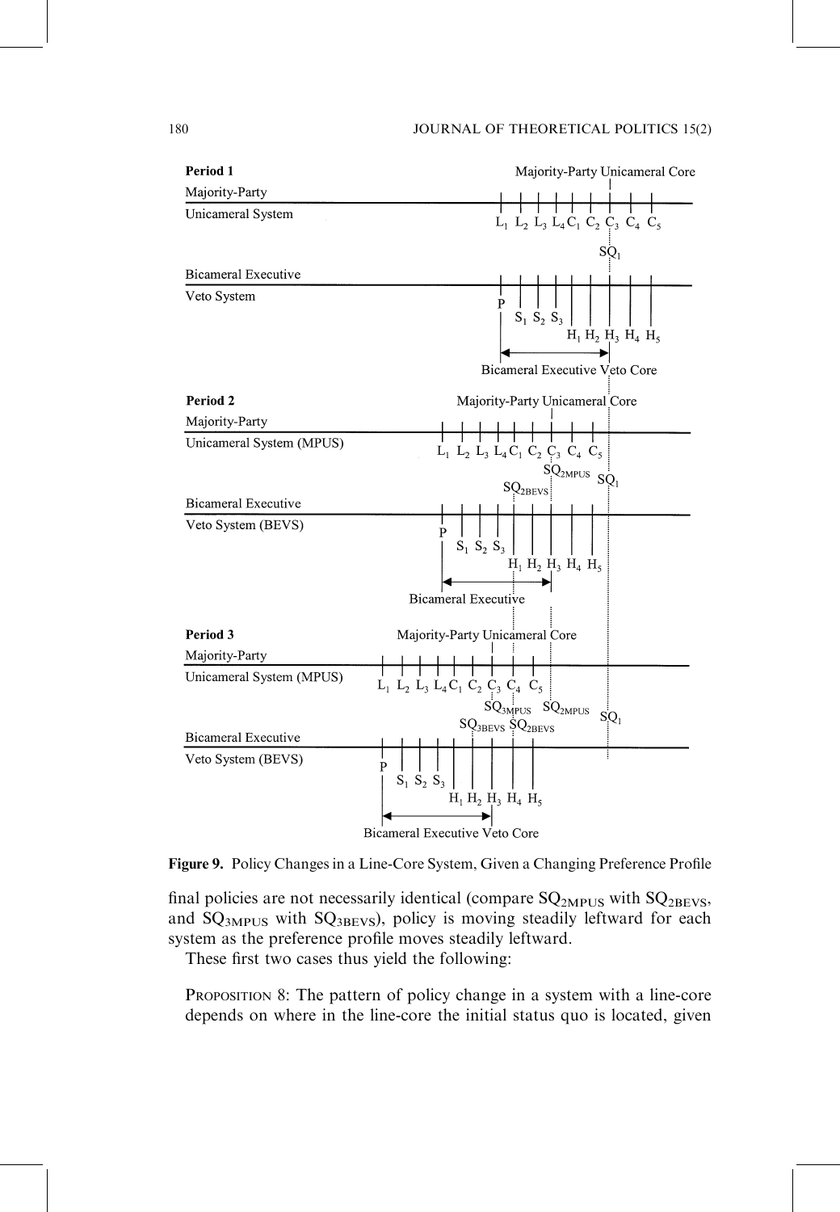**Figure 9.** Policy Changes in a Line-Core System, Given a Changing Preference Profile

final policies are not necessarily identical (compare $SQ_{2MPUS}$ with $SQ_{2BEVS}$, and $SQ_{3MPUS}$ with $SQ_{3BEVS}$), policy is moving steadily leftward for each system as the preference profile moves steadily leftward.

These first two cases thus yield the following:

PROPOSITION 8: The pattern of policy change in a system with a line-core depends on where in the line-core the initial status quo is located, given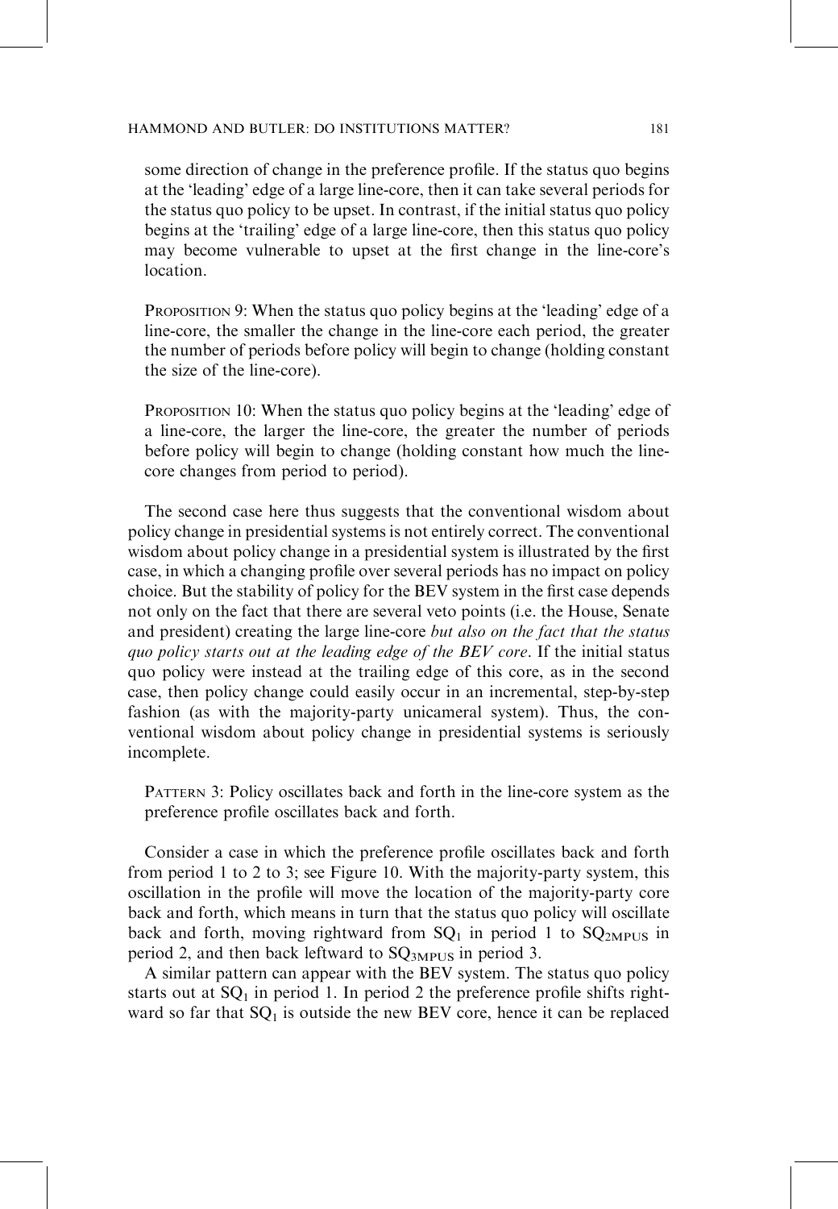some direction of change in the preference profile. If the status quo begins at the 'leading' edge of a large line-core, then it can take several periods for the status quo policy to be upset. In contrast, if the initial status quo policy begins at the 'trailing' edge of a large line-core, then this status quo policy may become vulnerable to upset at the first change in the line-core's location.

PROPOSITION 9: When the status quo policy begins at the 'leading' edge of a line-core, the smaller the change in the line-core each period, the greater the number of periods before policy will begin to change (holding constant the size of the line-core).

PROPOSITION 10: When the status quo policy begins at the 'leading' edge of a line-core, the larger the line-core, the greater the number of periods before policy will begin to change (holding constant how much the line-core changes from period to period).

The second case here thus suggests that the conventional wisdom about policy change in presidential systems is not entirely correct. The conventional wisdom about policy change in a presidential system is illustrated by the first case, in which a changing profile over several periods has no impact on policy choice. But the stability of policy for the BEV system in the first case depends not only on the fact that there are several veto points (i.e. the House, Senate and president) creating the large line-core *but also on the fact that the status quo policy starts out at the leading edge of the BEV core*. If the initial status quo policy were instead at the trailing edge of this core, as in the second case, then policy change could easily occur in an incremental, step-by-step fashion (as with the majority-party unicameral system). Thus, the conventional wisdom about policy change in presidential systems is seriously incomplete.

PATTERN 3: Policy oscillates back and forth in the line-core system as the preference profile oscillates back and forth.

Consider a case in which the preference profile oscillates back and forth from period 1 to 2 to 3; see Figure 10. With the majority-party system, this oscillation in the profile will move the location of the majority-party core back and forth, which means in turn that the status quo policy will oscillate back and forth, moving rightward from $SQ_1$ in period 1 to $SQ_{2MPUS}$ in period 2, and then back leftward to $SQ_{3MPUS}$ in period 3.

A similar pattern can appear with the BEV system. The status quo policy starts out at $SQ_1$ in period 1. In period 2 the preference profile shifts rightward so far that $SQ_1$ is outside the new BEV core, hence it can be replaced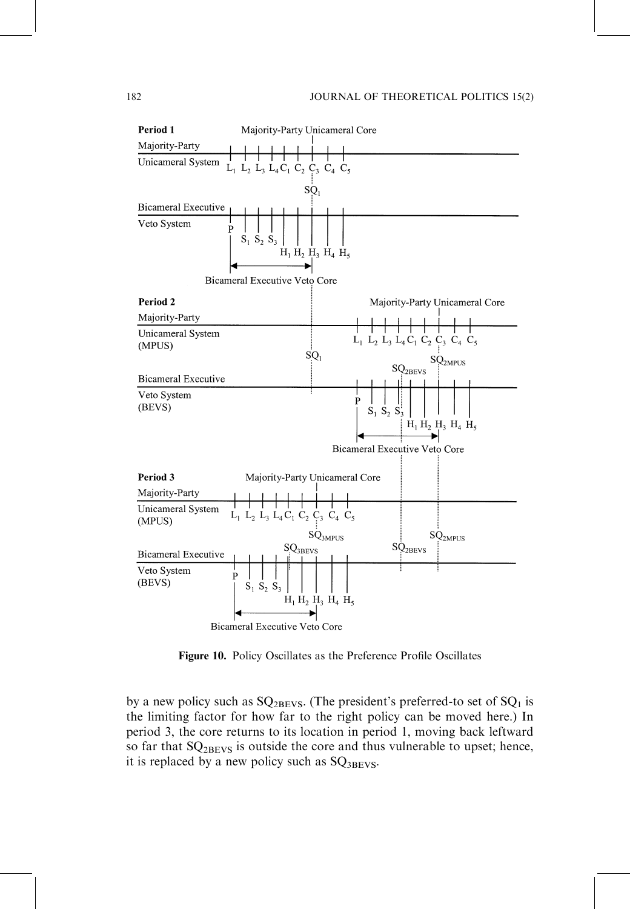**Figure 10.** Policy Oscillates as the Preference Profile Oscillates

by a new policy such as $SQ_{2BEVS}$. (The president's preferred-to set of $SQ_1$ is the limiting factor for how far to the right policy can be moved here.) In period 3, the core returns to its location in period 1, moving back leftward so far that $SQ_{2BEVS}$ is outside the core and thus vulnerable to upset; hence, it is replaced by a new policy such as $SQ_{3BEVS}$.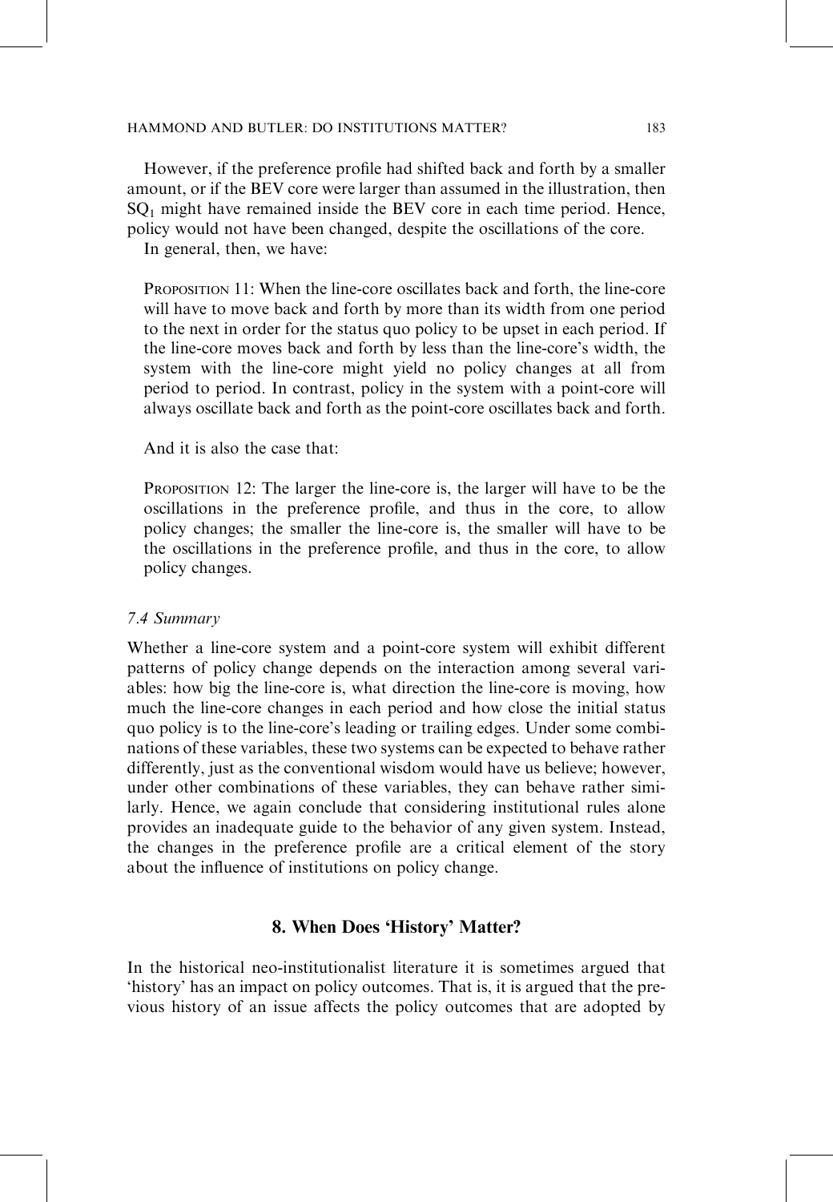However, if the preference profile had shifted back and forth by a smaller amount, or if the BEV core were larger than assumed in the illustration, then $SQ_1$ might have remained inside the BEV core in each time period. Hence, policy would not have been changed, despite the oscillations of the core.

In general, then, we have:

Proposition 11: When the line-core oscillates back and forth, the line-core will have to move back and forth by more than its width from one period to the next in order for the status quo policy to be upset in each period. If the line-core moves back and forth by less than the line-core's width, the system with the line-core might yield no policy changes at all from period to period. In contrast, policy in the system with a point-core will always oscillate back and forth as the point-core oscillates back and forth.

And it is also the case that:

Proposition 12: The larger the line-core is, the larger will have to be the oscillations in the preference profile, and thus in the core, to allow policy changes; the smaller the line-core is, the smaller will have to be the oscillations in the preference profile, and thus in the core, to allow policy changes.

### *7.4 Summary*

Whether a line-core system and a point-core system will exhibit different patterns of policy change depends on the interaction among several variables: how big the line-core is, what direction the line-core is moving, how much the line-core changes in each period and how close the initial status quo policy is to the line-core's leading or trailing edges. Under some combinations of these variables, these two systems can be expected to behave rather differently, just as the conventional wisdom would have us believe; however, under other combinations of these variables, they can behave rather similarly. Hence, we again conclude that considering institutional rules alone provides an inadequate guide to the behavior of any given system. Instead, the changes in the preference profile are a critical element of the story about the influence of institutions on policy change.

## 8. When Does 'History' Matter?

In the historical neo-institutionalist literature it is sometimes argued that 'history' has an impact on policy outcomes. That is, it is argued that the previous history of an issue affects the policy outcomes that are adopted by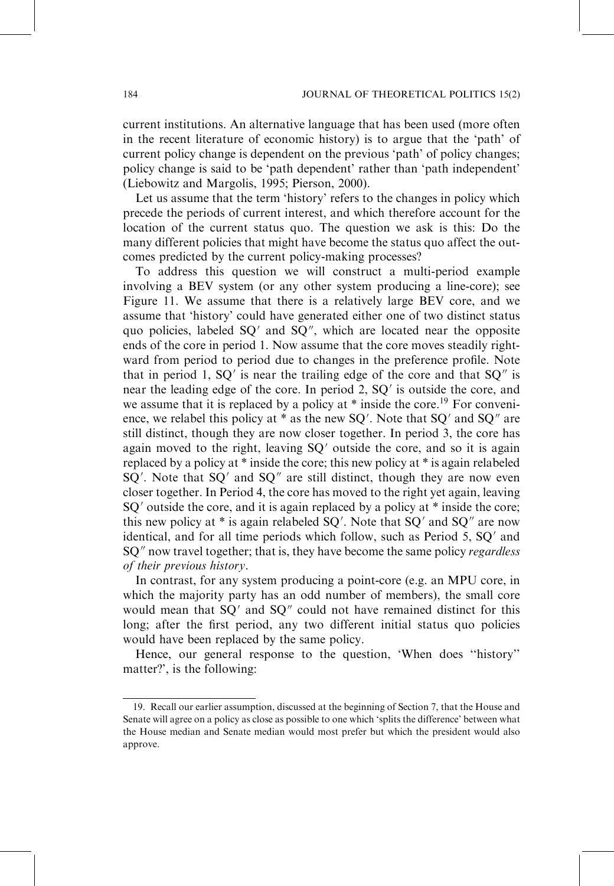current institutions. An alternative language that has been used (more often in the recent literature of economic history) is to argue that the 'path' of current policy change is dependent on the previous 'path' of policy changes; policy change is said to be 'path dependent' rather than 'path independent' (Liebowitz and Margolis, 1995; Pierson, 2000).

Let us assume that the term 'history' refers to the changes in policy which precede the periods of current interest, and which therefore account for the location of the current status quo. The question we ask is this: Do the many different policies that might have become the status quo affect the outcomes predicted by the current policy-making processes?

To address this question we will construct a multi-period example involving a BEV system (or any other system producing a line-core); see Figure 11. We assume that there is a relatively large BEV core, and we assume that 'history' could have generated either one of two distinct status quo policies, labeled SQ′ and SQ″, which are located near the opposite ends of the core in period 1. Now assume that the core moves steadily rightward from period to period due to changes in the preference profile. Note that in period 1, SQ′ is near the trailing edge of the core and that SQ″ is near the leading edge of the core. In period 2, SQ′ is outside the core, and we assume that it is replaced by a policy at * inside the core.[19] For convenience, we relabel this policy at * as the new SQ′. Note that SQ′ and SQ″ are still distinct, though they are now closer together. In period 3, the core has again moved to the right, leaving SQ′ outside the core, and so it is again replaced by a policy at * inside the core; this new policy at * is again relabeled SQ′. Note that SQ′ and SQ″ are still distinct, though they are now even closer together. In Period 4, the core has moved to the right yet again, leaving SQ′ outside the core, and it is again replaced by a policy at * inside the core; this new policy at * is again relabeled SQ′. Note that SQ′ and SQ″ are now identical, and for all time periods which follow, such as Period 5, SQ′ and SQ″ now travel together; that is, they have become the same policy *regardless of their previous history*.

In contrast, for any system producing a point-core (e.g. an MPU core, in which the majority party has an odd number of members), the small core would mean that SQ′ and SQ″ could not have remained distinct for this long; after the first period, any two different initial status quo policies would have been replaced by the same policy.

Hence, our general response to the question, 'When does "history" matter?', is the following:

19. Recall our earlier assumption, discussed at the beginning of Section 7, that the House and Senate will agree on a policy as close as possible to one which 'splits the difference' between what the House median and Senate median would most prefer but which the president would also approve.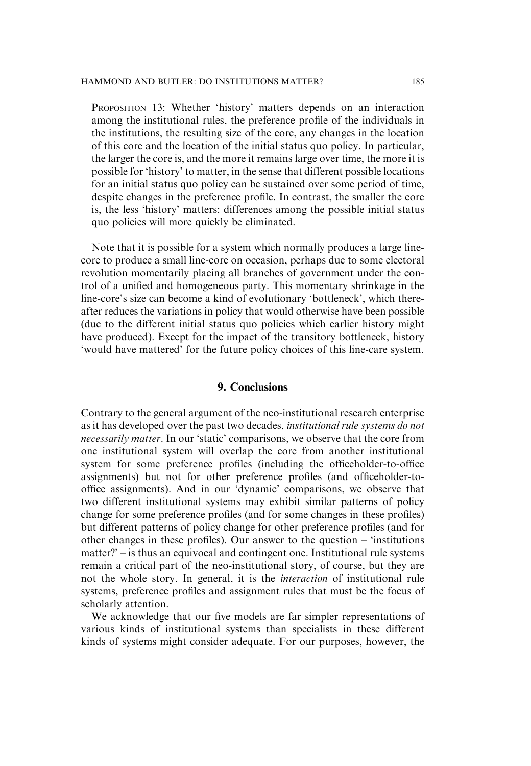PROPOSITION 13: Whether 'history' matters depends on an interaction among the institutional rules, the preference profile of the individuals in the institutions, the resulting size of the core, any changes in the location of this core and the location of the initial status quo policy. In particular, the larger the core is, and the more it remains large over time, the more it is possible for 'history' to matter, in the sense that different possible locations for an initial status quo policy can be sustained over some period of time, despite changes in the preference profile. In contrast, the smaller the core is, the less 'history' matters: differences among the possible initial status quo policies will more quickly be eliminated.

Note that it is possible for a system which normally produces a large line-core to produce a small line-core on occasion, perhaps due to some electoral revolution momentarily placing all branches of government under the control of a unified and homogeneous party. This momentary shrinkage in the line-core's size can become a kind of evolutionary 'bottleneck', which thereafter reduces the variations in policy that would otherwise have been possible (due to the different initial status quo policies which earlier history might have produced). Except for the impact of the transitory bottleneck, history 'would have mattered' for the future policy choices of this line-care system.

## 9. Conclusions

Contrary to the general argument of the neo-institutional research enterprise as it has developed over the past two decades, *institutional rule systems do not necessarily matter*. In our 'static' comparisons, we observe that the core from one institutional system will overlap the core from another institutional system for some preference profiles (including the officeholder-to-office assignments) but not for other preference profiles (and officeholder-to-office assignments). And in our 'dynamic' comparisons, we observe that two different institutional systems may exhibit similar patterns of policy change for some preference profiles (and for some changes in these profiles) but different patterns of policy change for other preference profiles (and for other changes in these profiles). Our answer to the question – 'institutions matter?' – is thus an equivocal and contingent one. Institutional rule systems remain a critical part of the neo-institutional story, of course, but they are not the whole story. In general, it is the *interaction* of institutional rule systems, preference profiles and assignment rules that must be the focus of scholarly attention.

We acknowledge that our five models are far simpler representations of various kinds of institutional systems than specialists in these different kinds of systems might consider adequate. For our purposes, however, the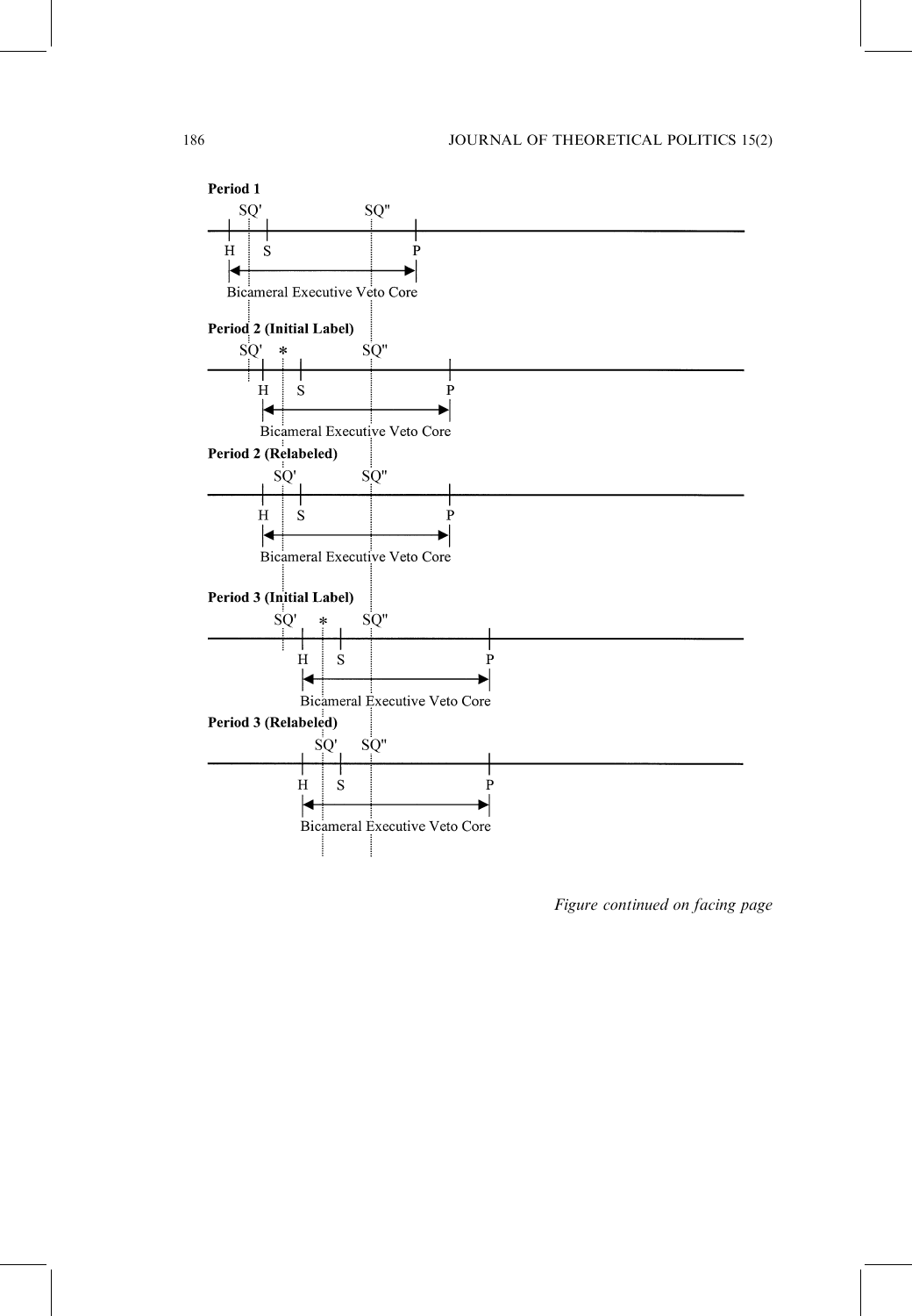**Period 1**

SQ' SQ"

H S P

Bicameral Executive Veto Core

**Period 2 (Initial Label)**

SQ' * SQ"

H S P

Bicameral Executive Veto Core

**Period 2 (Relabeled)**

SQ' SQ"

H S P

Bicameral Executive Veto Core

**Period 3 (Initial Label)**

SQ' * SQ"

H S P

Bicameral Executive Veto Core

**Period 3 (Relabeled)**

SQ' SQ"

H S P

Bicameral Executive Veto Core

*Figure continued on facing page*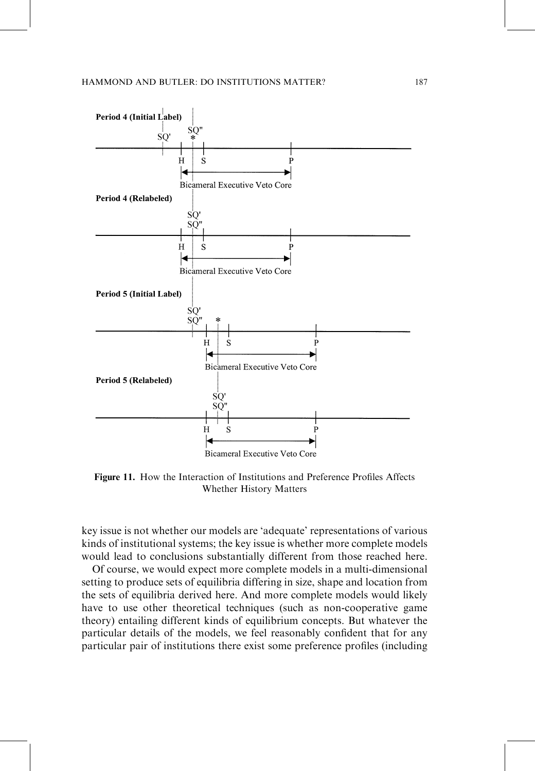Period 4 (Initial Label)

SQ' SQ" *

H S P

Bicameral Executive Veto Core

Period 4 (Relabeled)

SQ' SQ"

H S P

Bicameral Executive Veto Core

Period 5 (Initial Label)

SQ' SQ" *

H S P

Bicameral Executive Veto Core

Period 5 (Relabeled)

SQ' SQ"

H S P

Bicameral Executive Veto Core

**Figure 11.** How the Interaction of Institutions and Preference Profiles Affects Whether History Matters

key issue is not whether our models are 'adequate' representations of various kinds of institutional systems; the key issue is whether more complete models would lead to conclusions substantially different from those reached here.

Of course, we would expect more complete models in a multi-dimensional setting to produce sets of equilibria differing in size, shape and location from the sets of equilibria derived here. And more complete models would likely have to use other theoretical techniques (such as non-cooperative game theory) entailing different kinds of equilibrium concepts. But whatever the particular details of the models, we feel reasonably confident that for any particular pair of institutions there exist some preference profiles (including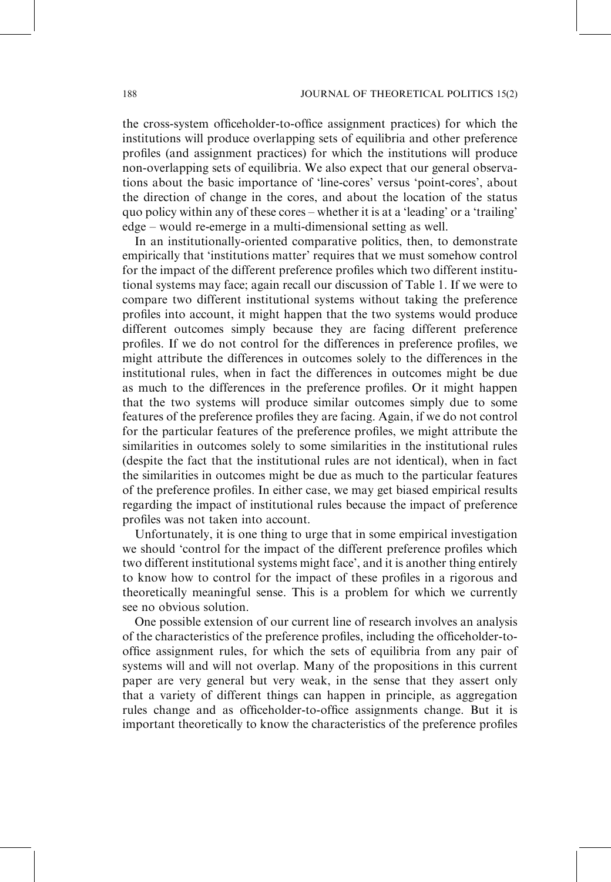the cross-system officeholder-to-office assignment practices) for which the institutions will produce overlapping sets of equilibria and other preference profiles (and assignment practices) for which the institutions will produce non-overlapping sets of equilibria. We also expect that our general observations about the basic importance of 'line-cores' versus 'point-cores', about the direction of change in the cores, and about the location of the status quo policy within any of these cores – whether it is at a 'leading' or a 'trailing' edge – would re-emerge in a multi-dimensional setting as well.

In an institutionally-oriented comparative politics, then, to demonstrate empirically that 'institutions matter' requires that we must somehow control for the impact of the different preference profiles which two different institutional systems may face; again recall our discussion of Table 1. If we were to compare two different institutional systems without taking the preference profiles into account, it might happen that the two systems would produce different outcomes simply because they are facing different preference profiles. If we do not control for the differences in preference profiles, we might attribute the differences in outcomes solely to the differences in the institutional rules, when in fact the differences in outcomes might be due as much to the differences in the preference profiles. Or it might happen that the two systems will produce similar outcomes simply due to some features of the preference profiles they are facing. Again, if we do not control for the particular features of the preference profiles, we might attribute the similarities in outcomes solely to some similarities in the institutional rules (despite the fact that the institutional rules are not identical), when in fact the similarities in outcomes might be due as much to the particular features of the preference profiles. In either case, we may get biased empirical results regarding the impact of institutional rules because the impact of preference profiles was not taken into account.

Unfortunately, it is one thing to urge that in some empirical investigation we should 'control for the impact of the different preference profiles which two different institutional systems might face', and it is another thing entirely to know how to control for the impact of these profiles in a rigorous and theoretically meaningful sense. This is a problem for which we currently see no obvious solution.

One possible extension of our current line of research involves an analysis of the characteristics of the preference profiles, including the officeholder-to-office assignment rules, for which the sets of equilibria from any pair of systems will and will not overlap. Many of the propositions in this current paper are very general but very weak, in the sense that they assert only that a variety of different things can happen in principle, as aggregation rules change and as officeholder-to-office assignments change. But it is important theoretically to know the characteristics of the preference profiles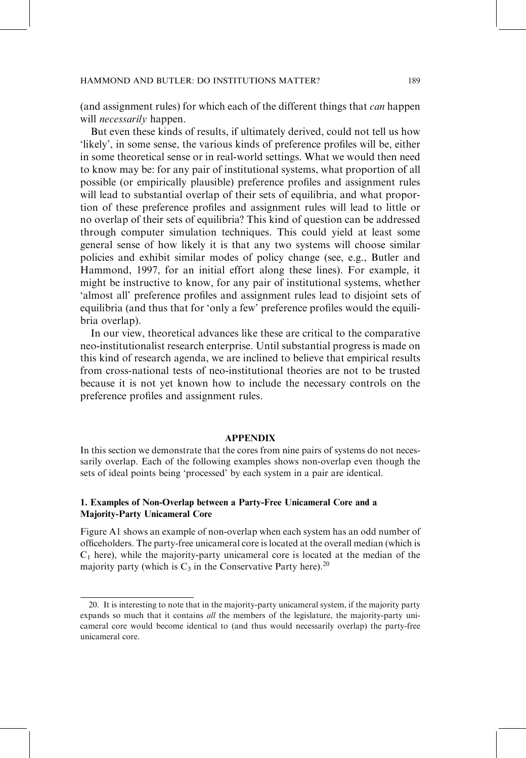(and assignment rules) for which each of the different things that *can* happen will *necessarily* happen.

But even these kinds of results, if ultimately derived, could not tell us how 'likely', in some sense, the various kinds of preference profiles will be, either in some theoretical sense or in real-world settings. What we would then need to know may be: for any pair of institutional systems, what proportion of all possible (or empirically plausible) preference profiles and assignment rules will lead to substantial overlap of their sets of equilibria, and what proportion of these preference profiles and assignment rules will lead to little or no overlap of their sets of equilibria? This kind of question can be addressed through computer simulation techniques. This could yield at least some general sense of how likely it is that any two systems will choose similar policies and exhibit similar modes of policy change (see, e.g., Butler and Hammond, 1997, for an initial effort along these lines). For example, it might be instructive to know, for any pair of institutional systems, whether 'almost all' preference profiles and assignment rules lead to disjoint sets of equilibria (and thus that for 'only a few' preference profiles would the equilibria overlap).

In our view, theoretical advances like these are critical to the comparative neo-institutionalist research enterprise. Until substantial progress is made on this kind of research agenda, we are inclined to believe that empirical results from cross-national tests of neo-institutional theories are not to be trusted because it is not yet known how to include the necessary controls on the preference profiles and assignment rules.

## APPENDIX

In this section we demonstrate that the cores from nine pairs of systems do not necessarily overlap. Each of the following examples shows non-overlap even though the sets of ideal points being 'processed' by each system in a pair are identical.

### 1. Examples of Non-Overlap between a Party-Free Unicameral Core and a Majority-Party Unicameral Core

Figure A1 shows an example of non-overlap when each system has an odd number of officeholders. The party-free unicameral core is located at the overall median (which is $C_1$ here), while the majority-party unicameral core is located at the median of the majority party (which is $C_3$ in the Conservative Party here).[20]

---

20. It is interesting to note that in the majority-party unicameral system, if the majority party expands so much that it contains *all* the members of the legislature, the majority-party unicameral core would become identical to (and thus would necessarily overlap) the party-free unicameral core.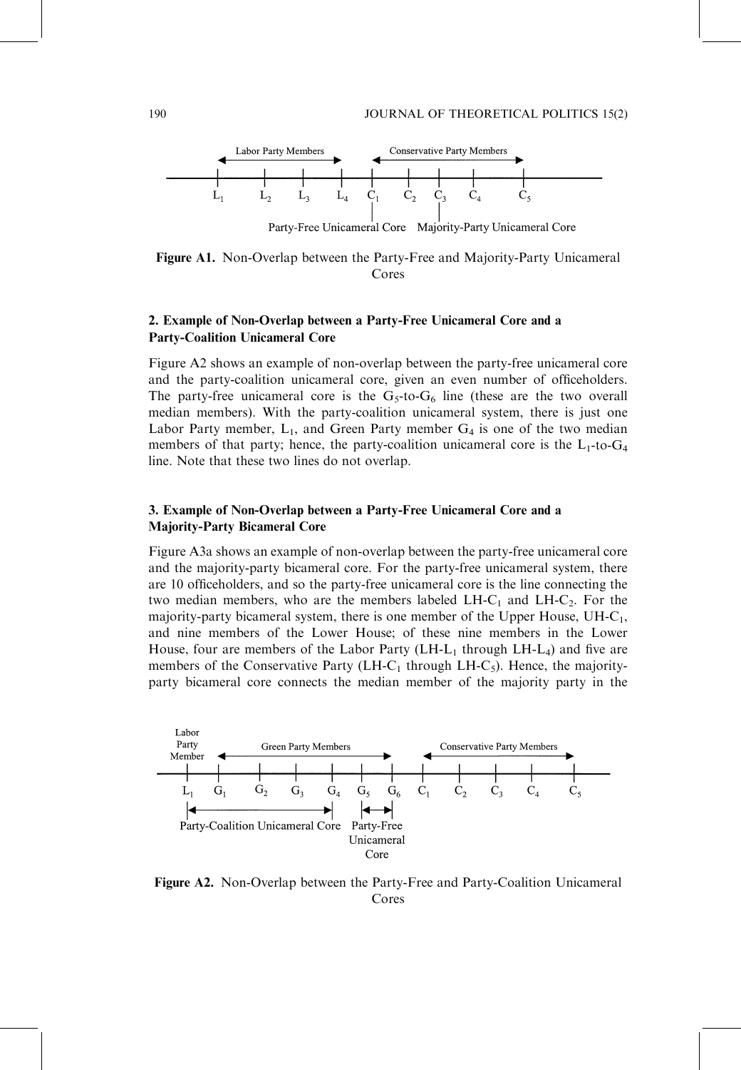Labor Party Members — Conservative Party Members

$L_1$ $L_2$ $L_3$ $L_4$ $C_1$ $C_2$ $C_3$ $C_4$ $C_5$

Party-Free Unicameral Core — Majority-Party Unicameral Core

**Figure A1.** Non-Overlap between the Party-Free and Majority-Party Unicameral Cores

### 2. Example of Non-Overlap between a Party-Free Unicameral Core and a Party-Coalition Unicameral Core

Figure A2 shows an example of non-overlap between the party-free unicameral core and the party-coalition unicameral core, given an even number of officeholders. The party-free unicameral core is the $G_5$-to-$G_6$ line (these are the two overall median members). With the party-coalition unicameral system, there is just one Labor Party member, $L_1$, and Green Party member $G_4$ is one of the two median members of that party; hence, the party-coalition unicameral core is the $L_1$-to-$G_4$ line. Note that these two lines do not overlap.

### 3. Example of Non-Overlap between a Party-Free Unicameral Core and a Majority-Party Bicameral Core

Figure A3a shows an example of non-overlap between the party-free unicameral core and the majority-party bicameral core. For the party-free unicameral system, there are 10 officeholders, and so the party-free unicameral core is the line connecting the two median members, who are the members labeled LH-$C_1$ and LH-$C_2$. For the majority-party bicameral system, there is one member of the Upper House, UH-$C_1$, and nine members of the Lower House; of these nine members in the Lower House, four are members of the Labor Party (LH-$L_1$ through LH-$L_4$) and five are members of the Conservative Party (LH-$C_1$ through LH-$C_5$). Hence, the majority-party bicameral core connects the median member of the majority party in the

Labor Party Member — Green Party Members — Conservative Party Members

$L_1$ $G_1$ $G_2$ $G_3$ $G_4$ $G_5$ $G_6$ $C_1$ $C_2$ $C_3$ $C_4$ $C_5$

Party-Coalition Unicameral Core — Party-Free Unicameral Core

**Figure A2.** Non-Overlap between the Party-Free and Party-Coalition Unicameral Cores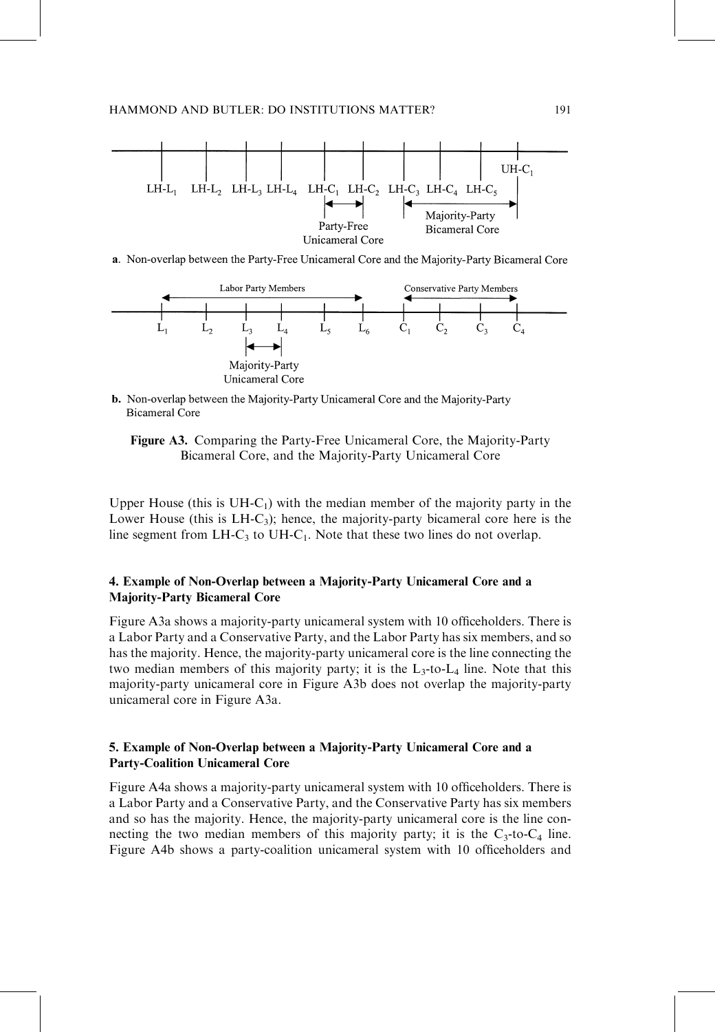a. Non-overlap between the Party-Free Unicameral Core and the Majority-Party Bicameral Core

b. Non-overlap between the Majority-Party Unicameral Core and the Majority-Party Bicameral Core

**Figure A3.** Comparing the Party-Free Unicameral Core, the Majority-Party Bicameral Core, and the Majority-Party Unicameral Core

Upper House (this is UH-$C_1$) with the median member of the majority party in the Lower House (this is LH-$C_3$); hence, the majority-party bicameral core here is the line segment from LH-$C_3$ to UH-$C_1$. Note that these two lines do not overlap.

### 4. Example of Non-Overlap between a Majority-Party Unicameral Core and a Majority-Party Bicameral Core

Figure A3a shows a majority-party unicameral system with 10 officeholders. There is a Labor Party and a Conservative Party, and the Labor Party has six members, and so has the majority. Hence, the majority-party unicameral core is the line connecting the two median members of this majority party; it is the $L_3$-to-$L_4$ line. Note that this majority-party unicameral core in Figure A3b does not overlap the majority-party unicameral core in Figure A3a.

### 5. Example of Non-Overlap between a Majority-Party Unicameral Core and a Party-Coalition Unicameral Core

Figure A4a shows a majority-party unicameral system with 10 officeholders. There is a Labor Party and a Conservative Party, and the Conservative Party has six members and so has the majority. Hence, the majority-party unicameral core is the line connecting the two median members of this majority party; it is the $C_3$-to-$C_4$ line. Figure A4b shows a party-coalition unicameral system with 10 officeholders and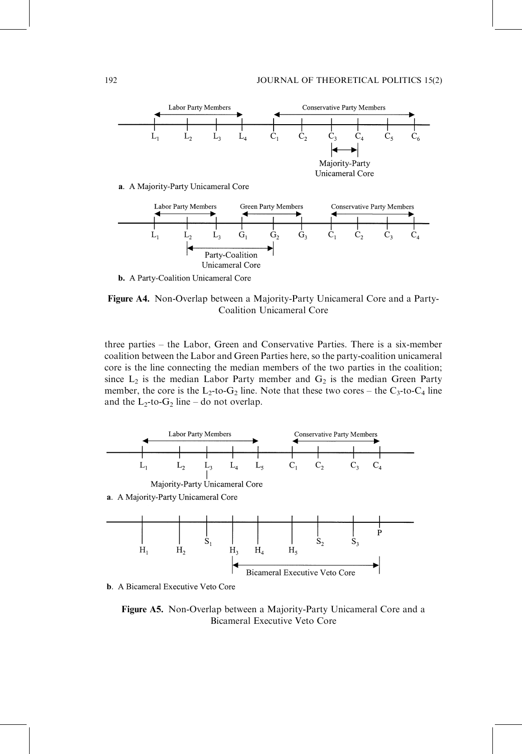**a**. A Majority-Party Unicameral Core

**b.** A Party-Coalition Unicameral Core

**Figure A4.** Non-Overlap between a Majority-Party Unicameral Core and a Party-Coalition Unicameral Core

three parties – the Labor, Green and Conservative Parties. There is a six-member coalition between the Labor and Green Parties here, so the party-coalition unicameral core is the line connecting the median members of the two parties in the coalition; since $L_2$ is the median Labor Party member and $G_2$ is the median Green Party member, the core is the $L_2$-to-$G_2$ line. Note that these two cores – the $C_3$-to-$C_4$ line and the $L_2$-to-$G_2$ line – do not overlap.

**a**. A Majority-Party Unicameral Core

**b**. A Bicameral Executive Veto Core

**Figure A5.** Non-Overlap between a Majority-Party Unicameral Core and a Bicameral Executive Veto Core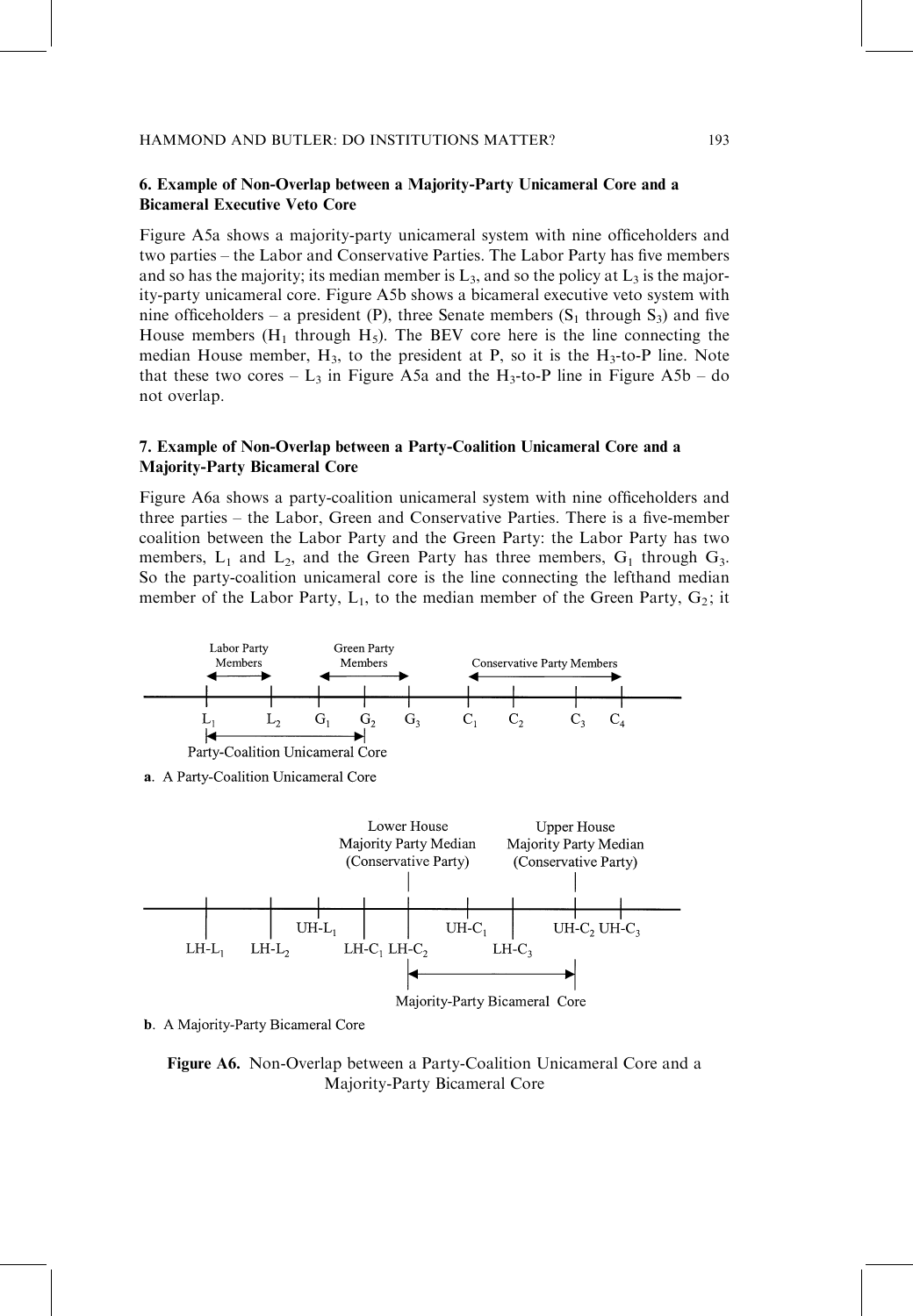## 6. Example of Non-Overlap between a Majority-Party Unicameral Core and a Bicameral Executive Veto Core

Figure A5a shows a majority-party unicameral system with nine officeholders and two parties – the Labor and Conservative Parties. The Labor Party has five members and so has the majority; its median member is $L_3$, and so the policy at $L_3$ is the majority-party unicameral core. Figure A5b shows a bicameral executive veto system with nine officeholders – a president (P), three Senate members ($S_1$ through $S_3$) and five House members ($H_1$ through $H_5$). The BEV core here is the line connecting the median House member, $H_3$, to the president at P, so it is the $H_3$-to-P line. Note that these two cores – $L_3$ in Figure A5a and the $H_3$-to-P line in Figure A5b – do not overlap.

## 7. Example of Non-Overlap between a Party-Coalition Unicameral Core and a Majority-Party Bicameral Core

Figure A6a shows a party-coalition unicameral system with nine officeholders and three parties – the Labor, Green and Conservative Parties. There is a five-member coalition between the Labor Party and the Green Party: the Labor Party has two members, $L_1$ and $L_2$, and the Green Party has three members, $G_1$ through $G_3$. So the party-coalition unicameral core is the line connecting the lefthand median member of the Labor Party, $L_1$, to the median member of the Green Party, $G_2$; it

Labor Party Members | Green Party Members | Conservative Party Members

$L_1$ $L_2$ $G_1$ $G_2$ $G_3$ $C_1$ $C_2$ $C_3$ $C_4$

Party-Coalition Unicameral Core

**a**. A Party-Coalition Unicameral Core

Lower House Majority Party Median (Conservative Party) | Upper House Majority Party Median (Conservative Party)

$LH\text{-}L_1$ $LH\text{-}L_2$ $UH\text{-}L_1$ $LH\text{-}C_1$ $LH\text{-}C_2$ $UH\text{-}C_1$ $LH\text{-}C_3$ $UH\text{-}C_2$ $UH\text{-}C_3$

Majority-Party Bicameral Core

**b**. A Majority-Party Bicameral Core

**Figure A6.** Non-Overlap between a Party-Coalition Unicameral Core and a Majority-Party Bicameral Core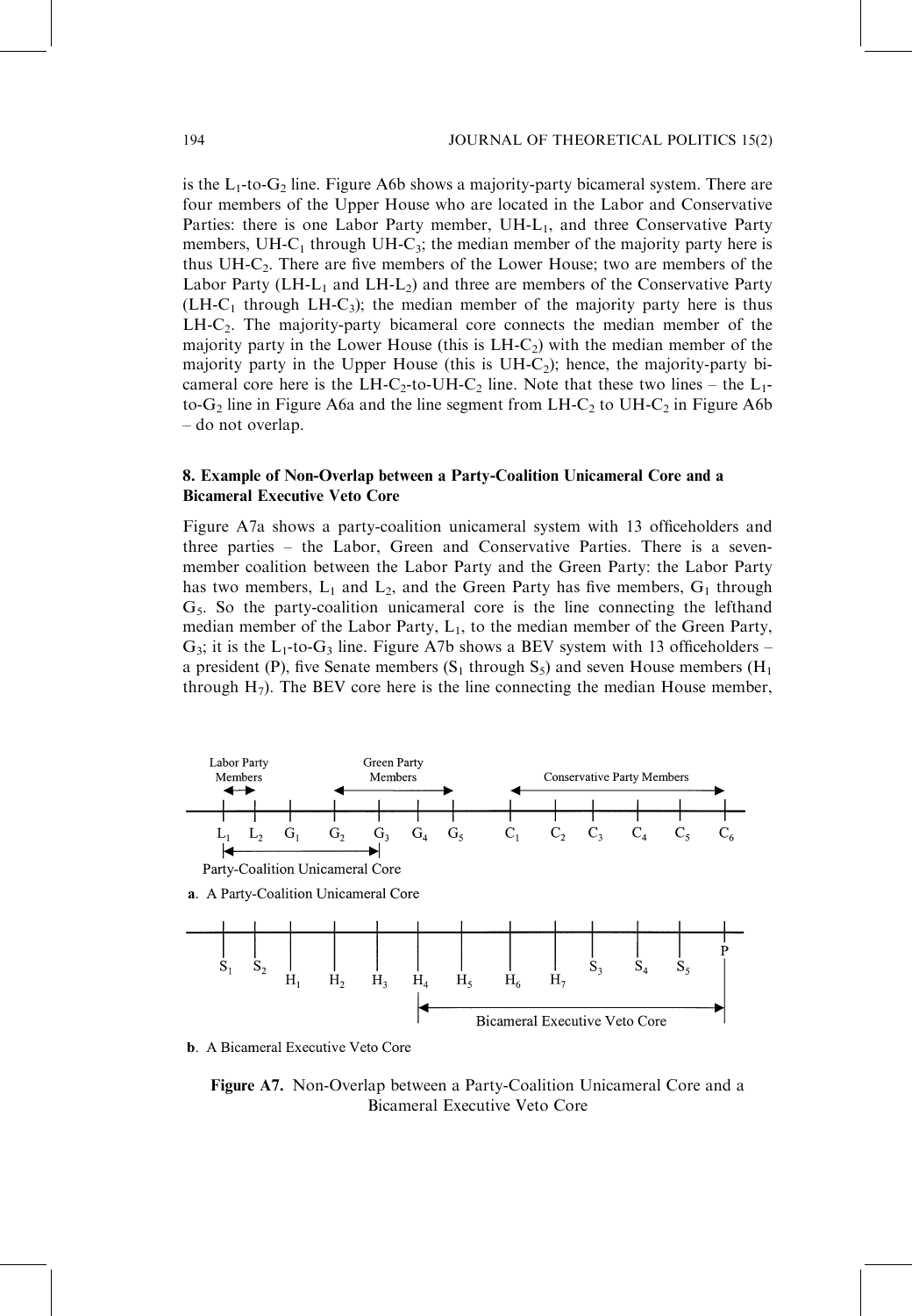is the $L_1$-to-$G_2$ line. Figure A6b shows a majority-party bicameral system. There are four members of the Upper House who are located in the Labor and Conservative Parties: there is one Labor Party member, UH-$L_1$, and three Conservative Party members, UH-$C_1$ through UH-$C_3$; the median member of the majority party here is thus UH-$C_2$. There are five members of the Lower House; two are members of the Labor Party (LH-$L_1$ and LH-$L_2$) and three are members of the Conservative Party (LH-$C_1$ through LH-$C_3$); the median member of the majority party here is thus LH-$C_2$. The majority-party bicameral core connects the median member of the majority party in the Lower House (this is LH-$C_2$) with the median member of the majority party in the Upper House (this is UH-$C_2$); hence, the majority-party bicameral core here is the LH-$C_2$-to-UH-$C_2$ line. Note that these two lines – the $L_1$-to-$G_2$ line in Figure A6a and the line segment from LH-$C_2$ to UH-$C_2$ in Figure A6b – do not overlap.

### 8. Example of Non-Overlap between a Party-Coalition Unicameral Core and a Bicameral Executive Veto Core

Figure A7a shows a party-coalition unicameral system with 13 officeholders and three parties – the Labor, Green and Conservative Parties. There is a seven-member coalition between the Labor Party and the Green Party: the Labor Party has two members, $L_1$ and $L_2$, and the Green Party has five members, $G_1$ through $G_5$. So the party-coalition unicameral core is the line connecting the lefthand median member of the Labor Party, $L_1$, to the median member of the Green Party, $G_3$; it is the $L_1$-to-$G_3$ line. Figure A7b shows a BEV system with 13 officeholders – a president (P), five Senate members ($S_1$ through $S_5$) and seven House members ($H_1$ through $H_7$). The BEV core here is the line connecting the median House member,

Labor Party Members | Green Party Members | Conservative Party Members

$L_1$ $L_2$ $G_1$ $G_2$ $G_3$ $G_4$ $G_5$ $C_1$ $C_2$ $C_3$ $C_4$ $C_5$ $C_6$

Party-Coalition Unicameral Core

**a**. A Party-Coalition Unicameral Core

$S_1$ $S_2$ $H_1$ $H_2$ $H_3$ $H_4$ $H_5$ $H_6$ $H_7$ $S_3$ $S_4$ $S_5$ P

Bicameral Executive Veto Core

**b**. A Bicameral Executive Veto Core

**Figure A7.** Non-Overlap between a Party-Coalition Unicameral Core and a Bicameral Executive Veto Core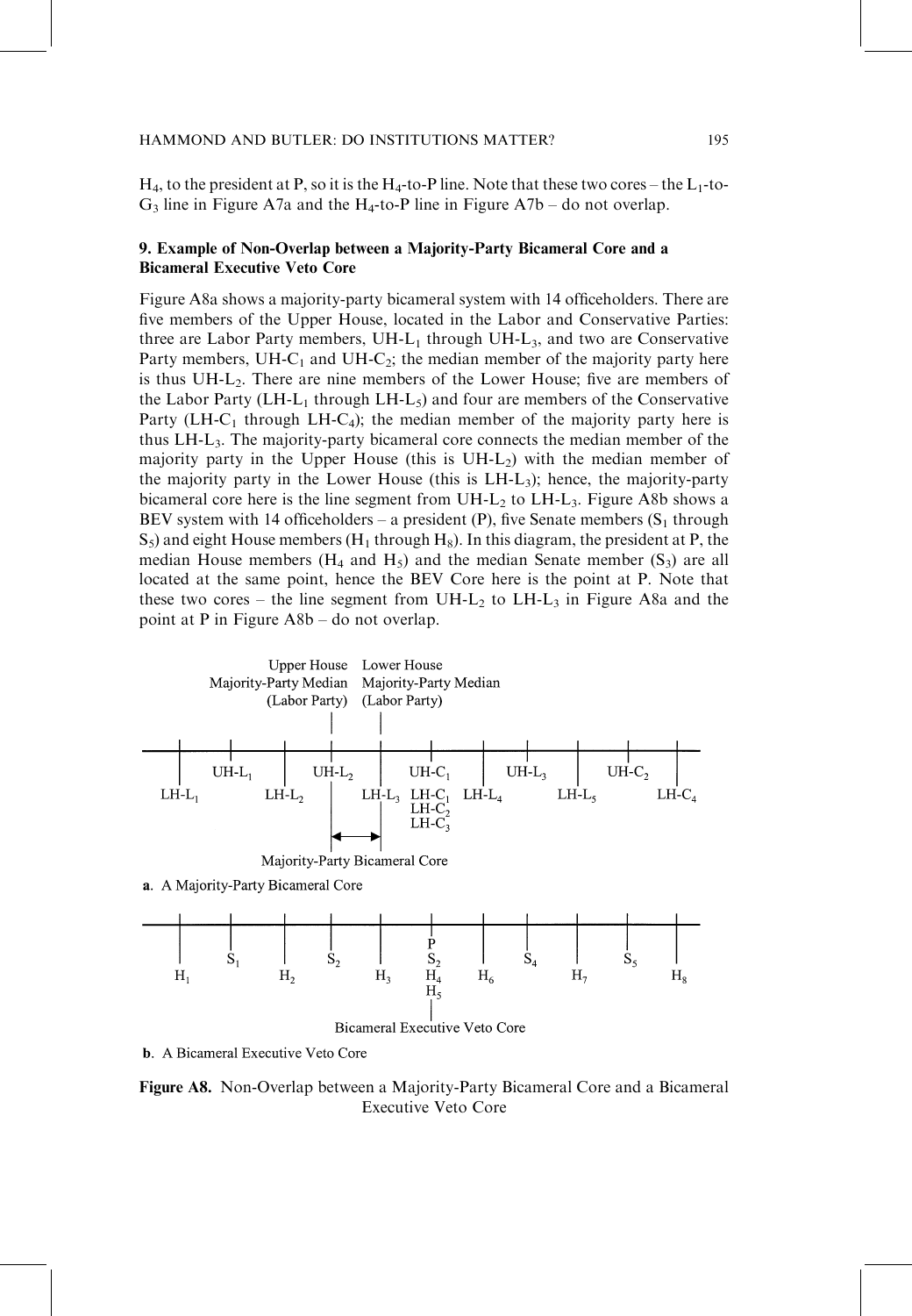$H_4$, to the president at P, so it is the $H_4$-to-P line. Note that these two cores – the $L_1$-to-$G_3$ line in Figure A7a and the $H_4$-to-P line in Figure A7b – do not overlap.

### 9. Example of Non-Overlap between a Majority-Party Bicameral Core and a Bicameral Executive Veto Core

Figure A8a shows a majority-party bicameral system with 14 officeholders. There are five members of the Upper House, located in the Labor and Conservative Parties: three are Labor Party members, UH-$L_1$ through UH-$L_3$, and two are Conservative Party members, UH-$C_1$ and UH-$C_2$; the median member of the majority party here is thus UH-$L_2$. There are nine members of the Lower House; five are members of the Labor Party (LH-$L_1$ through LH-$L_5$) and four are members of the Conservative Party (LH-$C_1$ through LH-$C_4$); the median member of the majority party here is thus LH-$L_3$. The majority-party bicameral core connects the median member of the majority party in the Upper House (this is UH-$L_2$) with the median member of the majority party in the Lower House (this is LH-$L_3$); hence, the majority-party bicameral core here is the line segment from UH-$L_2$ to LH-$L_3$. Figure A8b shows a BEV system with 14 officeholders – a president (P), five Senate members ($S_1$ through $S_5$) and eight House members ($H_1$ through $H_8$). In this diagram, the president at P, the median House members ($H_4$ and $H_5$) and the median Senate member ($S_3$) are all located at the same point, hence the BEV Core here is the point at P. Note that these two cores – the line segment from UH-$L_2$ to LH-$L_3$ in Figure A8a and the point at P in Figure A8b – do not overlap.

Upper House Majority-Party Median (Labor Party) Lower House Majority-Party Median (Labor Party)

LH-$L_1$ UH-$L_1$ LH-$L_2$ UH-$L_2$ LH-$L_3$ UH-$C_1$ LH-$C_1$ LH-$C_2$ LH-$C_3$ LH-$L_4$ UH-$L_3$ LH-$L_5$ UH-$C_2$ LH-$C_4$

Majority-Party Bicameral Core

**a**. A Majority-Party Bicameral Core

$H_1$ $S_1$ $H_2$ $S_2$ $H_3$ P $S_2$ $H_4$ $H_5$ $H_6$ $S_4$ $H_7$ $S_5$ $H_8$

Bicameral Executive Veto Core

**b**. A Bicameral Executive Veto Core

**Figure A8.** Non-Overlap between a Majority-Party Bicameral Core and a Bicameral Executive Veto Core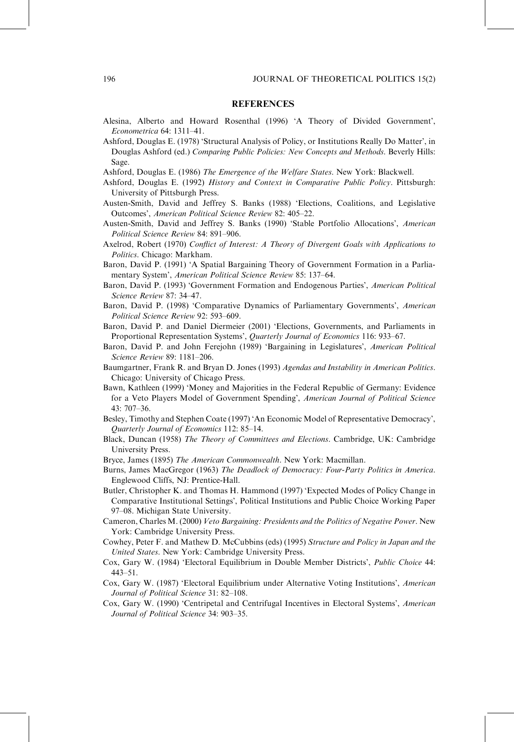## REFERENCES

Alesina, Alberto and Howard Rosenthal (1996) 'A Theory of Divided Government', *Econometrica* 64: 1311–41.

Ashford, Douglas E. (1978) 'Structural Analysis of Policy, or Institutions Really Do Matter', in Douglas Ashford (ed.) *Comparing Public Policies: New Concepts and Methods*. Beverly Hills: Sage.

Ashford, Douglas E. (1986) *The Emergence of the Welfare States*. New York: Blackwell.

Ashford, Douglas E. (1992) *History and Context in Comparative Public Policy*. Pittsburgh: University of Pittsburgh Press.

Austen-Smith, David and Jeffrey S. Banks (1988) 'Elections, Coalitions, and Legislative Outcomes', *American Political Science Review* 82: 405–22.

Austen-Smith, David and Jeffrey S. Banks (1990) 'Stable Portfolio Allocations', *American Political Science Review* 84: 891–906.

Axelrod, Robert (1970) *Conflict of Interest: A Theory of Divergent Goals with Applications to Politics*. Chicago: Markham.

Baron, David P. (1991) 'A Spatial Bargaining Theory of Government Formation in a Parliamentary System', *American Political Science Review* 85: 137–64.

Baron, David P. (1993) 'Government Formation and Endogenous Parties', *American Political Science Review* 87: 34–47.

Baron, David P. (1998) 'Comparative Dynamics of Parliamentary Governments', *American Political Science Review* 92: 593–609.

Baron, David P. and Daniel Diermeier (2001) 'Elections, Governments, and Parliaments in Proportional Representation Systems', *Quarterly Journal of Economics* 116: 933–67.

Baron, David P. and John Ferejohn (1989) 'Bargaining in Legislatures', *American Political Science Review* 89: 1181–206.

Baumgartner, Frank R. and Bryan D. Jones (1993) *Agendas and Instability in American Politics*. Chicago: University of Chicago Press.

Bawn, Kathleen (1999) 'Money and Majorities in the Federal Republic of Germany: Evidence for a Veto Players Model of Government Spending', *American Journal of Political Science* 43: 707–36.

Besley, Timothy and Stephen Coate (1997) 'An Economic Model of Representative Democracy', *Quarterly Journal of Economics* 112: 85–14.

Black, Duncan (1958) *The Theory of Committees and Elections*. Cambridge, UK: Cambridge University Press.

Bryce, James (1895) *The American Commonwealth*. New York: Macmillan.

Burns, James MacGregor (1963) *The Deadlock of Democracy: Four-Party Politics in America*. Englewood Cliffs, NJ: Prentice-Hall.

Butler, Christopher K. and Thomas H. Hammond (1997) 'Expected Modes of Policy Change in Comparative Institutional Settings', Political Institutions and Public Choice Working Paper 97–08. Michigan State University.

Cameron, Charles M. (2000) *Veto Bargaining: Presidents and the Politics of Negative Power*. New York: Cambridge University Press.

Cowhey, Peter F. and Mathew D. McCubbins (eds) (1995) *Structure and Policy in Japan and the United States*. New York: Cambridge University Press.

Cox, Gary W. (1984) 'Electoral Equilibrium in Double Member Districts', *Public Choice* 44: 443–51.

Cox, Gary W. (1987) 'Electoral Equilibrium under Alternative Voting Institutions', *American Journal of Political Science* 31: 82–108.

Cox, Gary W. (1990) 'Centripetal and Centrifugal Incentives in Electoral Systems', *American Journal of Political Science* 34: 903–35.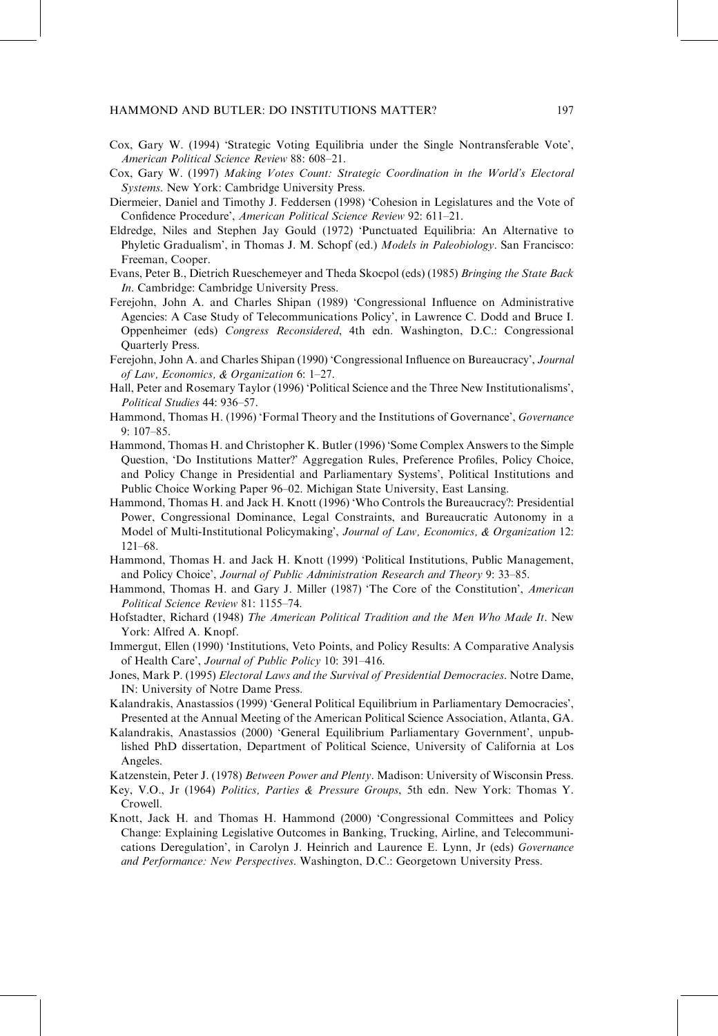Cox, Gary W. (1994) 'Strategic Voting Equilibria under the Single Nontransferable Vote', *American Political Science Review* 88: 608–21.

Cox, Gary W. (1997) *Making Votes Count: Strategic Coordination in the World's Electoral Systems*. New York: Cambridge University Press.

Diermeier, Daniel and Timothy J. Feddersen (1998) 'Cohesion in Legislatures and the Vote of Confidence Procedure', *American Political Science Review* 92: 611–21.

Eldredge, Niles and Stephen Jay Gould (1972) 'Punctuated Equilibria: An Alternative to Phyletic Gradualism', in Thomas J. M. Schopf (ed.) *Models in Paleobiology*. San Francisco: Freeman, Cooper.

Evans, Peter B., Dietrich Rueschemeyer and Theda Skocpol (eds) (1985) *Bringing the State Back In*. Cambridge: Cambridge University Press.

Ferejohn, John A. and Charles Shipan (1989) 'Congressional Influence on Administrative Agencies: A Case Study of Telecommunications Policy', in Lawrence C. Dodd and Bruce I. Oppenheimer (eds) *Congress Reconsidered*, 4th edn. Washington, D.C.: Congressional Quarterly Press.

Ferejohn, John A. and Charles Shipan (1990) 'Congressional Influence on Bureaucracy', *Journal of Law, Economics, & Organization* 6: 1–27.

Hall, Peter and Rosemary Taylor (1996) 'Political Science and the Three New Institutionalisms', *Political Studies* 44: 936–57.

Hammond, Thomas H. (1996) 'Formal Theory and the Institutions of Governance', *Governance* 9: 107–85.

Hammond, Thomas H. and Christopher K. Butler (1996) 'Some Complex Answers to the Simple Question, 'Do Institutions Matter?' Aggregation Rules, Preference Profiles, Policy Choice, and Policy Change in Presidential and Parliamentary Systems', Political Institutions and Public Choice Working Paper 96–02. Michigan State University, East Lansing.

Hammond, Thomas H. and Jack H. Knott (1996) 'Who Controls the Bureaucracy?: Presidential Power, Congressional Dominance, Legal Constraints, and Bureaucratic Autonomy in a Model of Multi-Institutional Policymaking', *Journal of Law, Economics, & Organization* 12: 121–68.

Hammond, Thomas H. and Jack H. Knott (1999) 'Political Institutions, Public Management, and Policy Choice', *Journal of Public Administration Research and Theory* 9: 33–85.

Hammond, Thomas H. and Gary J. Miller (1987) 'The Core of the Constitution', *American Political Science Review* 81: 1155–74.

Hofstadter, Richard (1948) *The American Political Tradition and the Men Who Made It*. New York: Alfred A. Knopf.

Immergut, Ellen (1990) 'Institutions, Veto Points, and Policy Results: A Comparative Analysis of Health Care', *Journal of Public Policy* 10: 391–416.

Jones, Mark P. (1995) *Electoral Laws and the Survival of Presidential Democracies*. Notre Dame, IN: University of Notre Dame Press.

Kalandrakis, Anastassios (1999) 'General Political Equilibrium in Parliamentary Democracies', Presented at the Annual Meeting of the American Political Science Association, Atlanta, GA.

Kalandrakis, Anastassios (2000) 'General Equilibrium Parliamentary Government', unpublished PhD dissertation, Department of Political Science, University of California at Los Angeles.

Katzenstein, Peter J. (1978) *Between Power and Plenty*. Madison: University of Wisconsin Press.

Key, V.O., Jr (1964) *Politics, Parties & Pressure Groups*, 5th edn. New York: Thomas Y. Crowell.

Knott, Jack H. and Thomas H. Hammond (2000) 'Congressional Committees and Policy Change: Explaining Legislative Outcomes in Banking, Trucking, Airline, and Telecommunications Deregulation', in Carolyn J. Heinrich and Laurence E. Lynn, Jr (eds) *Governance and Performance: New Perspectives*. Washington, D.C.: Georgetown University Press.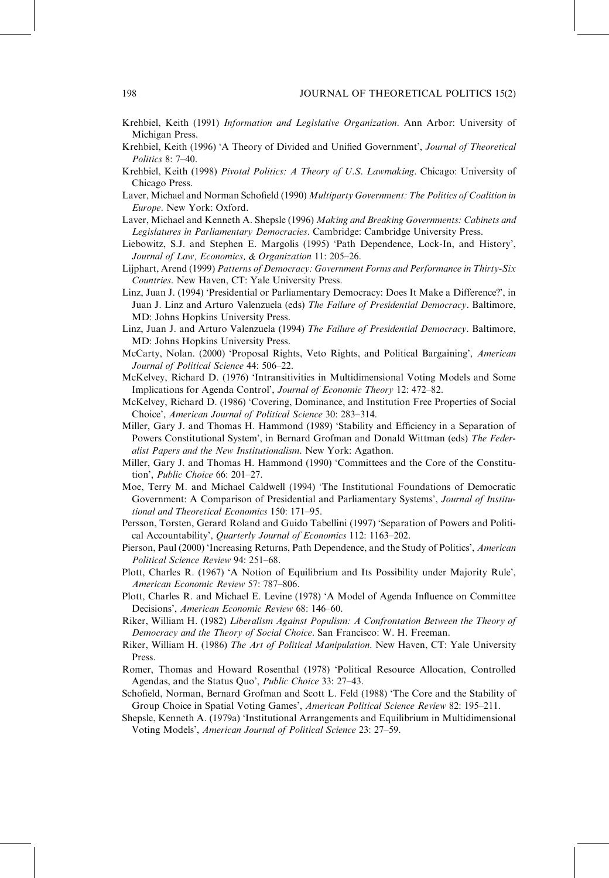Krehbiel, Keith (1991) *Information and Legislative Organization*. Ann Arbor: University of Michigan Press.

Krehbiel, Keith (1996) 'A Theory of Divided and Unified Government', *Journal of Theoretical Politics* 8: 7–40.

Krehbiel, Keith (1998) *Pivotal Politics: A Theory of U.S. Lawmaking*. Chicago: University of Chicago Press.

Laver, Michael and Norman Schofield (1990) *Multiparty Government: The Politics of Coalition in Europe*. New York: Oxford.

Laver, Michael and Kenneth A. Shepsle (1996) *Making and Breaking Governments: Cabinets and Legislatures in Parliamentary Democracies*. Cambridge: Cambridge University Press.

Liebowitz, S.J. and Stephen E. Margolis (1995) 'Path Dependence, Lock-In, and History', *Journal of Law, Economics, & Organization* 11: 205–26.

Lijphart, Arend (1999) *Patterns of Democracy: Government Forms and Performance in Thirty-Six Countries*. New Haven, CT: Yale University Press.

Linz, Juan J. (1994) 'Presidential or Parliamentary Democracy: Does It Make a Difference?', in Juan J. Linz and Arturo Valenzuela (eds) *The Failure of Presidential Democracy*. Baltimore, MD: Johns Hopkins University Press.

Linz, Juan J. and Arturo Valenzuela (1994) *The Failure of Presidential Democracy*. Baltimore, MD: Johns Hopkins University Press.

McCarty, Nolan. (2000) 'Proposal Rights, Veto Rights, and Political Bargaining', *American Journal of Political Science* 44: 506–22.

McKelvey, Richard D. (1976) 'Intransitivities in Multidimensional Voting Models and Some Implications for Agenda Control', *Journal of Economic Theory* 12: 472–82.

McKelvey, Richard D. (1986) 'Covering, Dominance, and Institution Free Properties of Social Choice', *American Journal of Political Science* 30: 283–314.

Miller, Gary J. and Thomas H. Hammond (1989) 'Stability and Efficiency in a Separation of Powers Constitutional System', in Bernard Grofman and Donald Wittman (eds) *The Federalist Papers and the New Institutionalism*. New York: Agathon.

Miller, Gary J. and Thomas H. Hammond (1990) 'Committees and the Core of the Constitution', *Public Choice* 66: 201–27.

Moe, Terry M. and Michael Caldwell (1994) 'The Institutional Foundations of Democratic Government: A Comparison of Presidential and Parliamentary Systems', *Journal of Institutional and Theoretical Economics* 150: 171–95.

Persson, Torsten, Gerard Roland and Guido Tabellini (1997) 'Separation of Powers and Political Accountability', *Quarterly Journal of Economics* 112: 1163–202.

Pierson, Paul (2000) 'Increasing Returns, Path Dependence, and the Study of Politics', *American Political Science Review* 94: 251–68.

Plott, Charles R. (1967) 'A Notion of Equilibrium and Its Possibility under Majority Rule', *American Economic Review* 57: 787–806.

Plott, Charles R. and Michael E. Levine (1978) 'A Model of Agenda Influence on Committee Decisions', *American Economic Review* 68: 146–60.

Riker, William H. (1982) *Liberalism Against Populism: A Confrontation Between the Theory of Democracy and the Theory of Social Choice*. San Francisco: W. H. Freeman.

Riker, William H. (1986) *The Art of Political Manipulation*. New Haven, CT: Yale University Press.

Romer, Thomas and Howard Rosenthal (1978) 'Political Resource Allocation, Controlled Agendas, and the Status Quo', *Public Choice* 33: 27–43.

Schofield, Norman, Bernard Grofman and Scott L. Feld (1988) 'The Core and the Stability of Group Choice in Spatial Voting Games', *American Political Science Review* 82: 195–211.

Shepsle, Kenneth A. (1979a) 'Institutional Arrangements and Equilibrium in Multidimensional Voting Models', *American Journal of Political Science* 23: 27–59.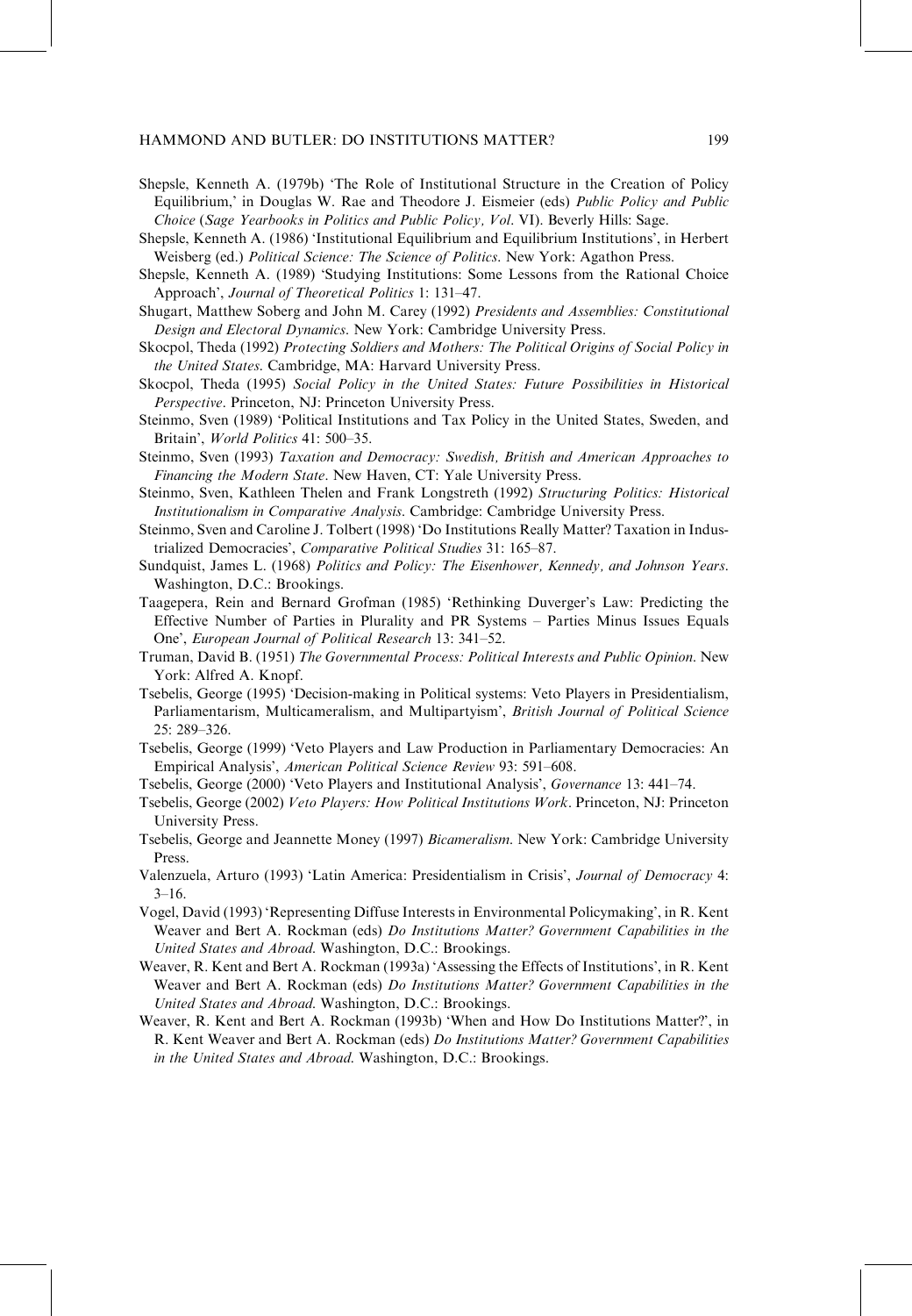Shepsle, Kenneth A. (1979b) 'The Role of Institutional Structure in the Creation of Policy Equilibrium,' in Douglas W. Rae and Theodore J. Eismeier (eds) *Public Policy and Public Choice* (*Sage Yearbooks in Politics and Public Policy, Vol.* VI). Beverly Hills: Sage.

Shepsle, Kenneth A. (1986) 'Institutional Equilibrium and Equilibrium Institutions', in Herbert Weisberg (ed.) *Political Science: The Science of Politics*. New York: Agathon Press.

Shepsle, Kenneth A. (1989) 'Studying Institutions: Some Lessons from the Rational Choice Approach', *Journal of Theoretical Politics* 1: 131–47.

Shugart, Matthew Soberg and John M. Carey (1992) *Presidents and Assemblies: Constitutional Design and Electoral Dynamics*. New York: Cambridge University Press.

Skocpol, Theda (1992) *Protecting Soldiers and Mothers: The Political Origins of Social Policy in the United States*. Cambridge, MA: Harvard University Press.

Skocpol, Theda (1995) *Social Policy in the United States: Future Possibilities in Historical Perspective*. Princeton, NJ: Princeton University Press.

Steinmo, Sven (1989) 'Political Institutions and Tax Policy in the United States, Sweden, and Britain', *World Politics* 41: 500–35.

Steinmo, Sven (1993) *Taxation and Democracy: Swedish, British and American Approaches to Financing the Modern State*. New Haven, CT: Yale University Press.

Steinmo, Sven, Kathleen Thelen and Frank Longstreth (1992) *Structuring Politics: Historical Institutionalism in Comparative Analysis*. Cambridge: Cambridge University Press.

Steinmo, Sven and Caroline J. Tolbert (1998) 'Do Institutions Really Matter? Taxation in Industrialized Democracies', *Comparative Political Studies* 31: 165–87.

Sundquist, James L. (1968) *Politics and Policy: The Eisenhower, Kennedy, and Johnson Years*. Washington, D.C.: Brookings.

Taagepera, Rein and Bernard Grofman (1985) 'Rethinking Duverger's Law: Predicting the Effective Number of Parties in Plurality and PR Systems – Parties Minus Issues Equals One', *European Journal of Political Research* 13: 341–52.

Truman, David B. (1951) *The Governmental Process: Political Interests and Public Opinion*. New York: Alfred A. Knopf.

Tsebelis, George (1995) 'Decision-making in Political systems: Veto Players in Presidentialism, Parliamentarism, Multicameralism, and Multipartyism', *British Journal of Political Science* 25: 289–326.

Tsebelis, George (1999) 'Veto Players and Law Production in Parliamentary Democracies: An Empirical Analysis', *American Political Science Review* 93: 591–608.

Tsebelis, George (2000) 'Veto Players and Institutional Analysis', *Governance* 13: 441–74.

Tsebelis, George (2002) *Veto Players: How Political Institutions Work*. Princeton, NJ: Princeton University Press.

Tsebelis, George and Jeannette Money (1997) *Bicameralism*. New York: Cambridge University Press.

Valenzuela, Arturo (1993) 'Latin America: Presidentialism in Crisis', *Journal of Democracy* 4: 3–16.

Vogel, David (1993) 'Representing Diffuse Interests in Environmental Policymaking', in R. Kent Weaver and Bert A. Rockman (eds) *Do Institutions Matter? Government Capabilities in the United States and Abroad*. Washington, D.C.: Brookings.

Weaver, R. Kent and Bert A. Rockman (1993a) 'Assessing the Effects of Institutions', in R. Kent Weaver and Bert A. Rockman (eds) *Do Institutions Matter? Government Capabilities in the United States and Abroad*. Washington, D.C.: Brookings.

Weaver, R. Kent and Bert A. Rockman (1993b) 'When and How Do Institutions Matter?', in R. Kent Weaver and Bert A. Rockman (eds) *Do Institutions Matter? Government Capabilities in the United States and Abroad*. Washington, D.C.: Brookings.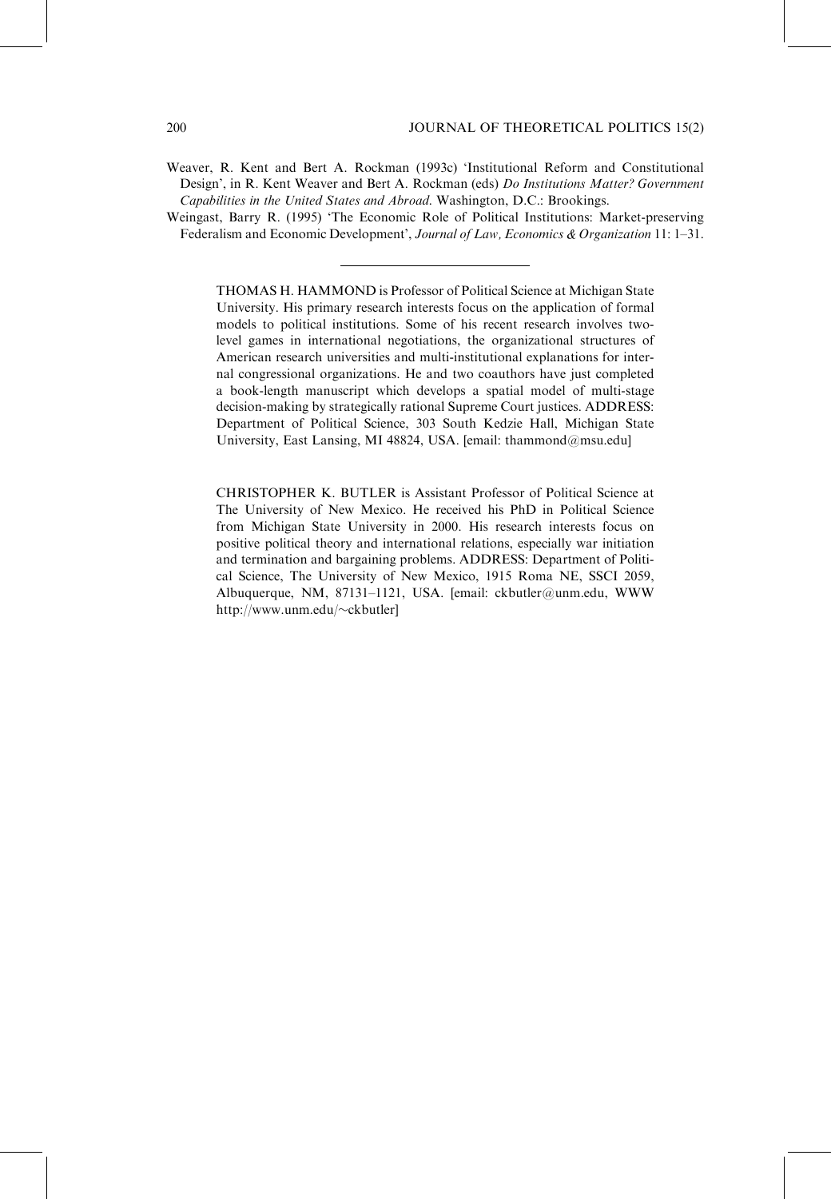Weaver, R. Kent and Bert A. Rockman (1993c) 'Institutional Reform and Constitutional Design', in R. Kent Weaver and Bert A. Rockman (eds) *Do Institutions Matter? Government Capabilities in the United States and Abroad*. Washington, D.C.: Brookings.

Weingast, Barry R. (1995) 'The Economic Role of Political Institutions: Market-preserving Federalism and Economic Development', *Journal of Law, Economics & Organization* 11: 1–31.

---

THOMAS H. HAMMOND is Professor of Political Science at Michigan State University. His primary research interests focus on the application of formal models to political institutions. Some of his recent research involves two-level games in international negotiations, the organizational structures of American research universities and multi-institutional explanations for internal congressional organizations. He and two coauthors have just completed a book-length manuscript which develops a spatial model of multi-stage decision-making by strategically rational Supreme Court justices. ADDRESS: Department of Political Science, 303 South Kedzie Hall, Michigan State University, East Lansing, MI 48824, USA. [email: thammond@msu.edu]

CHRISTOPHER K. BUTLER is Assistant Professor of Political Science at The University of New Mexico. He received his PhD in Political Science from Michigan State University in 2000. His research interests focus on positive political theory and international relations, especially war initiation and termination and bargaining problems. ADDRESS: Department of Political Science, The University of New Mexico, 1915 Roma NE, SSCI 2059, Albuquerque, NM, 87131–1121, USA. [email: ckbutler@unm.edu, WWW http://www.unm.edu/~ckbutler]